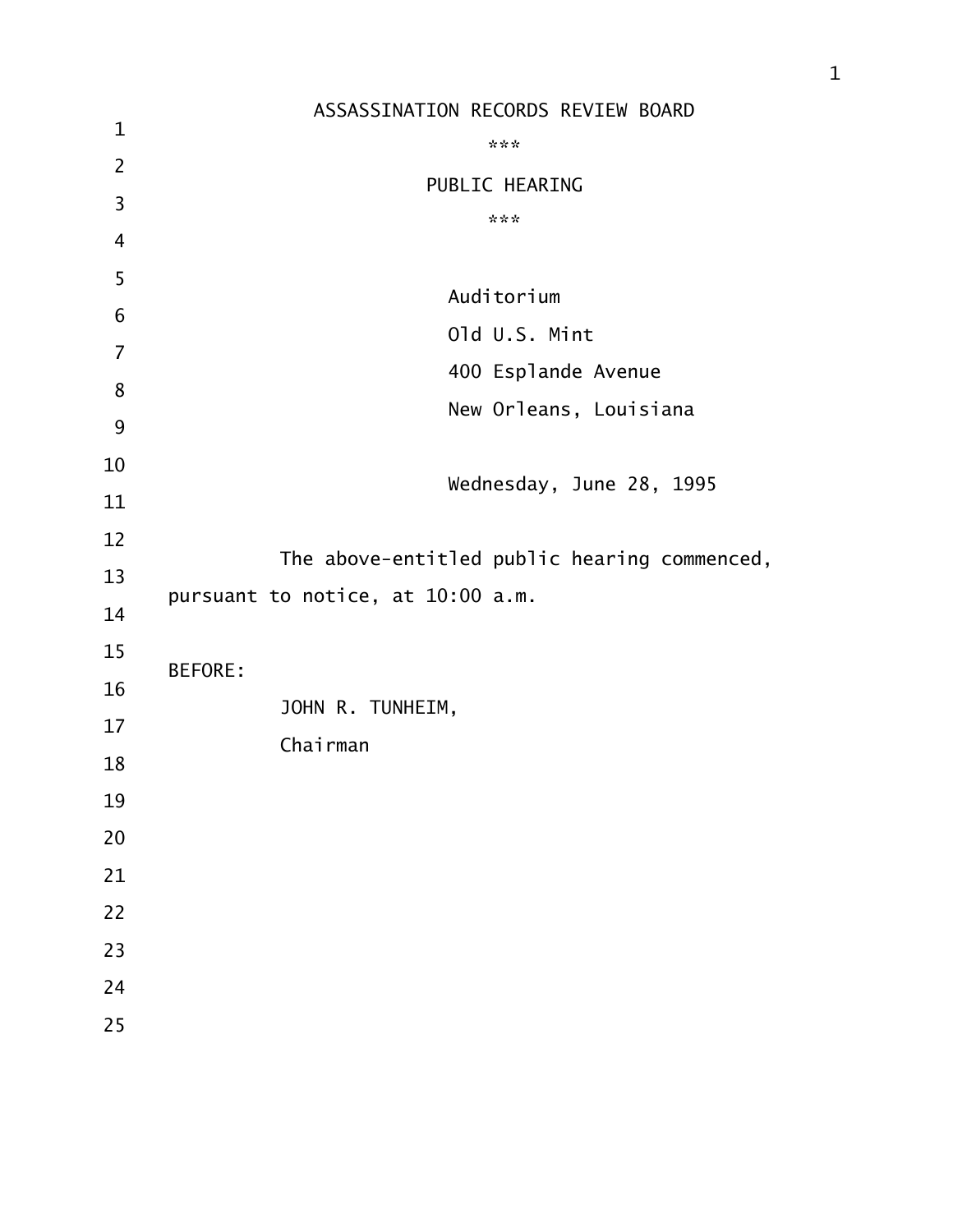# ASSASSINATION RECORDS REVIEW BOARD

\*\*\*

## PUBLIC HEARING

\*\*\*

Auditorium

Old U.S. Mint

400 Esplande Avenue

New Orleans, Louisiana

Wednesday, June 28, 1995

The above-entitled public hearing commenced, pursuant to notice, at 10:00 a.m.

BEFORE:

JOHN R. TUNHEIM,

Chairman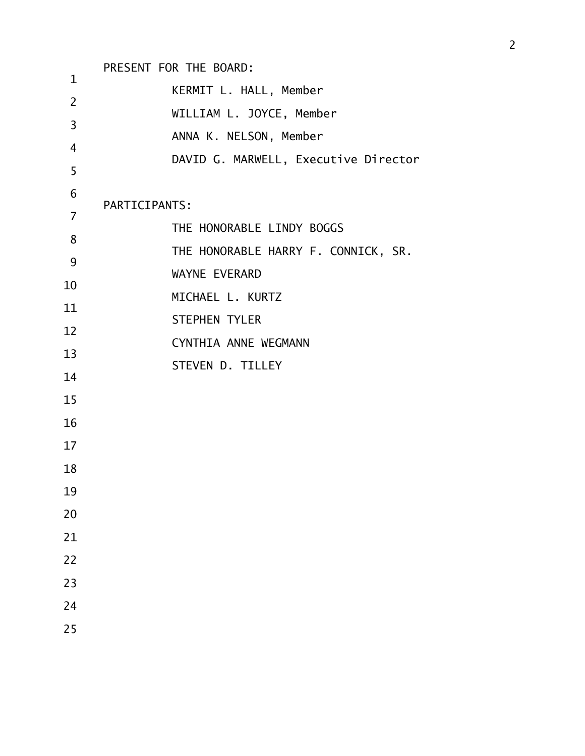PRESENT FOR THE BOARD:

KERMIT L. HALL, Member

WILLIAM L. JOYCE, Member

ANNA K. NELSON, Member

DAVID G. MARWELL, Executive Director

PARTICIPANTS:

THE HONORABLE LINDY BOGGS

THE HONORABLE HARRY F. CONNICK, SR.

WAYNE EVERARD

MICHAEL L. KURTZ

STEPHEN TYLER

CYNTHIA ANNE WEGMANN

STEVEN D. TILLEY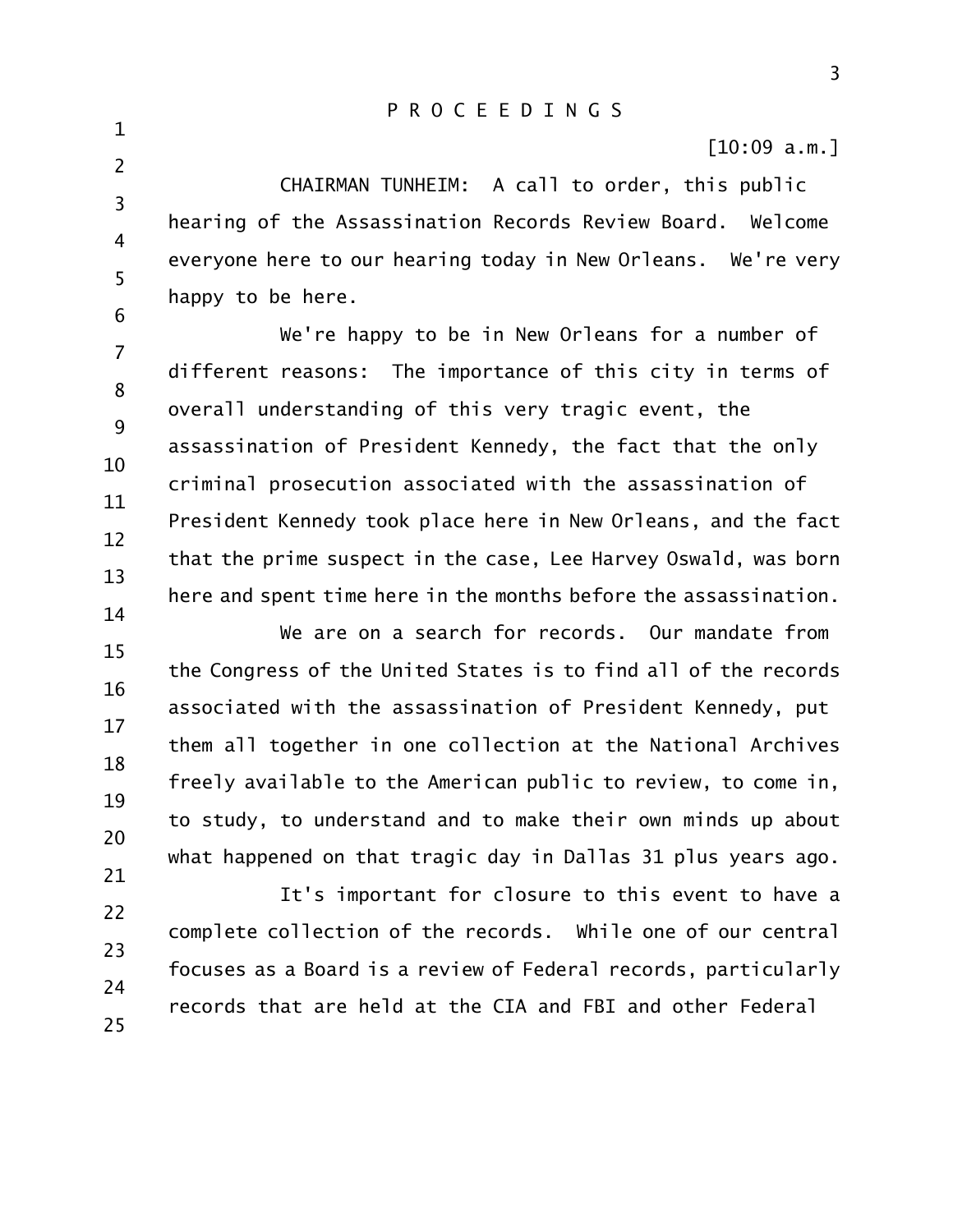P R O C E E D I N G S

[10:09 a.m.]

CHAIRMAN TUNHEIM: A call to order, this public hearing of the Assassination Records Review Board. Welcome everyone here to our hearing today in New Orleans. We're very happy to be here.

We're happy to be in New Orleans for a number of different reasons: The importance of this city in terms of overall understanding of this very tragic event, the assassination of President Kennedy, the fact that the only criminal prosecution associated with the assassination of President Kennedy took place here in New Orleans, and the fact that the prime suspect in the case, Lee Harvey Oswald, was born here and spent time here in the months before the assassination.

We are on a search for records. Our mandate from the Congress of the United States is to find all of the records associated with the assassination of President Kennedy, put them all together in one collection at the National Archives freely available to the American public to review, to come in, to study, to understand and to make their own minds up about what happened on that tragic day in Dallas 31 plus years ago.

It's important for closure to this event to have a complete collection of the records. While one of our central focuses as a Board is a review of Federal records, particularly records that are held at the CIA and FBI and other Federal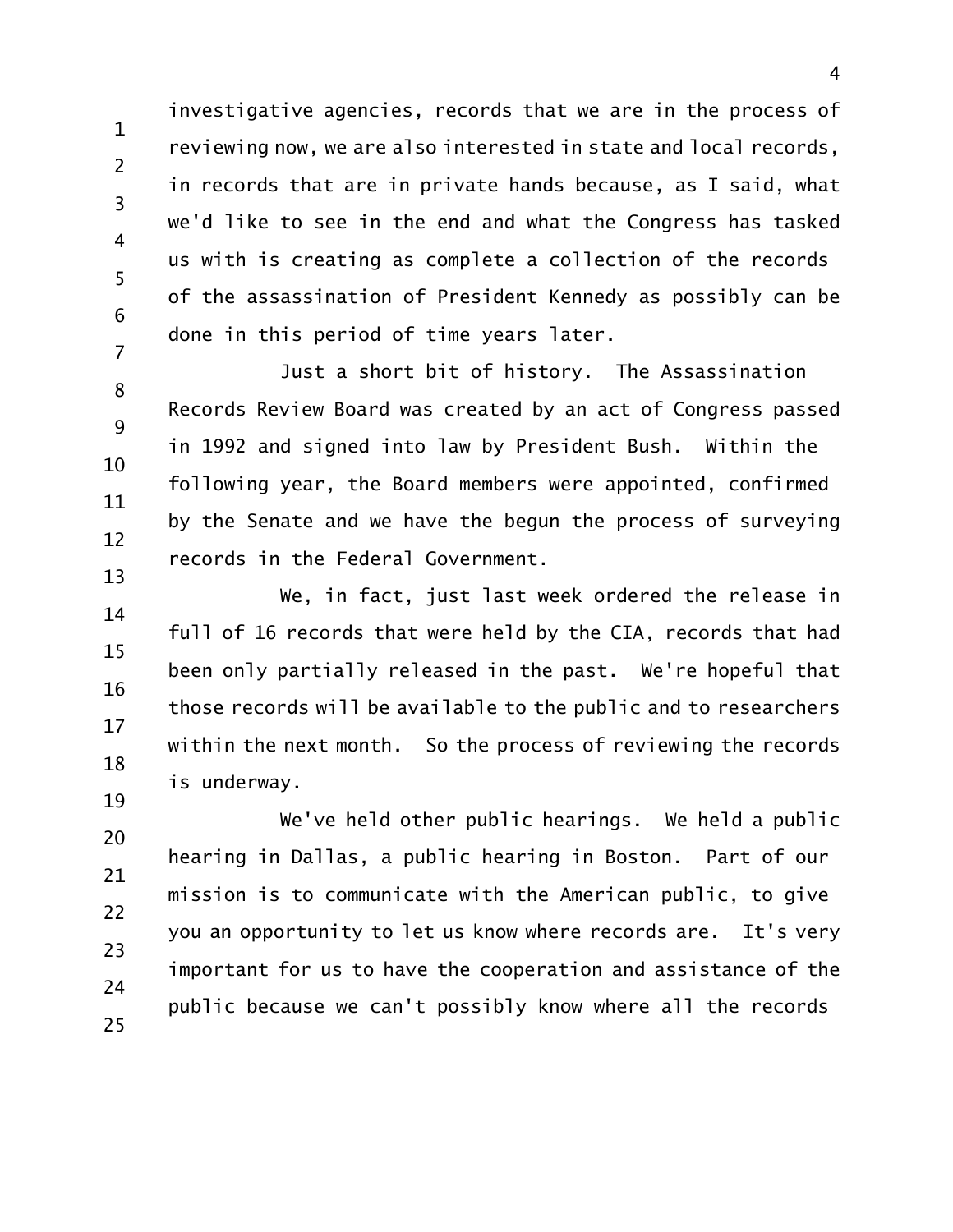investigative agencies, records that we are in the process of reviewing now, we are also interested in state and local records, in records that are in private hands because, as I said, what we'd like to see in the end and what the Congress has tasked us with is creating as complete a collection of the records of the assassination of President Kennedy as possibly can be done in this period of time years later.

Just a short bit of history. The Assassination Records Review Board was created by an act of Congress passed in 1992 and signed into law by President Bush. Within the following year, the Board members were appointed, confirmed by the Senate and we have the begun the process of surveying records in the Federal Government.

We, in fact, just last week ordered the release in full of 16 records that were held by the CIA, records that had been only partially released in the past. We're hopeful that those records will be available to the public and to researchers within the next month. So the process of reviewing the records is underway.

We've held other public hearings. We held a public hearing in Dallas, a public hearing in Boston. Part of our mission is to communicate with the American public, to give you an opportunity to let us know where records are. It's very important for us to have the cooperation and assistance of the public because we can't possibly know where all the records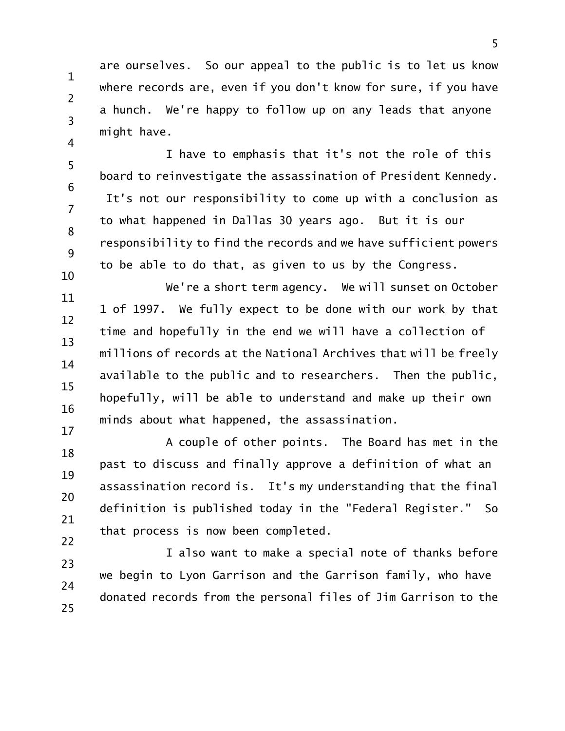are ourselves. So our appeal to the public is to let us know where records are, even if you don't know for sure, if you have a hunch. We're happy to follow up on any leads that anyone might have.

I have to emphasis that it's not the role of this board to reinvestigate the assassination of President Kennedy. It's not our responsibility to come up with a conclusion as to what happened in Dallas 30 years ago. But it is our responsibility to find the records and we have sufficient powers to be able to do that, as given to us by the Congress.

We're a short term agency. We will sunset on October 1 of 1997. We fully expect to be done with our work by that time and hopefully in the end we will have a collection of millions of records at the National Archives that will be freely available to the public and to researchers. Then the public, hopefully, will be able to understand and make up their own minds about what happened, the assassination.

A couple of other points. The Board has met in the past to discuss and finally approve a definition of what an assassination record is. It's my understanding that the final definition is published today in the "Federal Register." So that process is now been completed.

I also want to make a special note of thanks before we begin to Lyon Garrison and the Garrison family, who have donated records from the personal files of Jim Garrison to the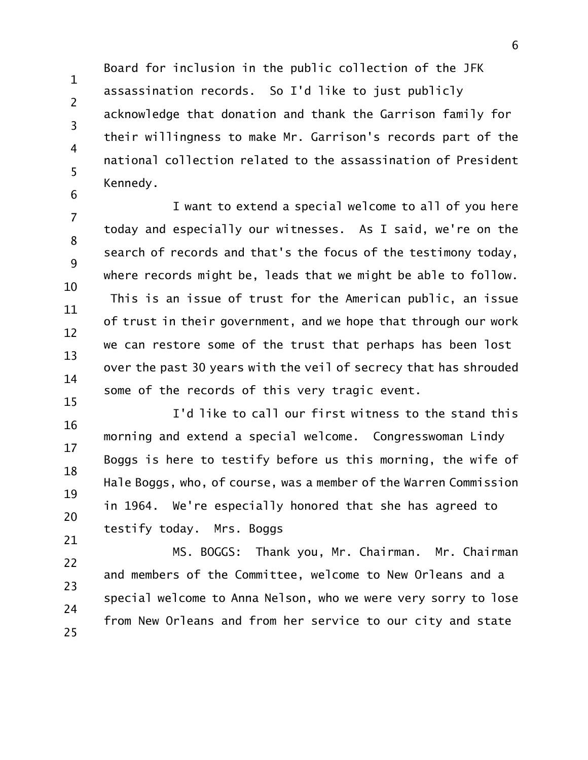Board for inclusion in the public collection of the JFK assassination records. So I'd like to just publicly acknowledge that donation and thank the Garrison family for their willingness to make Mr. Garrison's records part of the national collection related to the assassination of President Kennedy.

I want to extend a special welcome to all of you here today and especially our witnesses. As I said, we're on the search of records and that's the focus of the testimony today, where records might be, leads that we might be able to follow. This is an issue of trust for the American public, an issue of trust in their government, and we hope that through our work we can restore some of the trust that perhaps has been lost over the past 30 years with the veil of secrecy that has shrouded some of the records of this very tragic event.

I'd like to call our first witness to the stand this morning and extend a special welcome. Congresswoman Lindy Boggs is here to testify before us this morning, the wife of Hale Boggs, who, of course, was a member of the Warren Commission in 1964. We're especially honored that she has agreed to testify today. Mrs. Boggs

MS. BOGGS: Thank you, Mr. Chairman. Mr. Chairman and members of the Committee, welcome to New Orleans and a special welcome to Anna Nelson, who we were very sorry to lose from New Orleans and from her service to our city and state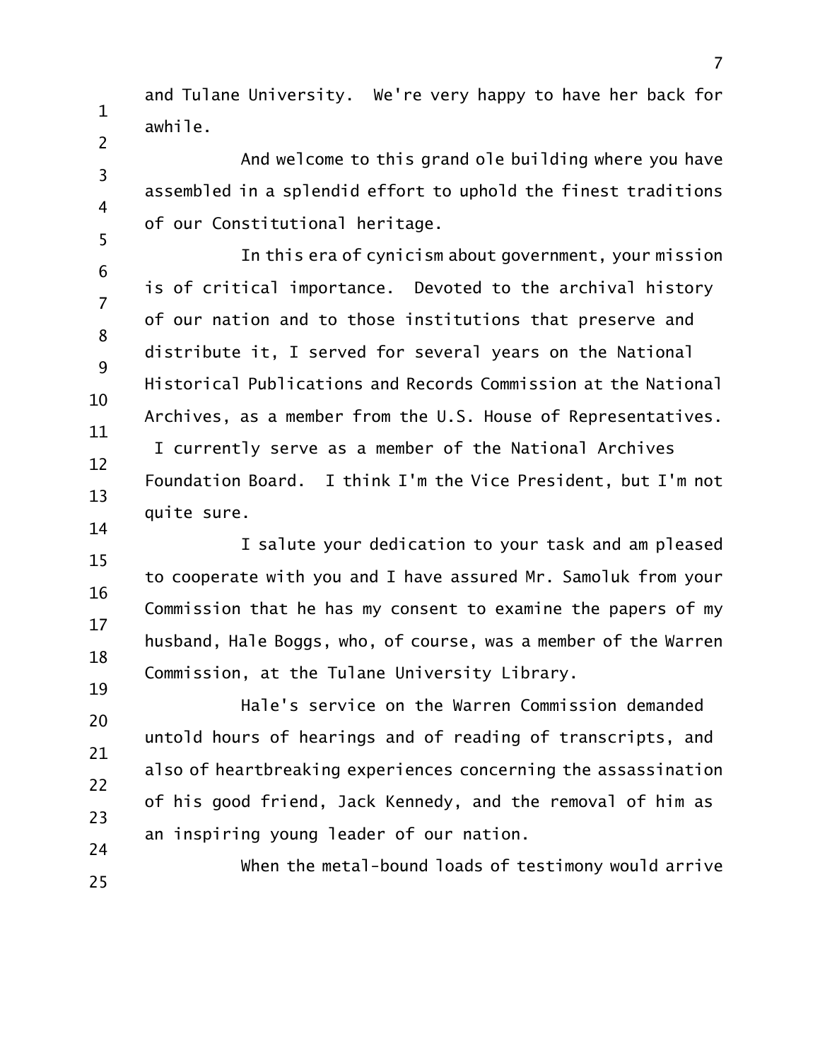and Tulane University. We're very happy to have her back for awhile.

And welcome to this grand ole building where you have assembled in a splendid effort to uphold the finest traditions of our Constitutional heritage.

In this era of cynicism about government, your mission is of critical importance. Devoted to the archival history of our nation and to those institutions that preserve and distribute it, I served for several years on the National Historical Publications and Records Commission at the National Archives, as a member from the U.S. House of Representatives. I currently serve as a member of the National Archives Foundation Board. I think I'm the Vice President, but I'm not quite sure.

I salute your dedication to your task and am pleased to cooperate with you and I have assured Mr. Samoluk from your Commission that he has my consent to examine the papers of my husband, Hale Boggs, who, of course, was a member of the Warren Commission, at the Tulane University Library.

Hale's service on the Warren Commission demanded untold hours of hearings and of reading of transcripts, and also of heartbreaking experiences concerning the assassination of his good friend, Jack Kennedy, and the removal of him as an inspiring young leader of our nation.

When the metal-bound loads of testimony would arrive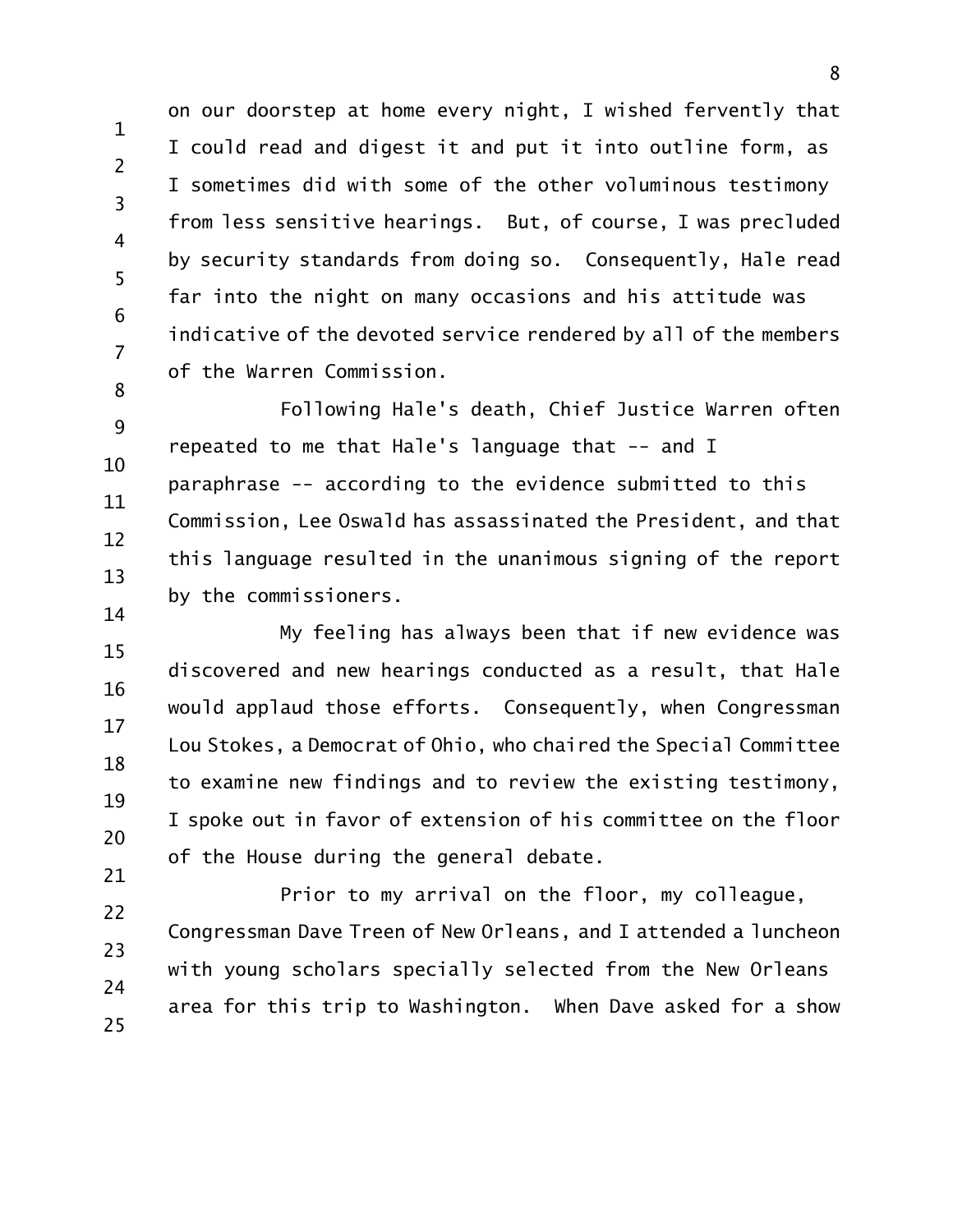on our doorstep at home every night, I wished fervently that I could read and digest it and put it into outline form, as I sometimes did with some of the other voluminous testimony from less sensitive hearings. But, of course, I was precluded by security standards from doing so. Consequently, Hale read far into the night on many occasions and his attitude was indicative of the devoted service rendered by all of the members of the Warren Commission.

Following Hale's death, Chief Justice Warren often repeated to me that Hale's language that -- and I paraphrase -- according to the evidence submitted to this Commission, Lee Oswald has assassinated the President, and that this language resulted in the unanimous signing of the report by the commissioners.

My feeling has always been that if new evidence was discovered and new hearings conducted as a result, that Hale would applaud those efforts. Consequently, when Congressman Lou Stokes, a Democrat of Ohio, who chaired the Special Committee to examine new findings and to review the existing testimony, I spoke out in favor of extension of his committee on the floor of the House during the general debate.

Prior to my arrival on the floor, my colleague, Congressman Dave Treen of New Orleans, and I attended a luncheon with young scholars specially selected from the New Orleans area for this trip to Washington. When Dave asked for a show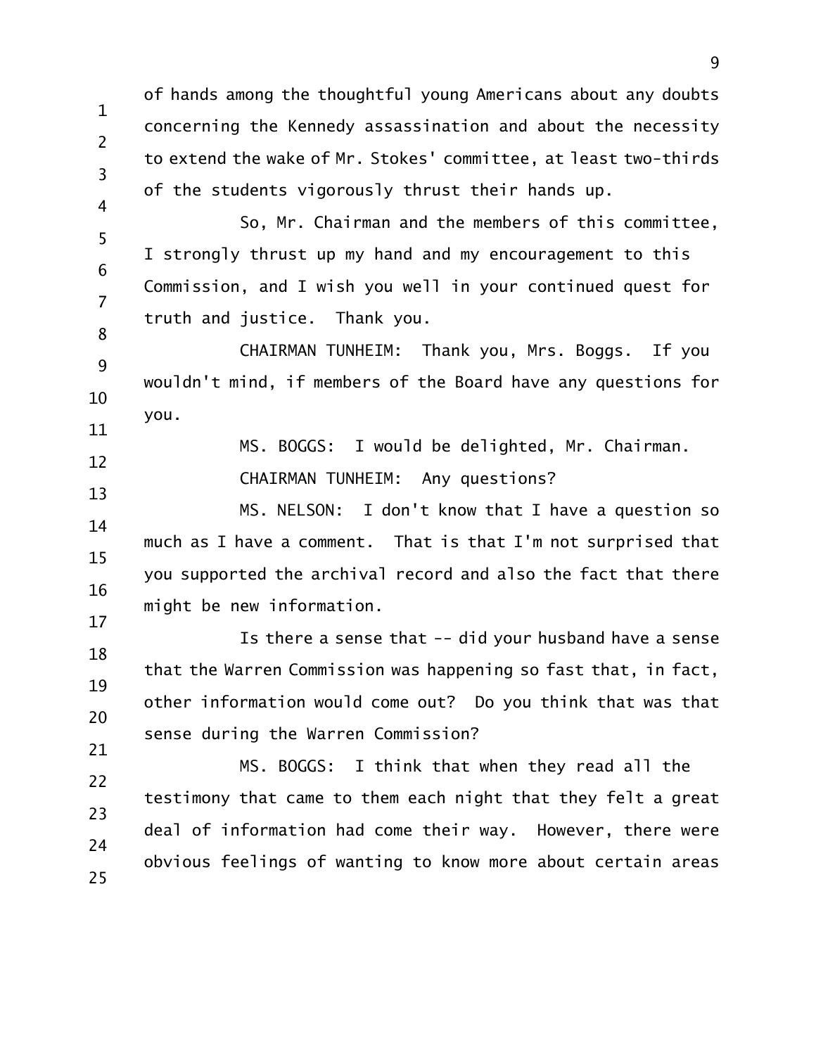of hands among the thoughtful young Americans about any doubts concerning the Kennedy assassination and about the necessity to extend the wake of Mr. Stokes' committee, at least two-thirds of the students vigorously thrust their hands up.

So, Mr. Chairman and the members of this committee, I strongly thrust up my hand and my encouragement to this Commission, and I wish you well in your continued quest for truth and justice. Thank you.

CHAIRMAN TUNHEIM: Thank you, Mrs. Boggs. If you wouldn't mind, if members of the Board have any questions for you.

MS. BOGGS: I would be delighted, Mr. Chairman.

CHAIRMAN TUNHEIM: Any questions?

MS. NELSON: I don't know that I have a question so much as I have a comment. That is that I'm not surprised that you supported the archival record and also the fact that there might be new information.

Is there a sense that -- did your husband have a sense that the Warren Commission was happening so fast that, in fact, other information would come out? Do you think that was that sense during the Warren Commission?

MS. BOGGS: I think that when they read all the testimony that came to them each night that they felt a great deal of information had come their way. However, there were obvious feelings of wanting to know more about certain areas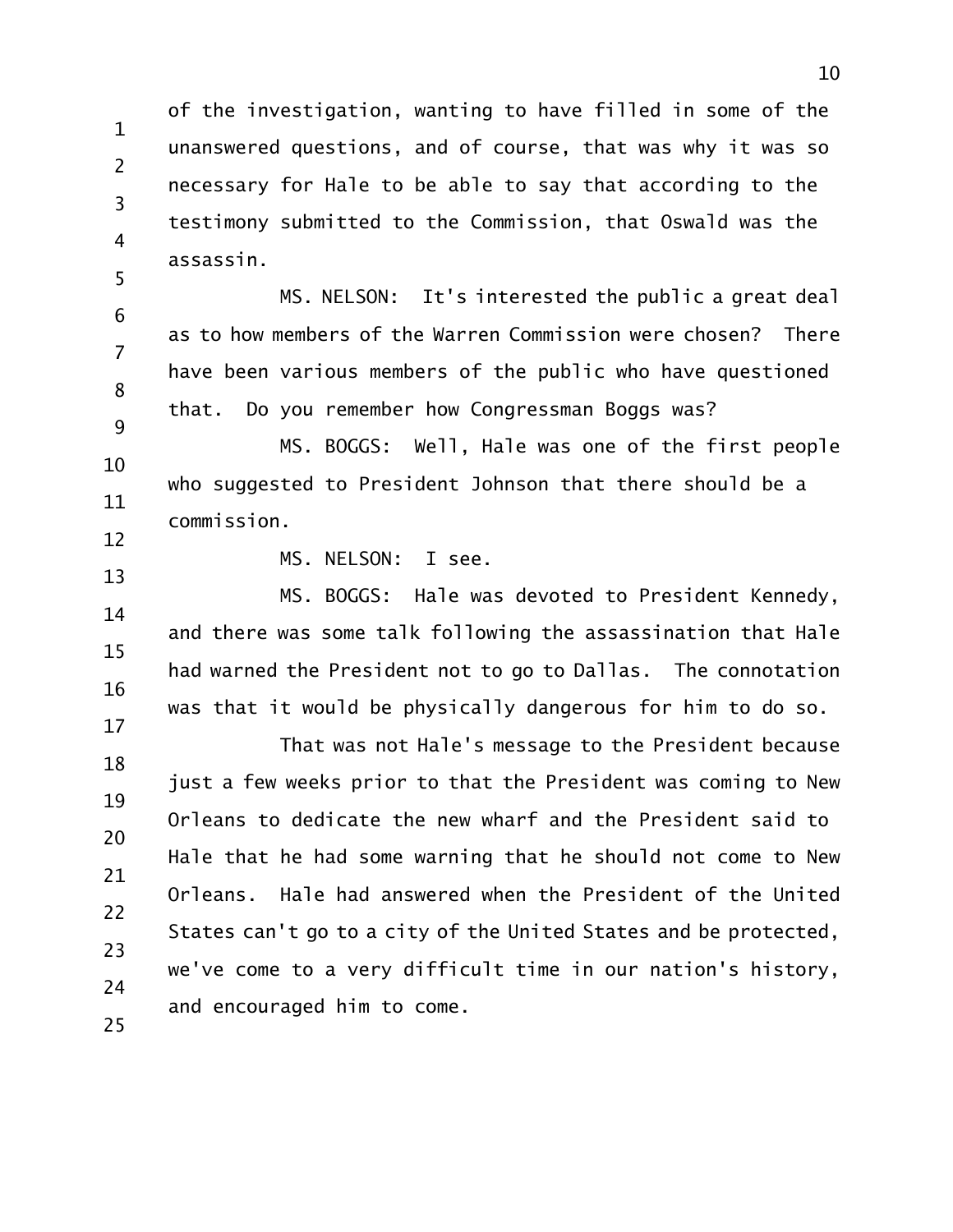of the investigation, wanting to have filled in some of the unanswered questions, and of course, that was why it was so necessary for Hale to be able to say that according to the testimony submitted to the Commission, that Oswald was the assassin.

MS. NELSON: It's interested the public a great deal as to how members of the Warren Commission were chosen? There have been various members of the public who have questioned that. Do you remember how Congressman Boggs was?

MS. BOGGS: Well, Hale was one of the first people who suggested to President Johnson that there should be a commission.

MS. NELSON: I see.

MS. BOGGS: Hale was devoted to President Kennedy, and there was some talk following the assassination that Hale had warned the President not to go to Dallas. The connotation was that it would be physically dangerous for him to do so.

That was not Hale's message to the President because just a few weeks prior to that the President was coming to New Orleans to dedicate the new wharf and the President said to Hale that he had some warning that he should not come to New Orleans. Hale had answered when the President of the United States can't go to a city of the United States and be protected, we've come to a very difficult time in our nation's history, and encouraged him to come.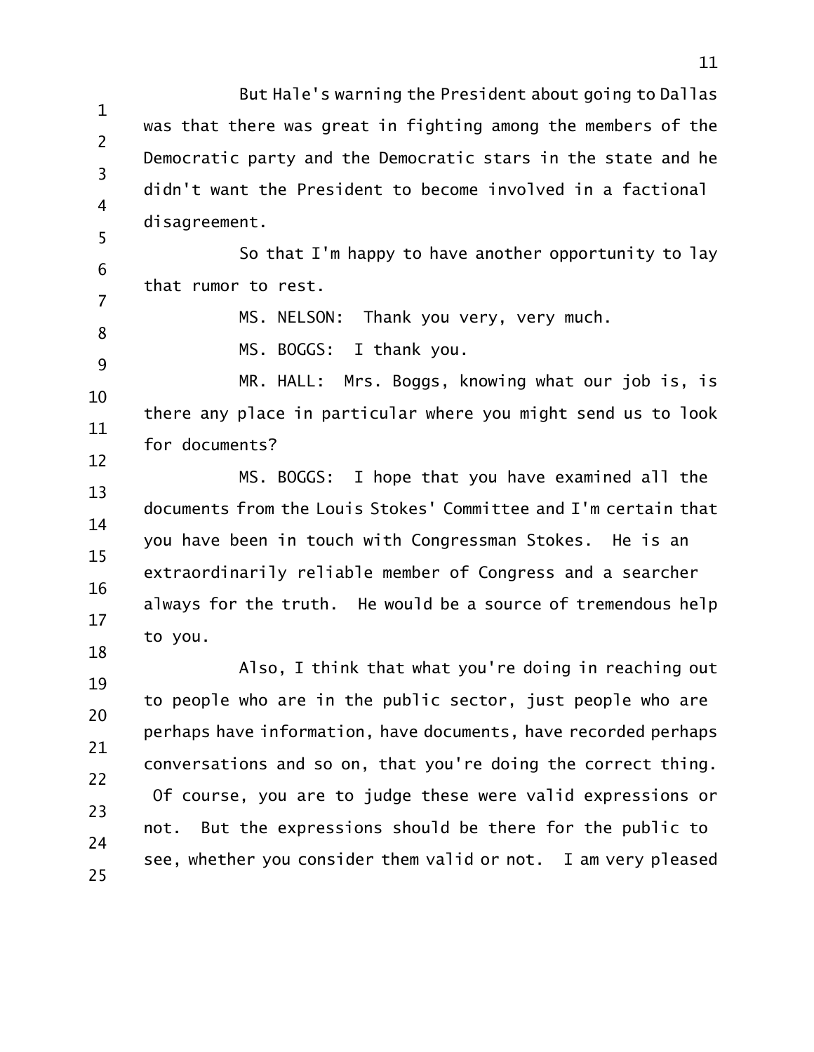But Hale's warning the President about going to Dallas was that there was great in fighting among the members of the Democratic party and the Democratic stars in the state and he didn't want the President to become involved in a factional disagreement.

So that I'm happy to have another opportunity to lay that rumor to rest.

MS. NELSON: Thank you very, very much.

MS. BOGGS: I thank you.

MR. HALL: Mrs. Boggs, knowing what our job is, is there any place in particular where you might send us to look for documents?

MS. BOGGS: I hope that you have examined all the documents from the Louis Stokes' Committee and I'm certain that you have been in touch with Congressman Stokes. He is an extraordinarily reliable member of Congress and a searcher always for the truth. He would be a source of tremendous help to you.

Also, I think that what you're doing in reaching out to people who are in the public sector, just people who are perhaps have information, have documents, have recorded perhaps conversations and so on, that you're doing the correct thing. Of course, you are to judge these were valid expressions or not. But the expressions should be there for the public to see, whether you consider them valid or not. I am very pleased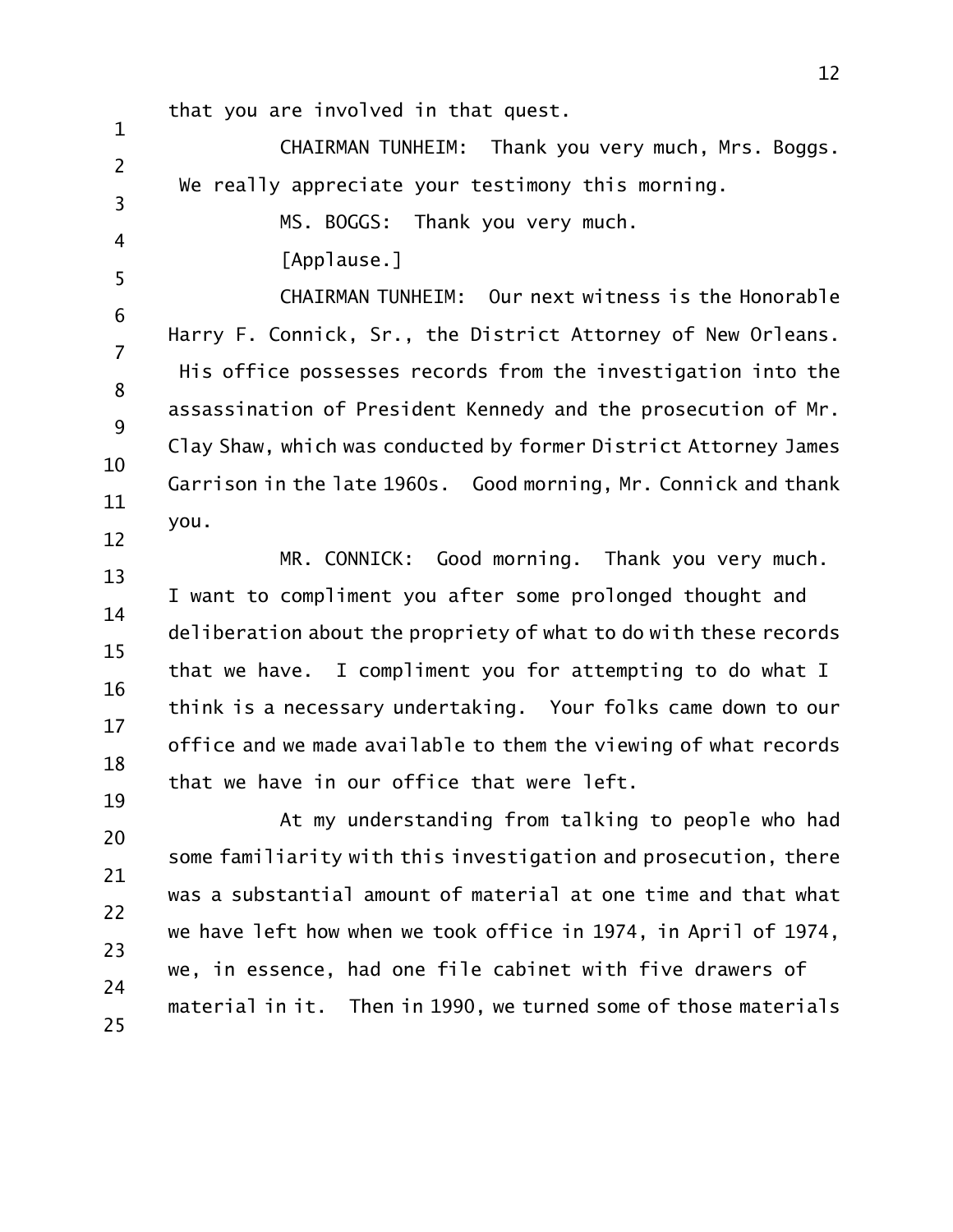that you are involved in that quest.

CHAIRMAN TUNHEIM: Thank you very much, Mrs. Boggs. We really appreciate your testimony this morning.

MS. BOGGS: Thank you very much.

[Applause.]

CHAIRMAN TUNHEIM: Our next witness is the Honorable Harry F. Connick, Sr., the District Attorney of New Orleans. His office possesses records from the investigation into the assassination of President Kennedy and the prosecution of Mr. Clay Shaw, which was conducted by former District Attorney James Garrison in the late 1960s. Good morning, Mr. Connick and thank you.

MR. CONNICK: Good morning. Thank you very much. I want to compliment you after some prolonged thought and deliberation about the propriety of what to do with these records that we have. I compliment you for attempting to do what I think is a necessary undertaking. Your folks came down to our office and we made available to them the viewing of what records that we have in our office that were left.

At my understanding from talking to people who had some familiarity with this investigation and prosecution, there was a substantial amount of material at one time and that what we have left how when we took office in 1974, in April of 1974, we, in essence, had one file cabinet with five drawers of material in it. Then in 1990, we turned some of those materials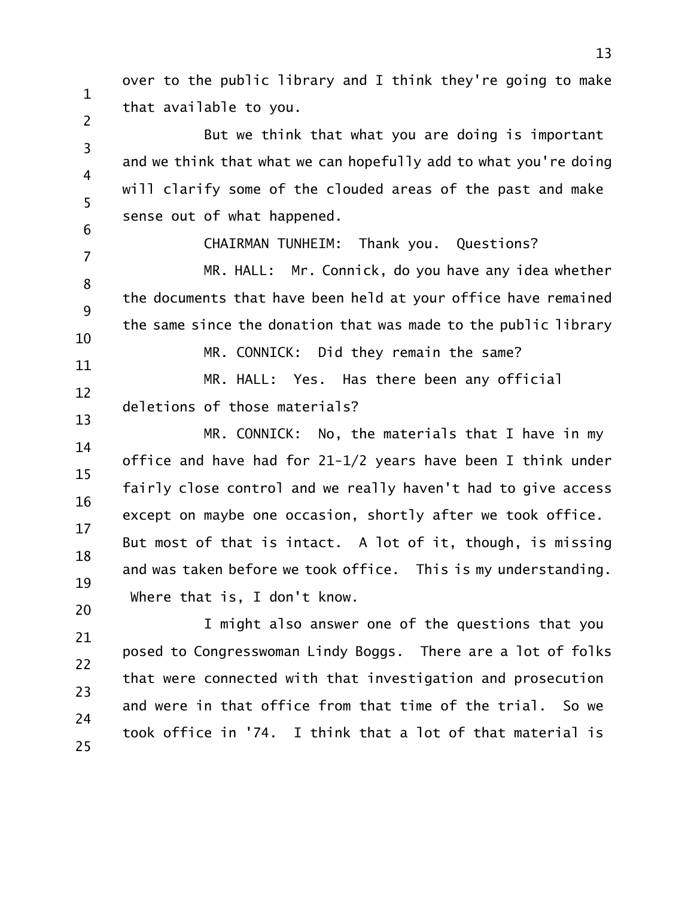over to the public library and I think they're going to make that available to you.

But we think that what you are doing is important and we think that what we can hopefully add to what you're doing will clarify some of the clouded areas of the past and make sense out of what happened.

CHAIRMAN TUNHEIM: Thank you. Questions?

MR. HALL: Mr. Connick, do you have any idea whether the documents that have been held at your office have remained the same since the donation that was made to the public library

MR. CONNICK: Did they remain the same?

MR. HALL: Yes. Has there been any official deletions of those materials?

MR. CONNICK: No, the materials that I have in my office and have had for 21-1/2 years have been I think under fairly close control and we really haven't had to give access except on maybe one occasion, shortly after we took office. But most of that is intact. A lot of it, though, is missing and was taken before we took office. This is my understanding. Where that is, I don't know.

I might also answer one of the questions that you posed to Congresswoman Lindy Boggs. There are a lot of folks that were connected with that investigation and prosecution and were in that office from that time of the trial. So we took office in '74. I think that a lot of that material is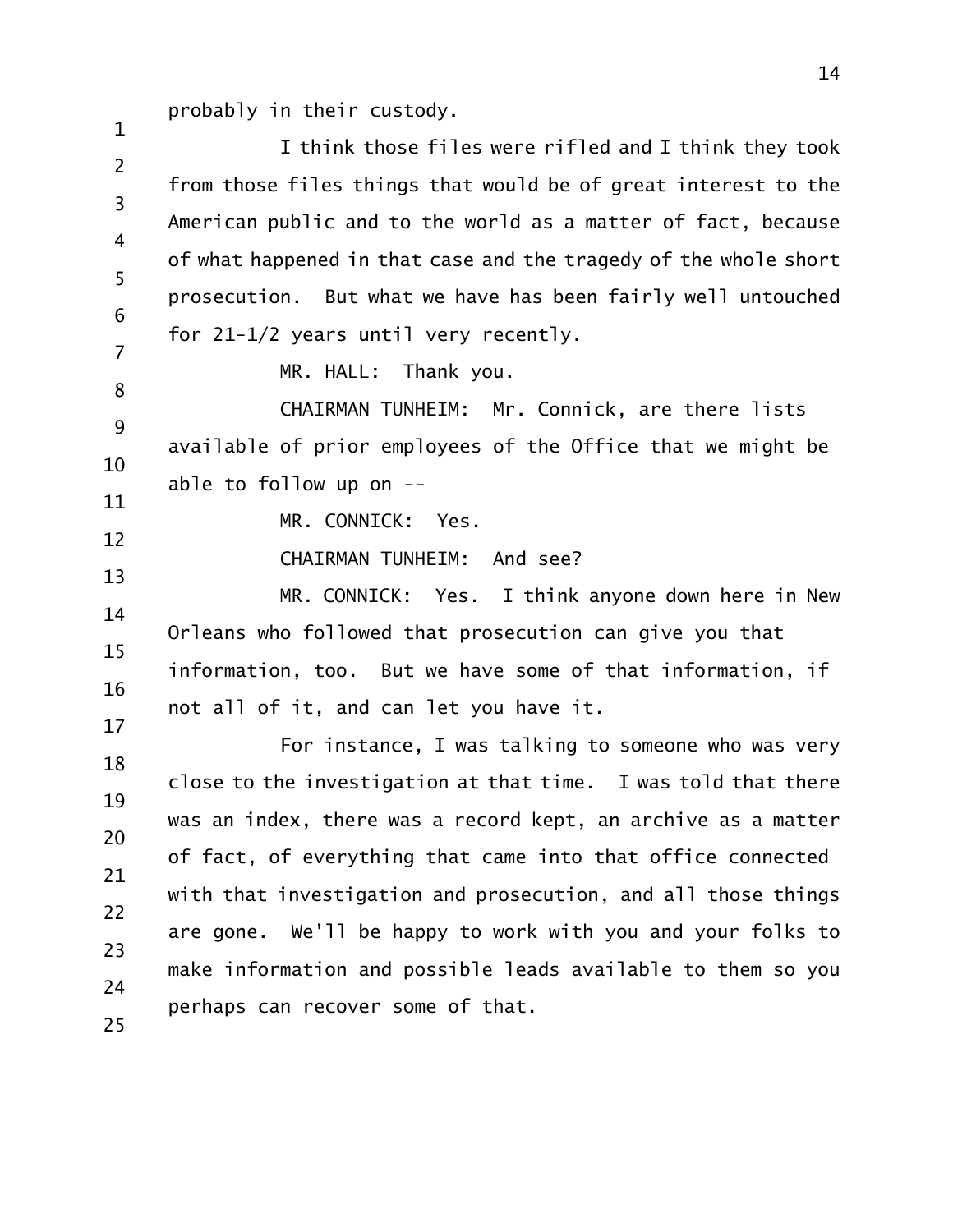probably in their custody.

I think those files were rifled and I think they took from those files things that would be of great interest to the American public and to the world as a matter of fact, because of what happened in that case and the tragedy of the whole short prosecution. But what we have has been fairly well untouched for 21-1/2 years until very recently.

MR. HALL: Thank you.

CHAIRMAN TUNHEIM: Mr. Connick, are there lists available of prior employees of the Office that we might be able to follow up on --

MR. CONNICK: Yes.

CHAIRMAN TUNHEIM: And see?

MR. CONNICK: Yes. I think anyone down here in New Orleans who followed that prosecution can give you that information, too. But we have some of that information, if not all of it, and can let you have it.

For instance, I was talking to someone who was very close to the investigation at that time. I was told that there was an index, there was a record kept, an archive as a matter of fact, of everything that came into that office connected with that investigation and prosecution, and all those things are gone. We'll be happy to work with you and your folks to make information and possible leads available to them so you perhaps can recover some of that.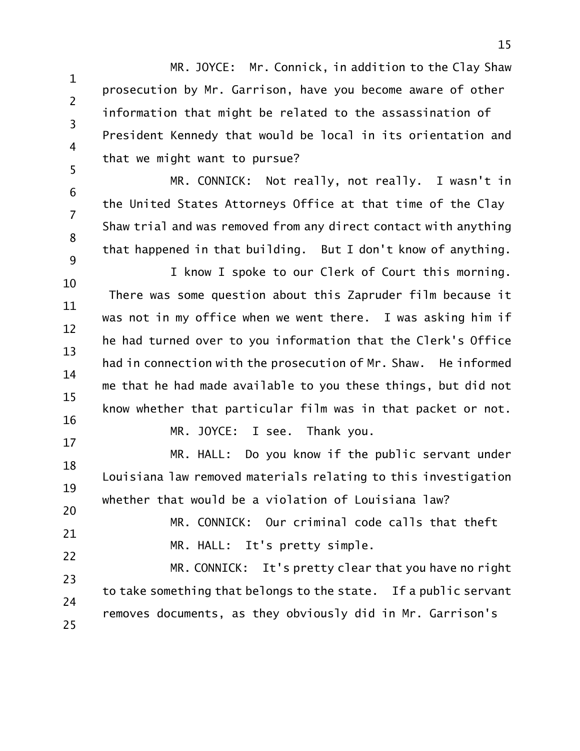MR. JOYCE: Mr. Connick, in addition to the Clay Shaw prosecution by Mr. Garrison, have you become aware of other information that might be related to the assassination of President Kennedy that would be local in its orientation and that we might want to pursue?

MR. CONNICK: Not really, not really. I wasn't in the United States Attorneys Office at that time of the Clay Shaw trial and was removed from any direct contact with anything that happened in that building. But I don't know of anything.

I know I spoke to our Clerk of Court this morning. There was some question about this Zapruder film because it was not in my office when we went there. I was asking him if he had turned over to you information that the Clerk's Office had in connection with the prosecution of Mr. Shaw. He informed me that he had made available to you these things, but did not know whether that particular film was in that packet or not.

MR. JOYCE: I see. Thank you.

MR. HALL: Do you know if the public servant under Louisiana law removed materials relating to this investigation whether that would be a violation of Louisiana law?

MR. CONNICK: Our criminal code calls that theft

MR. HALL: It's pretty simple.

MR. CONNICK: It's pretty clear that you have no right to take something that belongs to the state. If a public servant removes documents, as they obviously did in Mr. Garrison's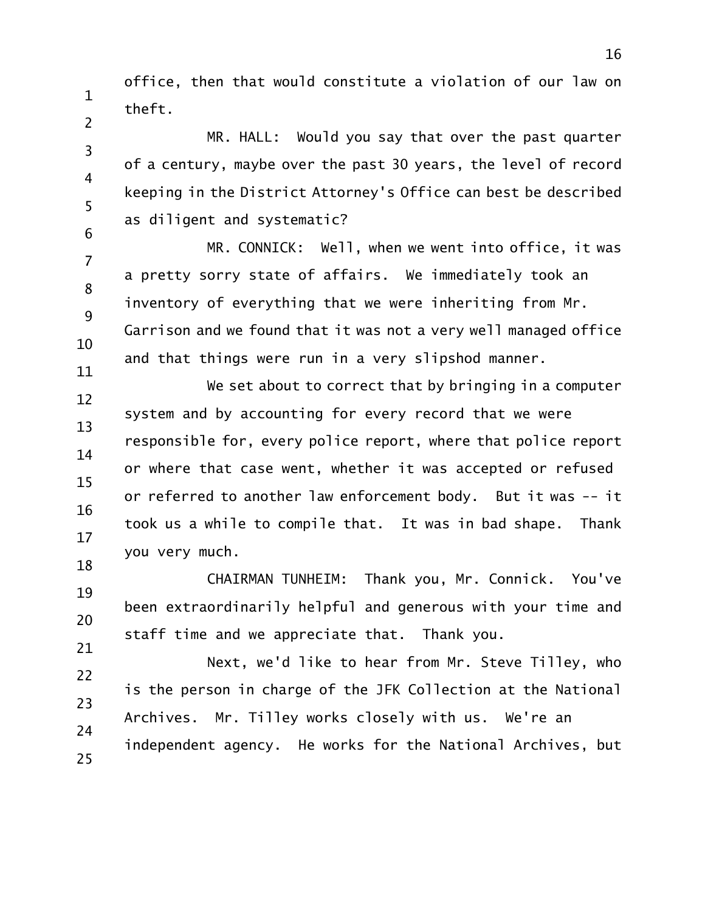office, then that would constitute a violation of our law on theft.

MR. HALL: Would you say that over the past quarter of a century, maybe over the past 30 years, the level of record keeping in the District Attorney's Office can best be described as diligent and systematic?

MR. CONNICK: Well, when we went into office, it was a pretty sorry state of affairs. We immediately took an inventory of everything that we were inheriting from Mr. Garrison and we found that it was not a very well managed office and that things were run in a very slipshod manner.

We set about to correct that by bringing in a computer system and by accounting for every record that we were responsible for, every police report, where that police report or where that case went, whether it was accepted or refused or referred to another law enforcement body. But it was -- it took us a while to compile that. It was in bad shape. Thank you very much.

CHAIRMAN TUNHEIM: Thank you, Mr. Connick. You've been extraordinarily helpful and generous with your time and staff time and we appreciate that. Thank you.

Next, we'd like to hear from Mr. Steve Tilley, who is the person in charge of the JFK Collection at the National Archives. Mr. Tilley works closely with us. We're an independent agency. He works for the National Archives, but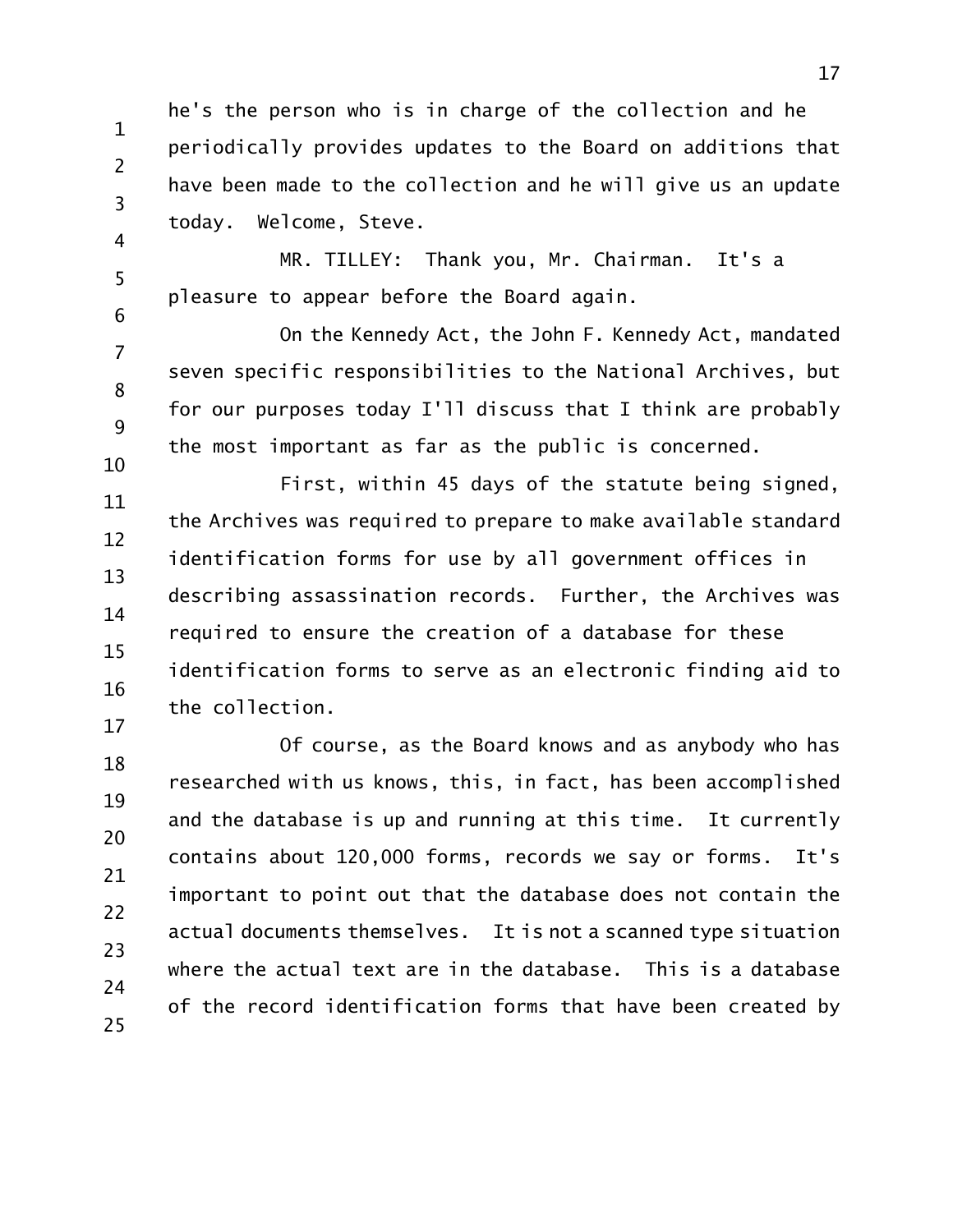he's the person who is in charge of the collection and he periodically provides updates to the Board on additions that have been made to the collection and he will give us an update today. Welcome, Steve.

MR. TILLEY: Thank you, Mr. Chairman. It's a pleasure to appear before the Board again.

On the Kennedy Act, the John F. Kennedy Act, mandated seven specific responsibilities to the National Archives, but for our purposes today I'll discuss that I think are probably the most important as far as the public is concerned.

First, within 45 days of the statute being signed, the Archives was required to prepare to make available standard identification forms for use by all government offices in describing assassination records. Further, the Archives was required to ensure the creation of a database for these identification forms to serve as an electronic finding aid to the collection.

Of course, as the Board knows and as anybody who has researched with us knows, this, in fact, has been accomplished and the database is up and running at this time. It currently contains about 120,000 forms, records we say or forms. It's important to point out that the database does not contain the actual documents themselves. It is not a scanned type situation where the actual text are in the database. This is a database of the record identification forms that have been created by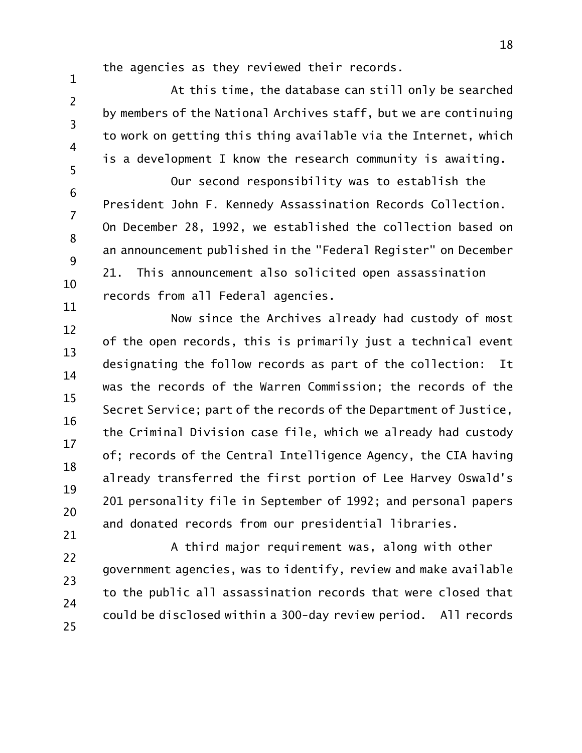the agencies as they reviewed their records.

At this time, the database can still only be searched by members of the National Archives staff, but we are continuing to work on getting this thing available via the Internet, which is a development I know the research community is awaiting.

Our second responsibility was to establish the President John F. Kennedy Assassination Records Collection. On December 28, 1992, we established the collection based on an announcement published in the "Federal Register" on December 21. This announcement also solicited open assassination records from all Federal agencies.

Now since the Archives already had custody of most of the open records, this is primarily just a technical event designating the follow records as part of the collection: It was the records of the Warren Commission; the records of the Secret Service; part of the records of the Department of Justice, the Criminal Division case file, which we already had custody of; records of the Central Intelligence Agency, the CIA having already transferred the first portion of Lee Harvey Oswald's 201 personality file in September of 1992; and personal papers and donated records from our presidential libraries.

A third major requirement was, along with other government agencies, was to identify, review and make available to the public all assassination records that were closed that could be disclosed within a 300-day review period. All records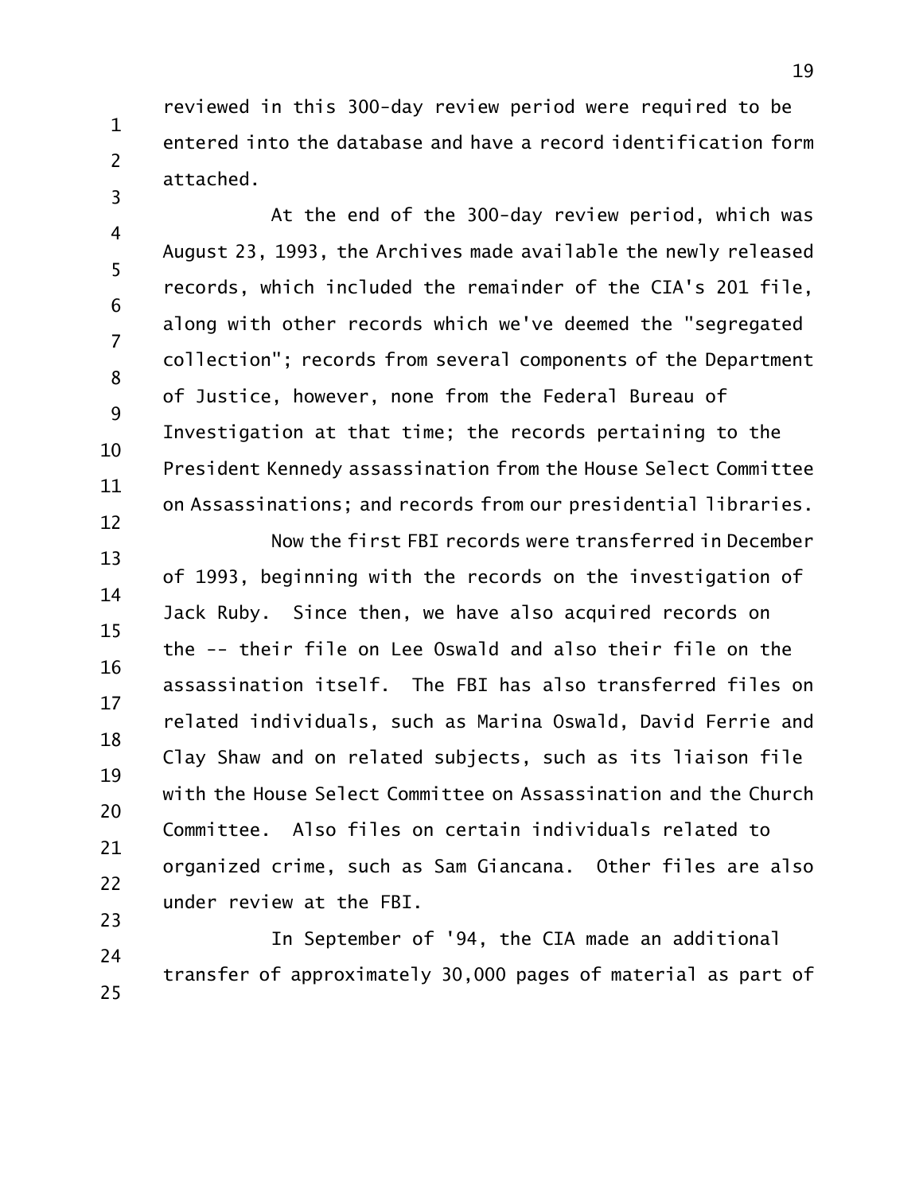reviewed in this 300-day review period were required to be entered into the database and have a record identification form attached.

At the end of the 300-day review period, which was August 23, 1993, the Archives made available the newly released records, which included the remainder of the CIA's 201 file, along with other records which we've deemed the "segregated collection"; records from several components of the Department of Justice, however, none from the Federal Bureau of Investigation at that time; the records pertaining to the President Kennedy assassination from the House Select Committee on Assassinations; and records from our presidential libraries.

Now the first FBI records were transferred in December of 1993, beginning with the records on the investigation of Jack Ruby. Since then, we have also acquired records on the -- their file on Lee Oswald and also their file on the assassination itself. The FBI has also transferred files on related individuals, such as Marina Oswald, David Ferrie and Clay Shaw and on related subjects, such as its liaison file with the House Select Committee on Assassination and the Church Committee. Also files on certain individuals related to organized crime, such as Sam Giancana. Other files are also under review at the FBI.

In September of '94, the CIA made an additional transfer of approximately 30,000 pages of material as part of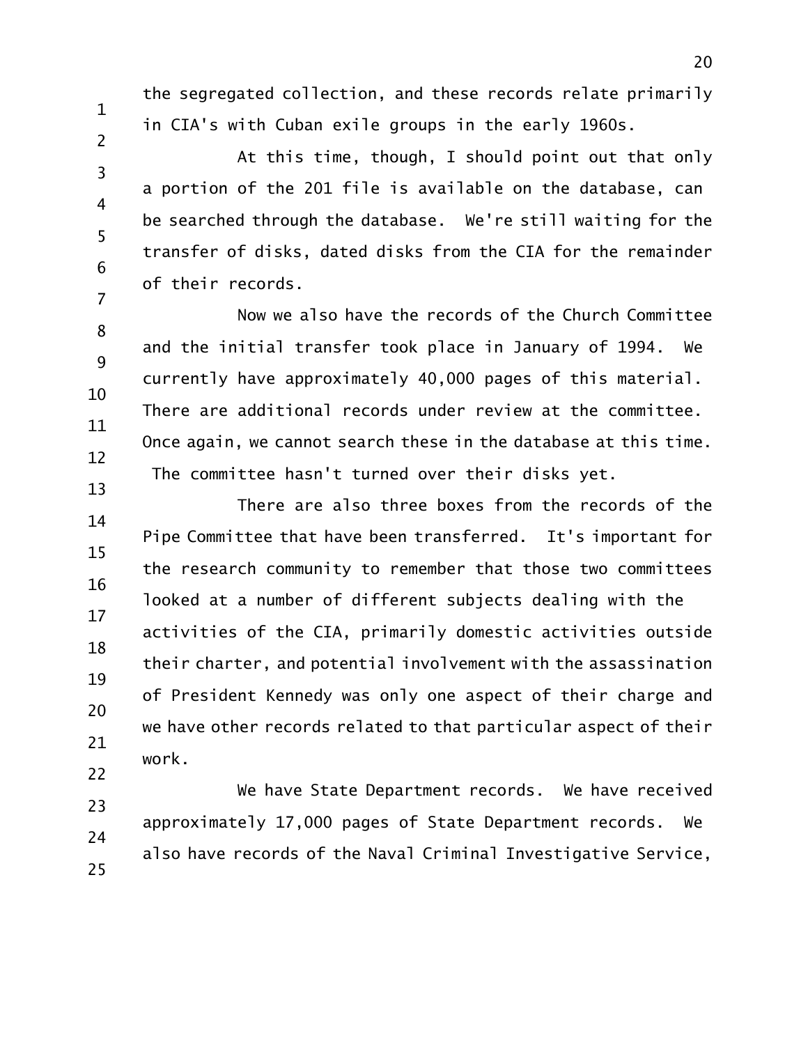the segregated collection, and these records relate primarily in CIA's with Cuban exile groups in the early 1960s.

At this time, though, I should point out that only a portion of the 201 file is available on the database, can be searched through the database. We're still waiting for the transfer of disks, dated disks from the CIA for the remainder of their records.

Now we also have the records of the Church Committee and the initial transfer took place in January of 1994. We currently have approximately 40,000 pages of this material. There are additional records under review at the committee. Once again, we cannot search these in the database at this time. The committee hasn't turned over their disks yet.

There are also three boxes from the records of the Pipe Committee that have been transferred. It's important for the research community to remember that those two committees looked at a number of different subjects dealing with the activities of the CIA, primarily domestic activities outside their charter, and potential involvement with the assassination of President Kennedy was only one aspect of their charge and we have other records related to that particular aspect of their work.

We have State Department records. We have received approximately 17,000 pages of State Department records. We also have records of the Naval Criminal Investigative Service,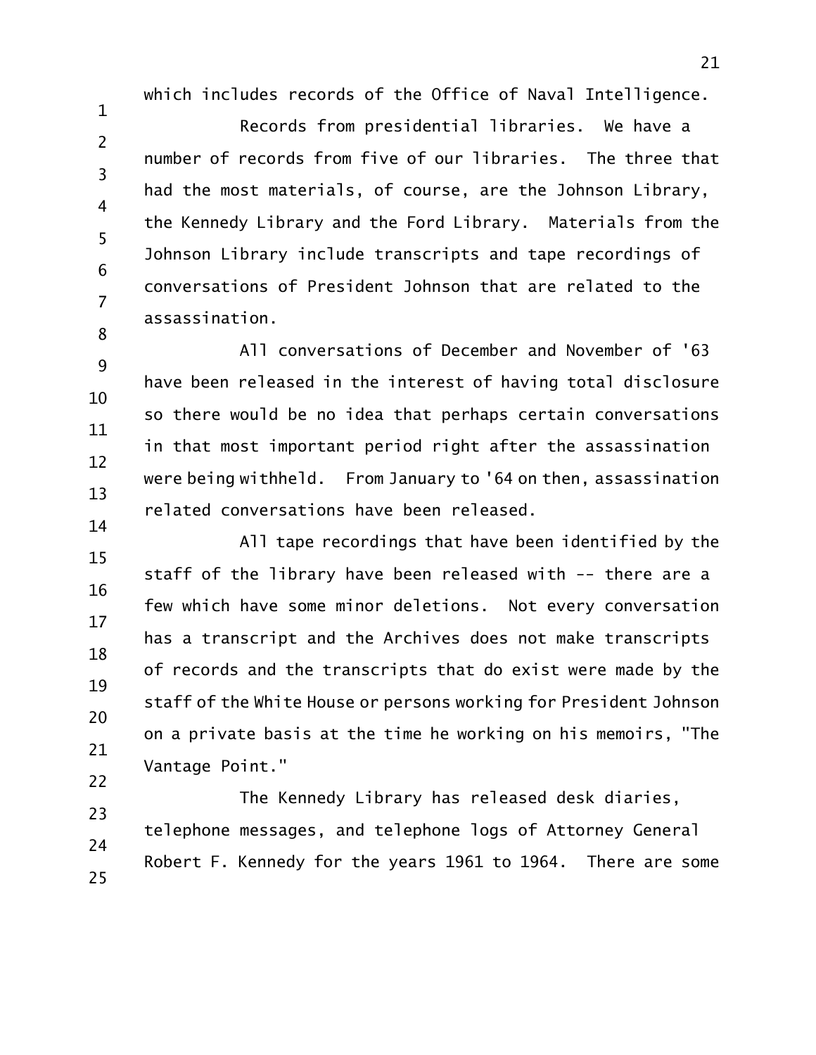which includes records of the Office of Naval Intelligence.

Records from presidential libraries. We have a number of records from five of our libraries. The three that had the most materials, of course, are the Johnson Library, the Kennedy Library and the Ford Library. Materials from the Johnson Library include transcripts and tape recordings of conversations of President Johnson that are related to the assassination.

All conversations of December and November of '63 have been released in the interest of having total disclosure so there would be no idea that perhaps certain conversations in that most important period right after the assassination were being withheld. From January to '64 on then, assassination related conversations have been released.

All tape recordings that have been identified by the staff of the library have been released with -- there are a few which have some minor deletions. Not every conversation has a transcript and the Archives does not make transcripts of records and the transcripts that do exist were made by the staff of the White House or persons working for President Johnson on a private basis at the time he working on his memoirs, "The Vantage Point."

The Kennedy Library has released desk diaries, telephone messages, and telephone logs of Attorney General Robert F. Kennedy for the years 1961 to 1964. There are some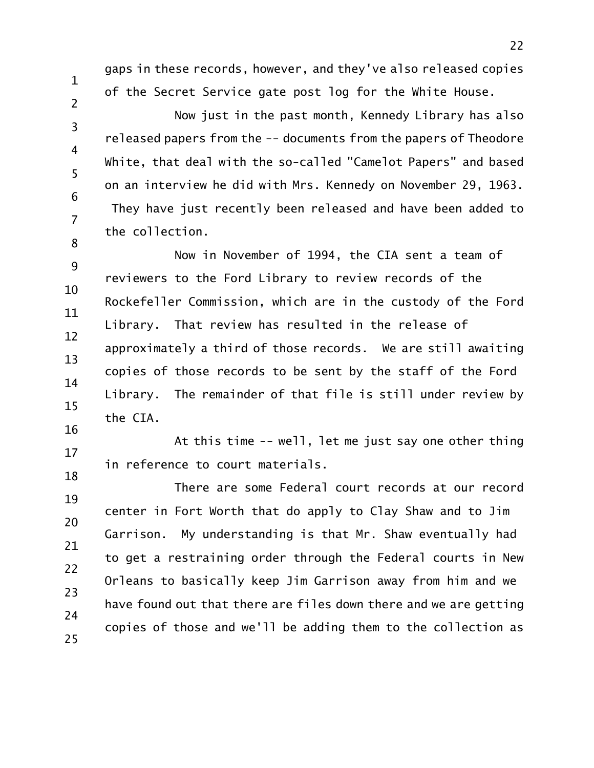gaps in these records, however, and they've also released copies of the Secret Service gate post log for the White House.

Now just in the past month, Kennedy Library has also released papers from the -- documents from the papers of Theodore White, that deal with the so-called "Camelot Papers" and based on an interview he did with Mrs. Kennedy on November 29, 1963. They have just recently been released and have been added to the collection.

Now in November of 1994, the CIA sent a team of reviewers to the Ford Library to review records of the Rockefeller Commission, which are in the custody of the Ford Library. That review has resulted in the release of approximately a third of those records. We are still awaiting copies of those records to be sent by the staff of the Ford Library. The remainder of that file is still under review by the CIA.

At this time -- well, let me just say one other thing in reference to court materials.

There are some Federal court records at our record center in Fort Worth that do apply to Clay Shaw and to Jim Garrison. My understanding is that Mr. Shaw eventually had to get a restraining order through the Federal courts in New Orleans to basically keep Jim Garrison away from him and we have found out that there are files down there and we are getting copies of those and we'll be adding them to the collection as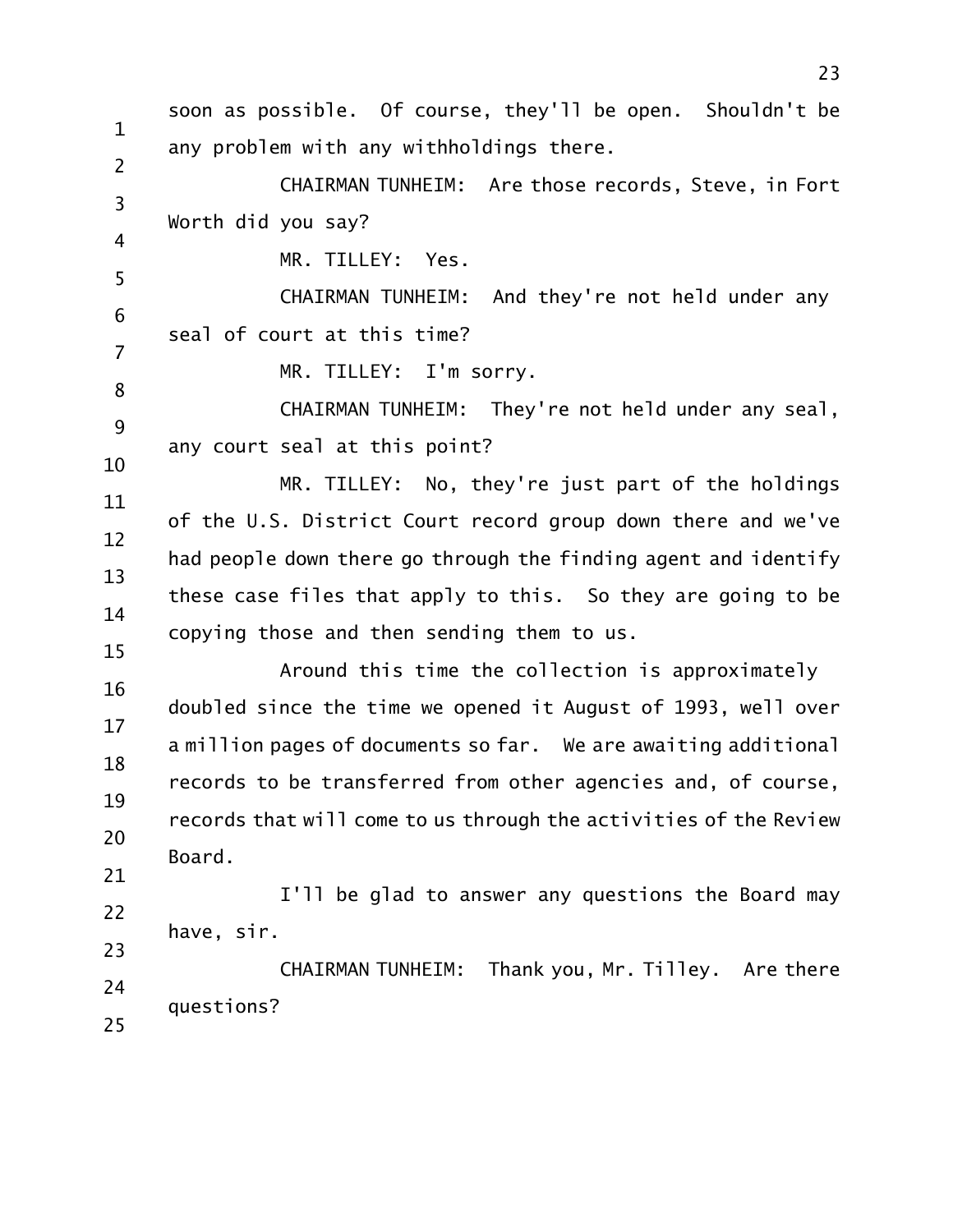soon as possible. Of course, they'll be open. Shouldn't be any problem with any withholdings there.

CHAIRMAN TUNHEIM: Are those records, Steve, in Fort Worth did you say?

MR. TILLEY: Yes.

CHAIRMAN TUNHEIM: And they're not held under any seal of court at this time?

MR. TILLEY: I'm sorry.

CHAIRMAN TUNHEIM: They're not held under any seal, any court seal at this point?

MR. TILLEY: No, they're just part of the holdings of the U.S. District Court record group down there and we've had people down there go through the finding agent and identify these case files that apply to this. So they are going to be copying those and then sending them to us.

Around this time the collection is approximately doubled since the time we opened it August of 1993, well over a million pages of documents so far. We are awaiting additional records to be transferred from other agencies and, of course, records that will come to us through the activities of the Review Board.

I'll be glad to answer any questions the Board may have, sir.

CHAIRMAN TUNHEIM: Thank you, Mr. Tilley. Are there questions?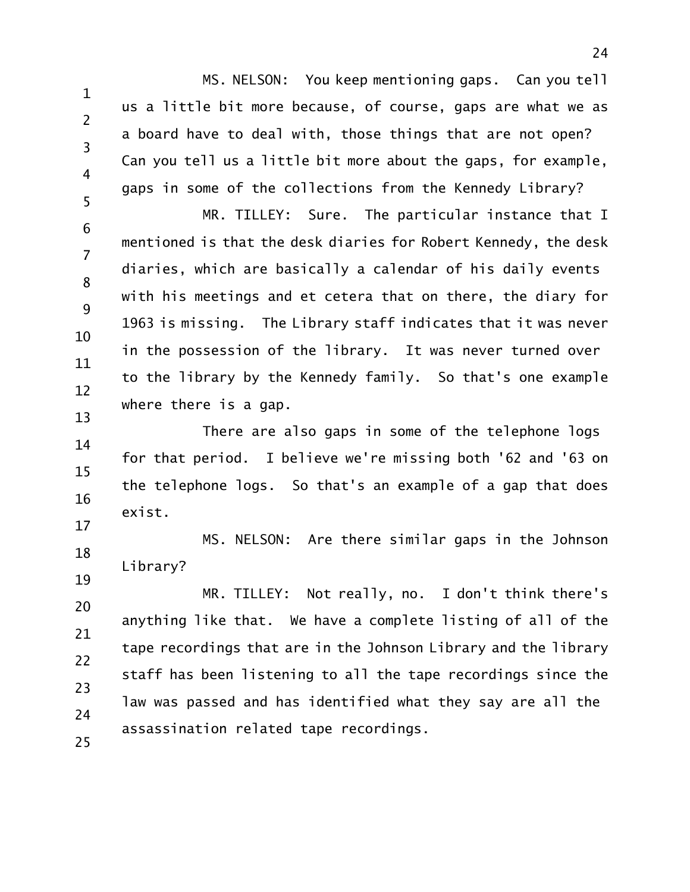MS. NELSON: You keep mentioning gaps. Can you tell us a little bit more because, of course, gaps are what we as a board have to deal with, those things that are not open? Can you tell us a little bit more about the gaps, for example, gaps in some of the collections from the Kennedy Library?

MR. TILLEY: Sure. The particular instance that I mentioned is that the desk diaries for Robert Kennedy, the desk diaries, which are basically a calendar of his daily events with his meetings and et cetera that on there, the diary for 1963 is missing. The Library staff indicates that it was never in the possession of the library. It was never turned over to the library by the Kennedy family. So that's one example where there is a gap.

There are also gaps in some of the telephone logs for that period. I believe we're missing both '62 and '63 on the telephone logs. So that's an example of a gap that does exist.

MS. NELSON: Are there similar gaps in the Johnson Library?

MR. TILLEY: Not really, no. I don't think there's anything like that. We have a complete listing of all of the tape recordings that are in the Johnson Library and the library staff has been listening to all the tape recordings since the law was passed and has identified what they say are all the assassination related tape recordings.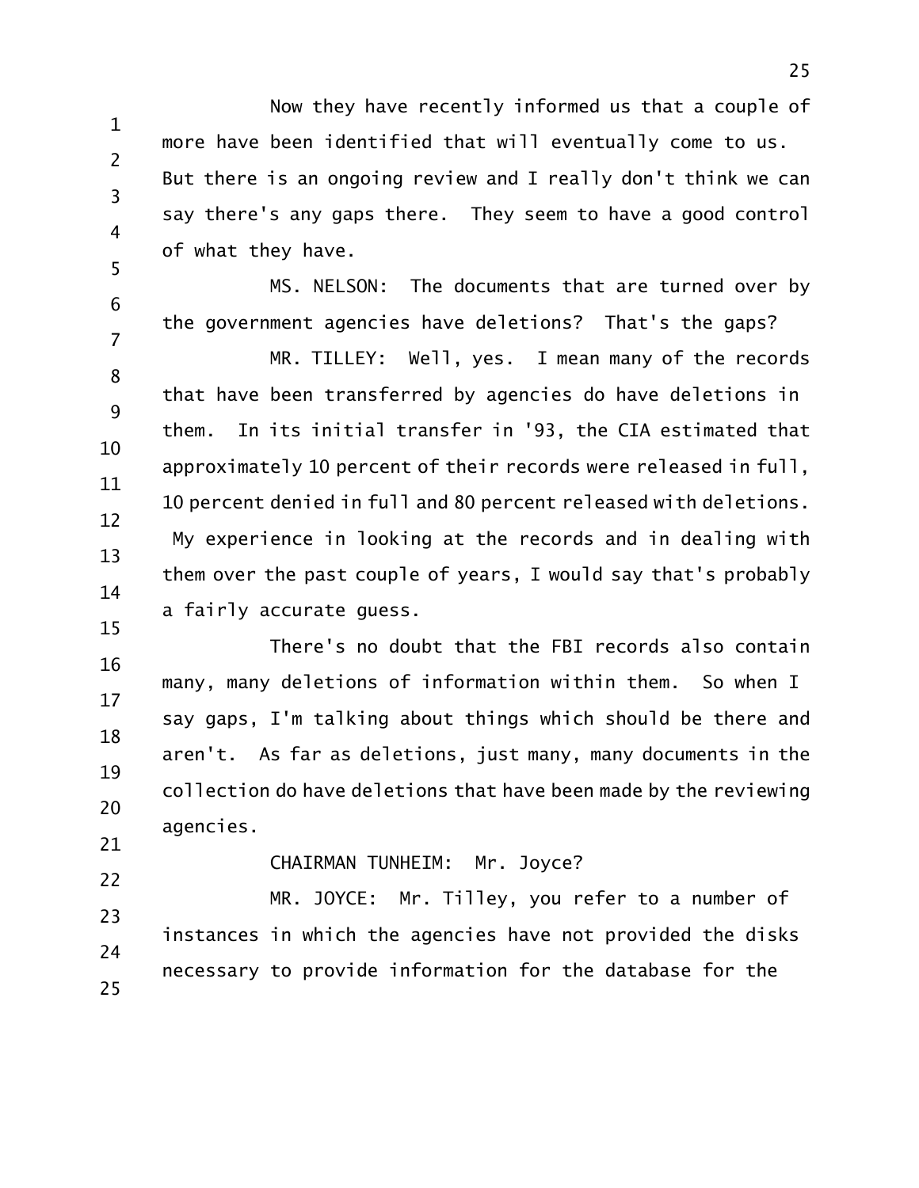Now they have recently informed us that a couple of more have been identified that will eventually come to us. But there is an ongoing review and I really don't think we can say there's any gaps there. They seem to have a good control of what they have.

MS. NELSON: The documents that are turned over by the government agencies have deletions? That's the gaps?

MR. TILLEY: Well, yes. I mean many of the records that have been transferred by agencies do have deletions in them. In its initial transfer in '93, the CIA estimated that approximately 10 percent of their records were released in full, 10 percent denied in full and 80 percent released with deletions. My experience in looking at the records and in dealing with them over the past couple of years, I would say that's probably a fairly accurate guess.

There's no doubt that the FBI records also contain many, many deletions of information within them. So when I say gaps, I'm talking about things which should be there and aren't. As far as deletions, just many, many documents in the collection do have deletions that have been made by the reviewing agencies.

CHAIRMAN TUNHEIM: Mr. Joyce?

MR. JOYCE: Mr. Tilley, you refer to a number of instances in which the agencies have not provided the disks necessary to provide information for the database for the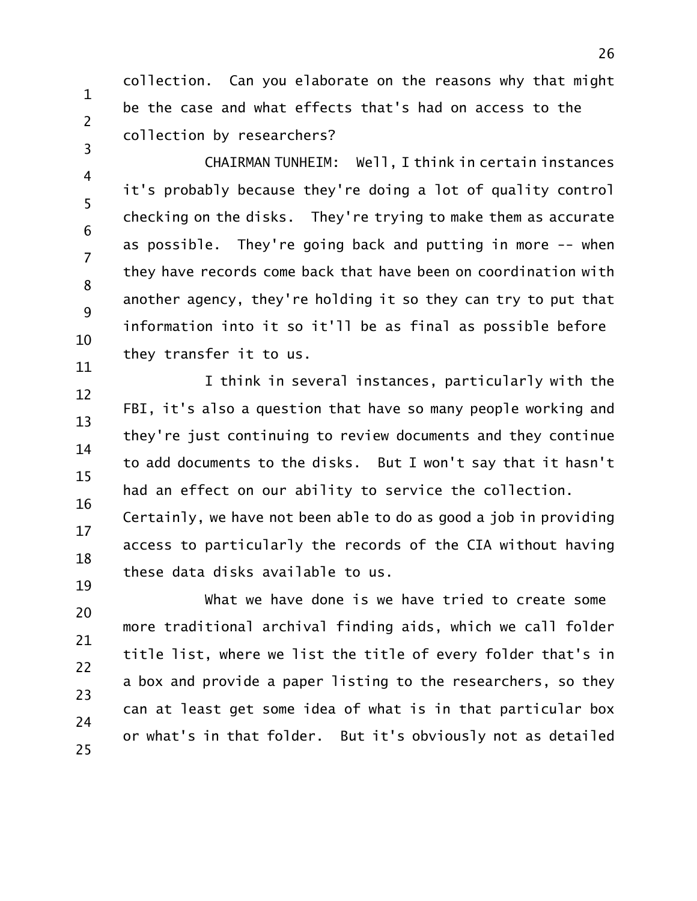collection. Can you elaborate on the reasons why that might be the case and what effects that's had on access to the collection by researchers?

CHAIRMAN TUNHEIM: Well, I think in certain instances it's probably because they're doing a lot of quality control checking on the disks. They're trying to make them as accurate as possible. They're going back and putting in more -- when they have records come back that have been on coordination with another agency, they're holding it so they can try to put that information into it so it'll be as final as possible before they transfer it to us.

I think in several instances, particularly with the FBI, it's also a question that have so many people working and they're just continuing to review documents and they continue to add documents to the disks. But I won't say that it hasn't had an effect on our ability to service the collection. Certainly, we have not been able to do as good a job in providing access to particularly the records of the CIA without having these data disks available to us.

What we have done is we have tried to create some more traditional archival finding aids, which we call folder title list, where we list the title of every folder that's in a box and provide a paper listing to the researchers, so they can at least get some idea of what is in that particular box or what's in that folder. But it's obviously not as detailed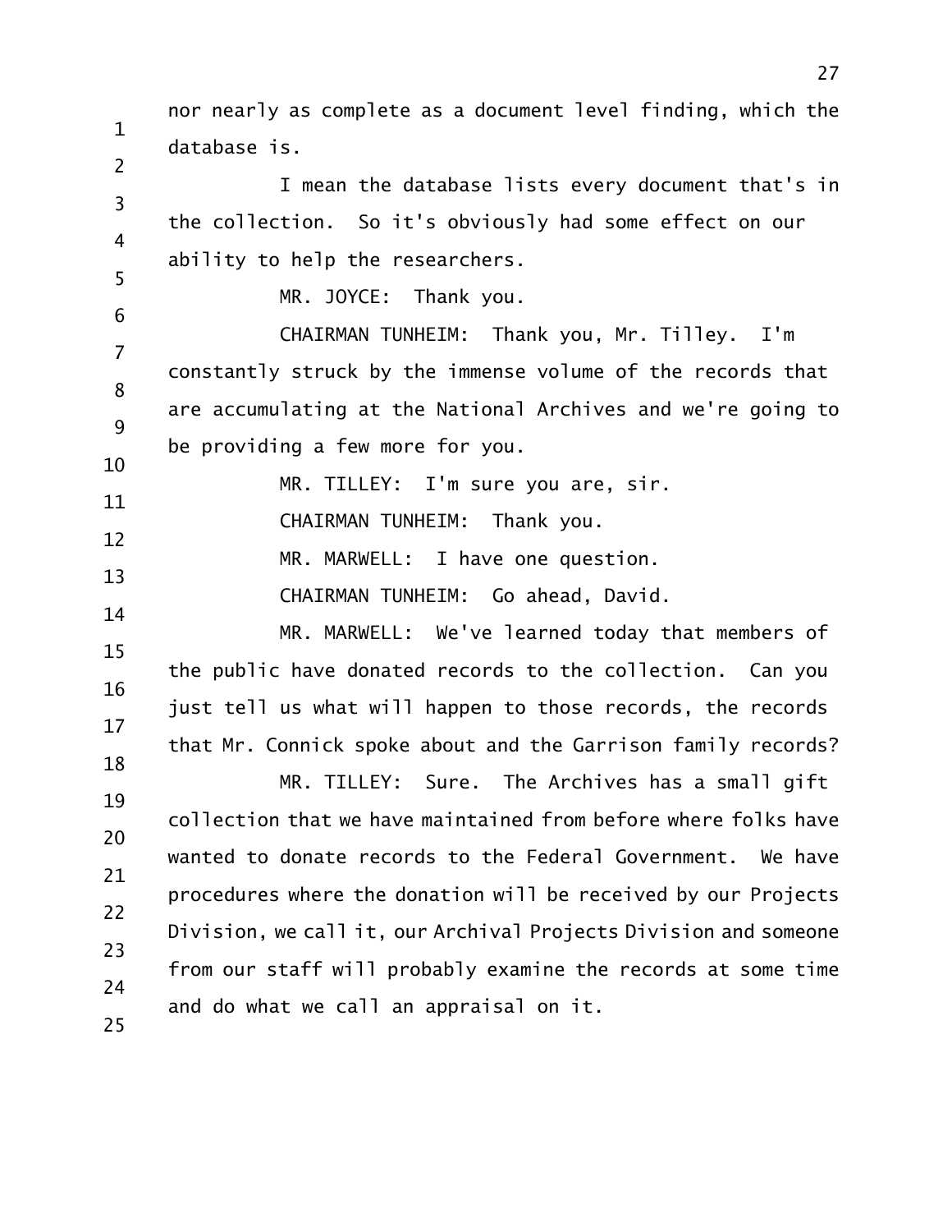nor nearly as complete as a document level finding, which the database is.

I mean the database lists every document that's in the collection. So it's obviously had some effect on our ability to help the researchers.

MR. JOYCE: Thank you.

CHAIRMAN TUNHEIM: Thank you, Mr. Tilley. I'm constantly struck by the immense volume of the records that are accumulating at the National Archives and we're going to be providing a few more for you.

MR. TILLEY: I'm sure you are, sir.

CHAIRMAN TUNHEIM: Thank you.

MR. MARWELL: I have one question.

CHAIRMAN TUNHEIM: Go ahead, David.

MR. MARWELL: We've learned today that members of the public have donated records to the collection. Can you just tell us what will happen to those records, the records that Mr. Connick spoke about and the Garrison family records?

MR. TILLEY: Sure. The Archives has a small gift collection that we have maintained from before where folks have wanted to donate records to the Federal Government. We have procedures where the donation will be received by our Projects Division, we call it, our Archival Projects Division and someone from our staff will probably examine the records at some time and do what we call an appraisal on it.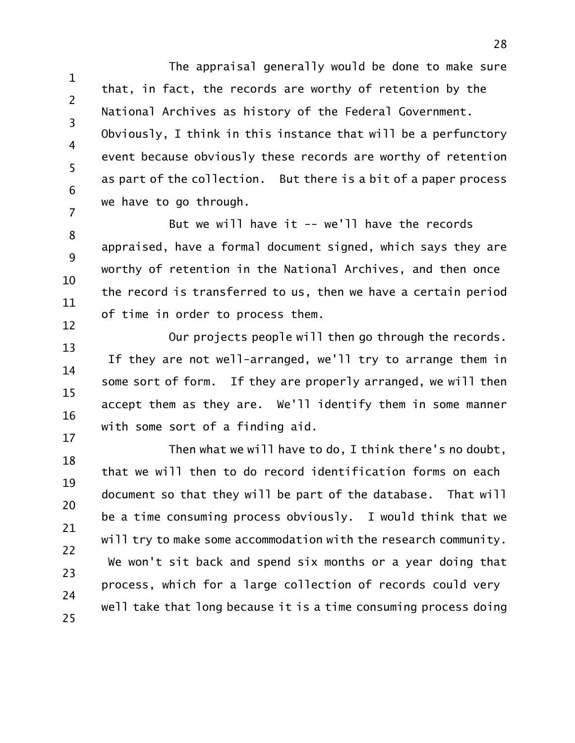The appraisal generally would be done to make sure that, in fact, the records are worthy of retention by the National Archives as history of the Federal Government. Obviously, I think in this instance that will be a perfunctory event because obviously these records are worthy of retention as part of the collection. But there is a bit of a paper process we have to go through.

But we will have it -- we'll have the records appraised, have a formal document signed, which says they are worthy of retention in the National Archives, and then once the record is transferred to us, then we have a certain period of time in order to process them.

Our projects people will then go through the records. If they are not well-arranged, we'll try to arrange them in some sort of form. If they are properly arranged, we will then accept them as they are. We'll identify them in some manner with some sort of a finding aid.

Then what we will have to do, I think there's no doubt, that we will then to do record identification forms on each document so that they will be part of the database. That will be a time consuming process obviously. I would think that we will try to make some accommodation with the research community. We won't sit back and spend six months or a year doing that process, which for a large collection of records could very well take that long because it is a time consuming process doing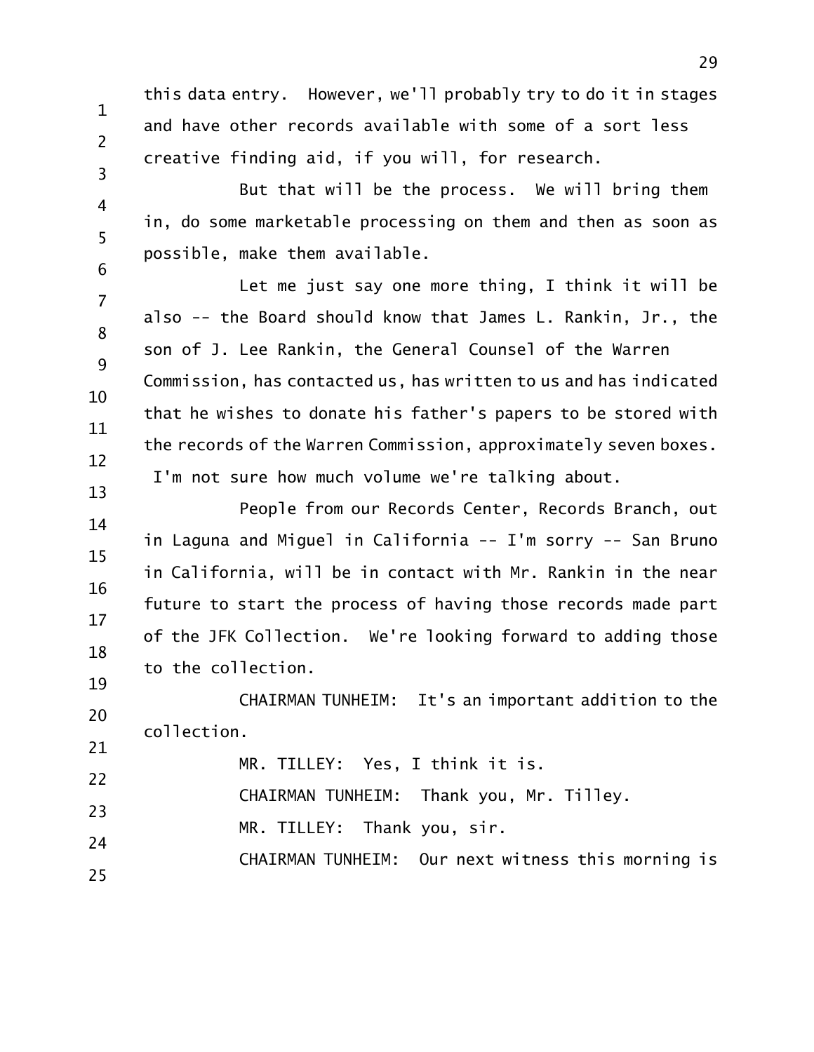this data entry. However, we'll probably try to do it in stages and have other records available with some of a sort less creative finding aid, if you will, for research.

But that will be the process. We will bring them in, do some marketable processing on them and then as soon as possible, make them available.

Let me just say one more thing, I think it will be also -- the Board should know that James L. Rankin, Jr., the son of J. Lee Rankin, the General Counsel of the Warren Commission, has contacted us, has written to us and has indicated that he wishes to donate his father's papers to be stored with the records of the Warren Commission, approximately seven boxes. I'm not sure how much volume we're talking about.

People from our Records Center, Records Branch, out in Laguna and Miguel in California -- I'm sorry -- San Bruno in California, will be in contact with Mr. Rankin in the near future to start the process of having those records made part of the JFK Collection. We're looking forward to adding those to the collection.

CHAIRMAN TUNHEIM: It's an important addition to the collection.

MR. TILLEY: Yes, I think it is.

CHAIRMAN TUNHEIM: Thank you, Mr. Tilley.

MR. TILLEY: Thank you, sir.

CHAIRMAN TUNHEIM: Our next witness this morning is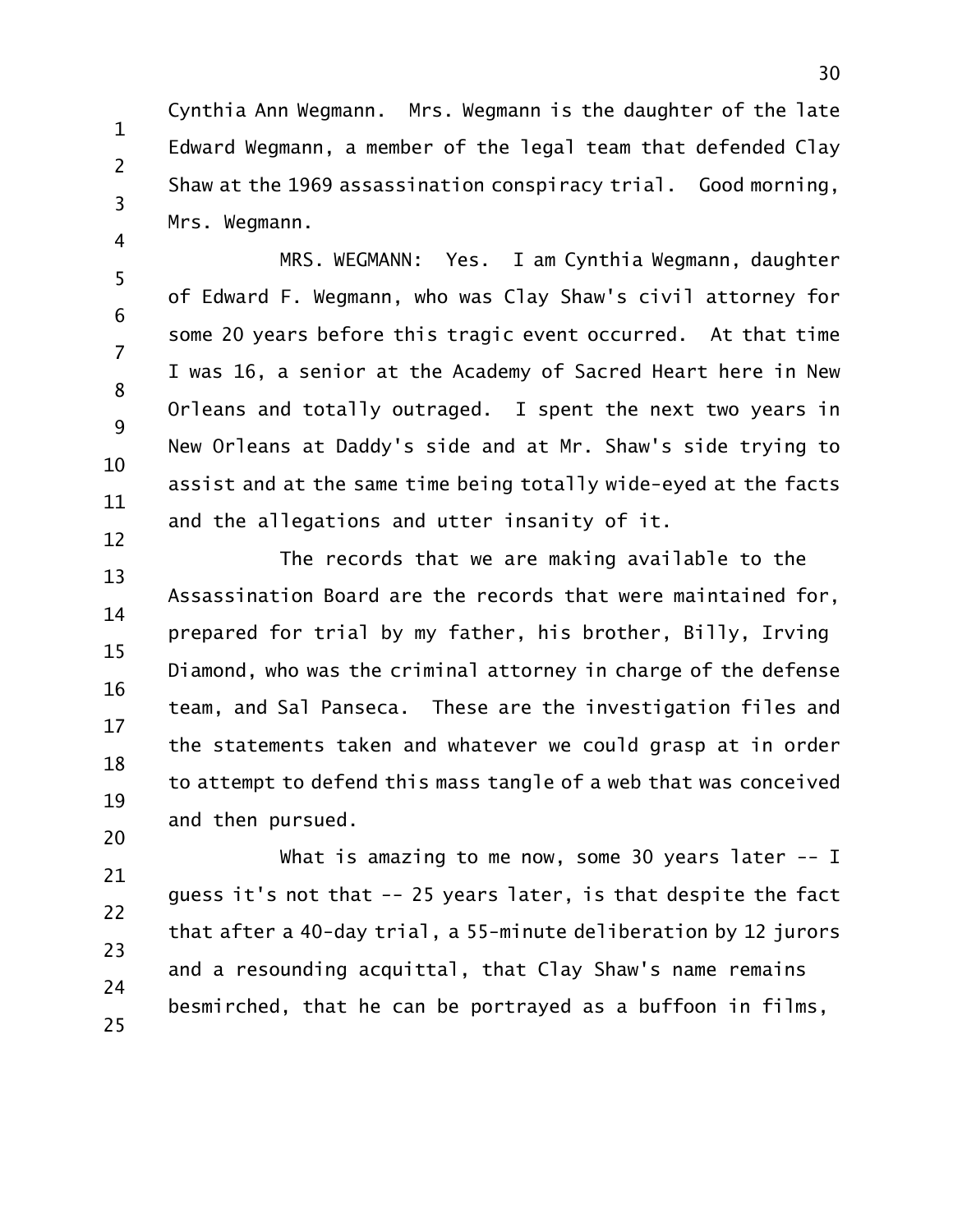Cynthia Ann Wegmann. Mrs. Wegmann is the daughter of the late Edward Wegmann, a member of the legal team that defended Clay Shaw at the 1969 assassination conspiracy trial. Good morning, Mrs. Wegmann.

MRS. WEGMANN: Yes. I am Cynthia Wegmann, daughter of Edward F. Wegmann, who was Clay Shaw's civil attorney for some 20 years before this tragic event occurred. At that time I was 16, a senior at the Academy of Sacred Heart here in New Orleans and totally outraged. I spent the next two years in New Orleans at Daddy's side and at Mr. Shaw's side trying to assist and at the same time being totally wide-eyed at the facts and the allegations and utter insanity of it.

The records that we are making available to the Assassination Board are the records that were maintained for, prepared for trial by my father, his brother, Billy, Irving Diamond, who was the criminal attorney in charge of the defense team, and Sal Panseca. These are the investigation files and the statements taken and whatever we could grasp at in order to attempt to defend this mass tangle of a web that was conceived and then pursued.

What is amazing to me now, some 30 years later -- I guess it's not that -- 25 years later, is that despite the fact that after a 40-day trial, a 55-minute deliberation by 12 jurors and a resounding acquittal, that Clay Shaw's name remains besmirched, that he can be portrayed as a buffoon in films,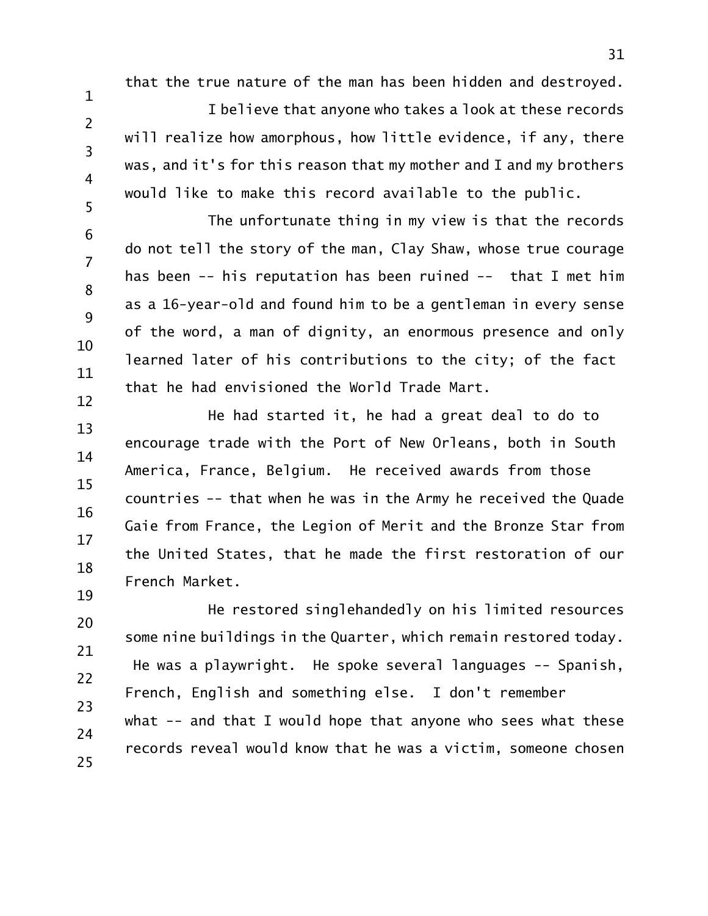that the true nature of the man has been hidden and destroyed.

I believe that anyone who takes a look at these records will realize how amorphous, how little evidence, if any, there was, and it's for this reason that my mother and I and my brothers would like to make this record available to the public.

The unfortunate thing in my view is that the records do not tell the story of the man, Clay Shaw, whose true courage has been -- his reputation has been ruined -- that I met him as a 16-year-old and found him to be a gentleman in every sense of the word, a man of dignity, an enormous presence and only learned later of his contributions to the city; of the fact that he had envisioned the World Trade Mart.

He had started it, he had a great deal to do to encourage trade with the Port of New Orleans, both in South America, France, Belgium. He received awards from those countries -- that when he was in the Army he received the Quade Gaie from France, the Legion of Merit and the Bronze Star from the United States, that he made the first restoration of our French Market.

He restored singlehandedly on his limited resources some nine buildings in the Quarter, which remain restored today. He was a playwright. He spoke several languages -- Spanish, French, English and something else. I don't remember what -- and that I would hope that anyone who sees what these records reveal would know that he was a victim, someone chosen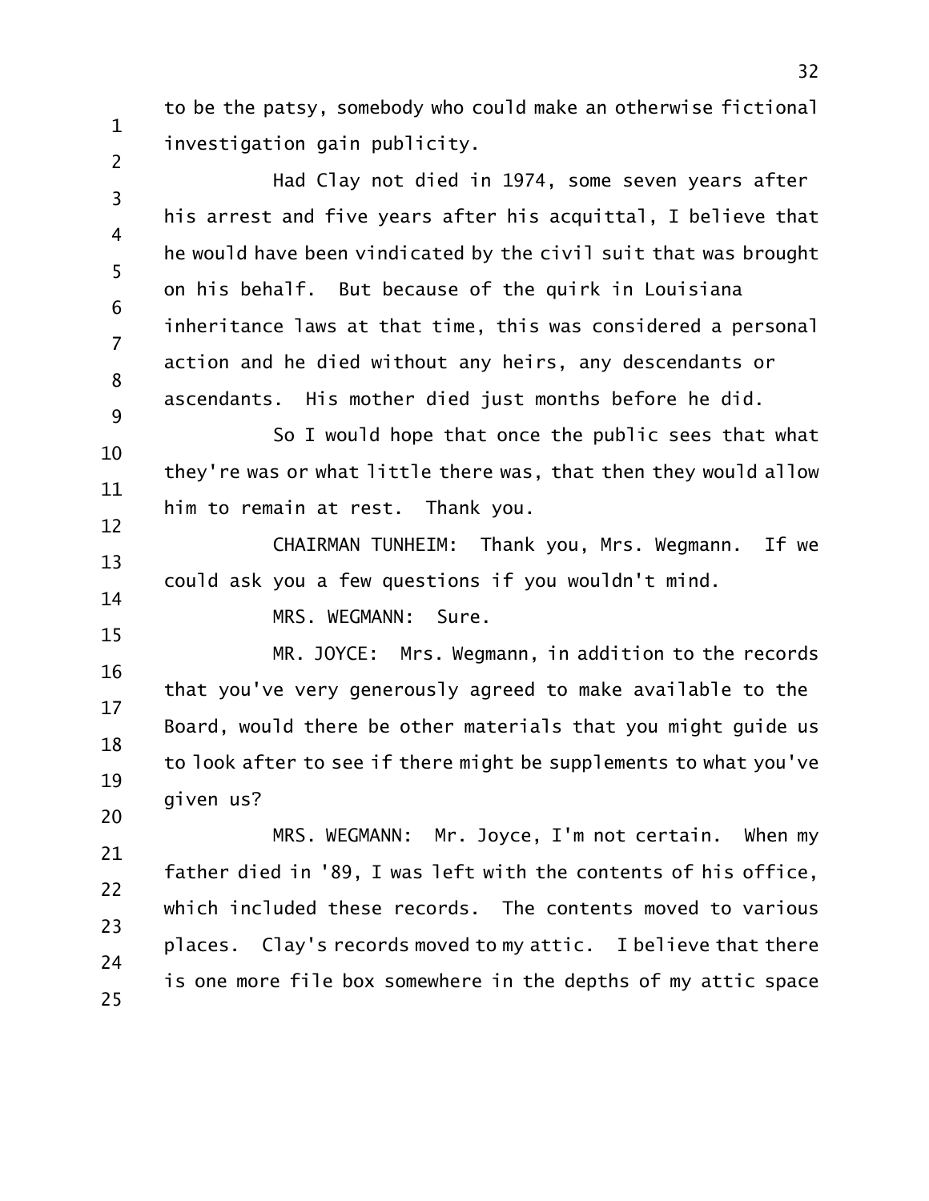to be the patsy, somebody who could make an otherwise fictional investigation gain publicity.

Had Clay not died in 1974, some seven years after his arrest and five years after his acquittal, I believe that he would have been vindicated by the civil suit that was brought on his behalf. But because of the quirk in Louisiana inheritance laws at that time, this was considered a personal action and he died without any heirs, any descendants or ascendants. His mother died just months before he did.

So I would hope that once the public sees that what they're was or what little there was, that then they would allow him to remain at rest. Thank you.

CHAIRMAN TUNHEIM: Thank you, Mrs. Wegmann. If we could ask you a few questions if you wouldn't mind.

MRS. WEGMANN: Sure.

MR. JOYCE: Mrs. Wegmann, in addition to the records that you've very generously agreed to make available to the Board, would there be other materials that you might guide us to look after to see if there might be supplements to what you've given us?

MRS. WEGMANN: Mr. Joyce, I'm not certain. When my father died in '89, I was left with the contents of his office, which included these records. The contents moved to various places. Clay's records moved to my attic. I believe that there is one more file box somewhere in the depths of my attic space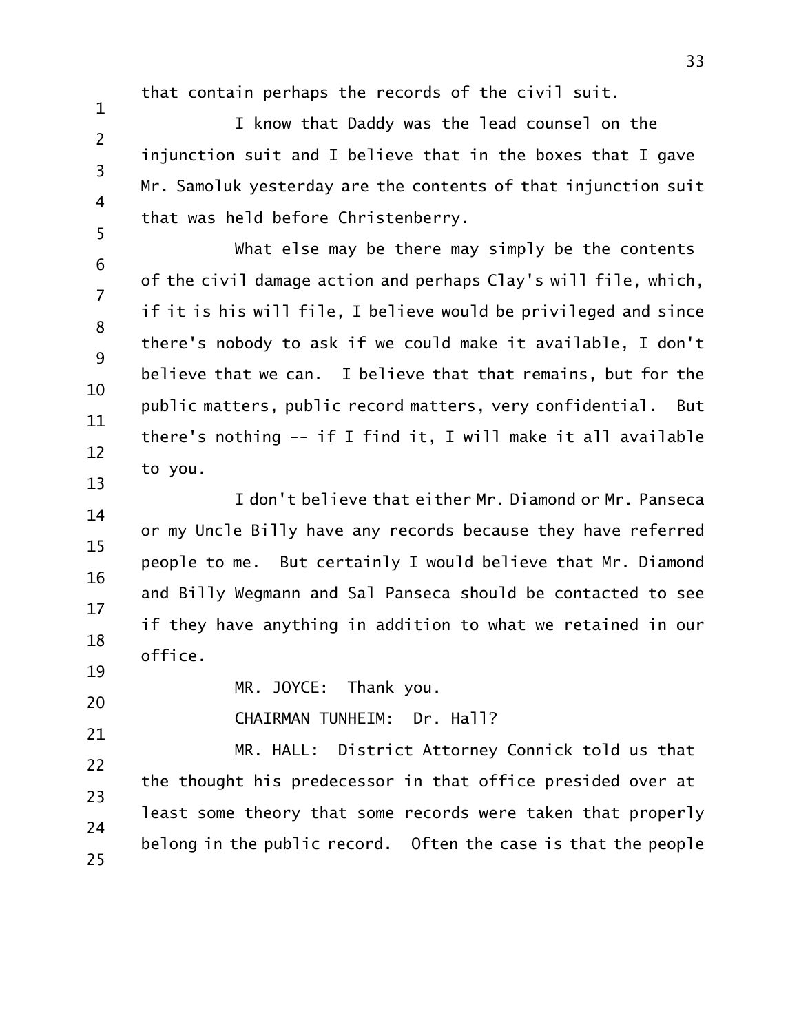that contain perhaps the records of the civil suit.

I know that Daddy was the lead counsel on the injunction suit and I believe that in the boxes that I gave Mr. Samoluk yesterday are the contents of that injunction suit that was held before Christenberry.

What else may be there may simply be the contents of the civil damage action and perhaps Clay's will file, which, if it is his will file, I believe would be privileged and since there's nobody to ask if we could make it available, I don't believe that we can. I believe that that remains, but for the public matters, public record matters, very confidential. But there's nothing -- if I find it, I will make it all available to you.

I don't believe that either Mr. Diamond or Mr. Panseca or my Uncle Billy have any records because they have referred people to me. But certainly I would believe that Mr. Diamond and Billy Wegmann and Sal Panseca should be contacted to see if they have anything in addition to what we retained in our office.

MR. JOYCE: Thank you.

CHAIRMAN TUNHEIM: Dr. Hall?

MR. HALL: District Attorney Connick told us that the thought his predecessor in that office presided over at least some theory that some records were taken that properly belong in the public record. Often the case is that the people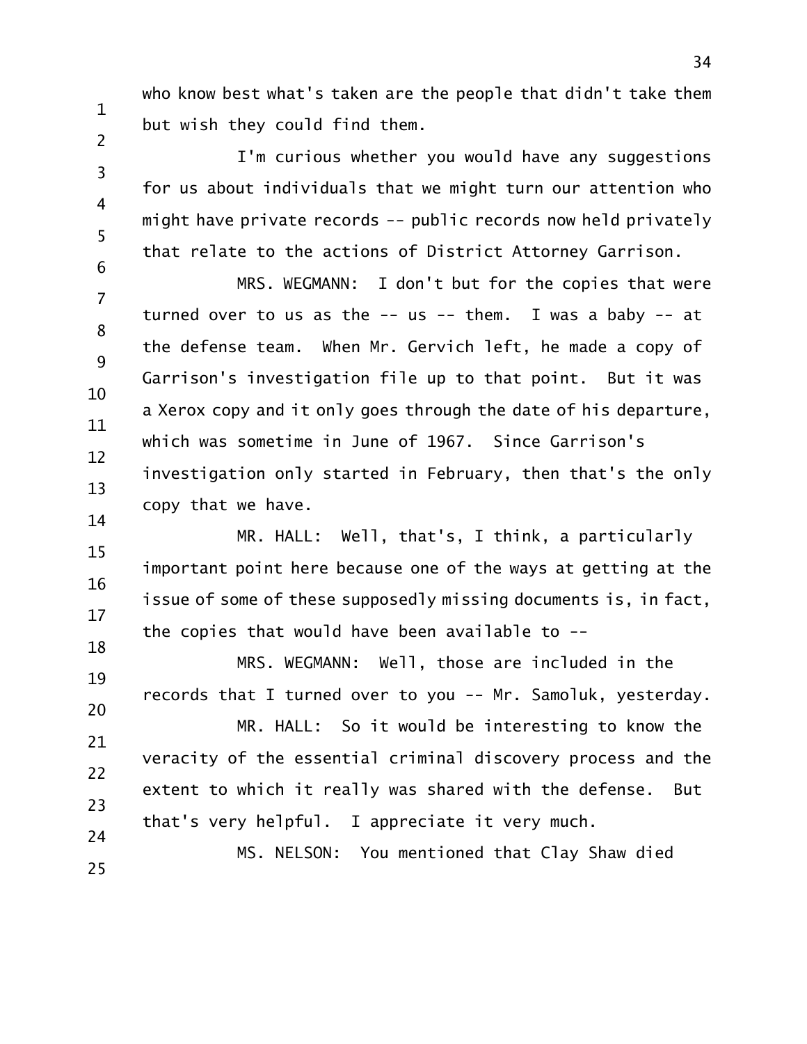who know best what's taken are the people that didn't take them but wish they could find them.

I'm curious whether you would have any suggestions for us about individuals that we might turn our attention who might have private records -- public records now held privately that relate to the actions of District Attorney Garrison.

MRS. WEGMANN: I don't but for the copies that were turned over to us as the -- us -- them. I was a baby -- at the defense team. When Mr. Gervich left, he made a copy of Garrison's investigation file up to that point. But it was a Xerox copy and it only goes through the date of his departure, which was sometime in June of 1967. Since Garrison's investigation only started in February, then that's the only copy that we have.

MR. HALL: Well, that's, I think, a particularly important point here because one of the ways at getting at the issue of some of these supposedly missing documents is, in fact, the copies that would have been available to --

MRS. WEGMANN: Well, those are included in the records that I turned over to you -- Mr. Samoluk, yesterday.

MR. HALL: So it would be interesting to know the veracity of the essential criminal discovery process and the extent to which it really was shared with the defense. But that's very helpful. I appreciate it very much.

MS. NELSON: You mentioned that Clay Shaw died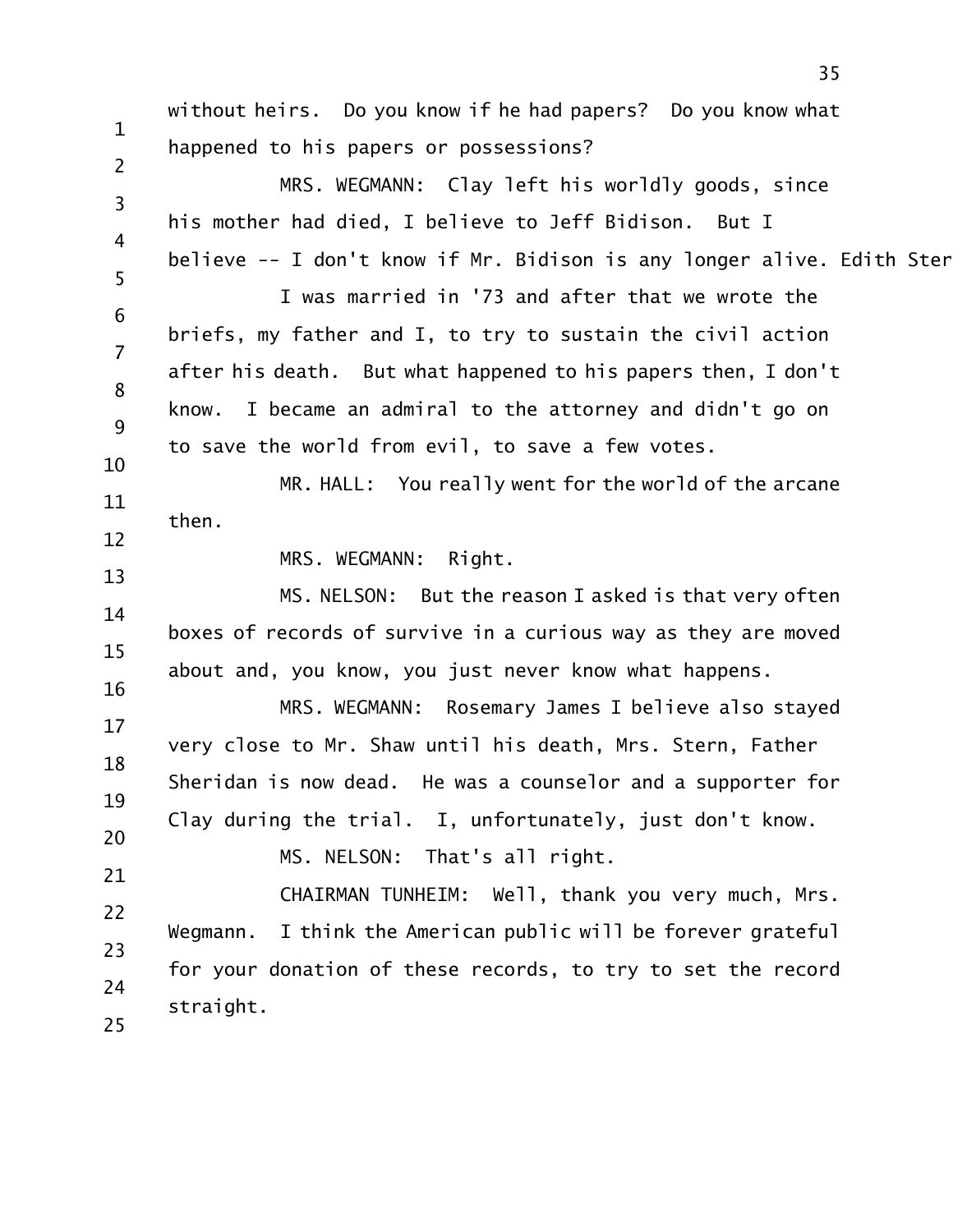without heirs. Do you know if he had papers? Do you know what happened to his papers or possessions?

MRS. WEGMANN: Clay left his worldly goods, since his mother had died, I believe to Jeff Bidison. But I believe -- I don't know if Mr. Bidison is any longer alive. Edith Ster

I was married in '73 and after that we wrote the briefs, my father and I, to try to sustain the civil action after his death. But what happened to his papers then, I don't know. I became an admiral to the attorney and didn't go on to save the world from evil, to save a few votes.

MR. HALL: You really went for the world of the arcane then.

MRS. WEGMANN: Right.

MS. NELSON: But the reason I asked is that very often boxes of records of survive in a curious way as they are moved about and, you know, you just never know what happens.

MRS. WEGMANN: Rosemary James I believe also stayed very close to Mr. Shaw until his death, Mrs. Stern, Father Sheridan is now dead. He was a counselor and a supporter for Clay during the trial. I, unfortunately, just don't know.

MS. NELSON: That's all right.

CHAIRMAN TUNHEIM: Well, thank you very much, Mrs. Wegmann. I think the American public will be forever grateful for your donation of these records, to try to set the record straight.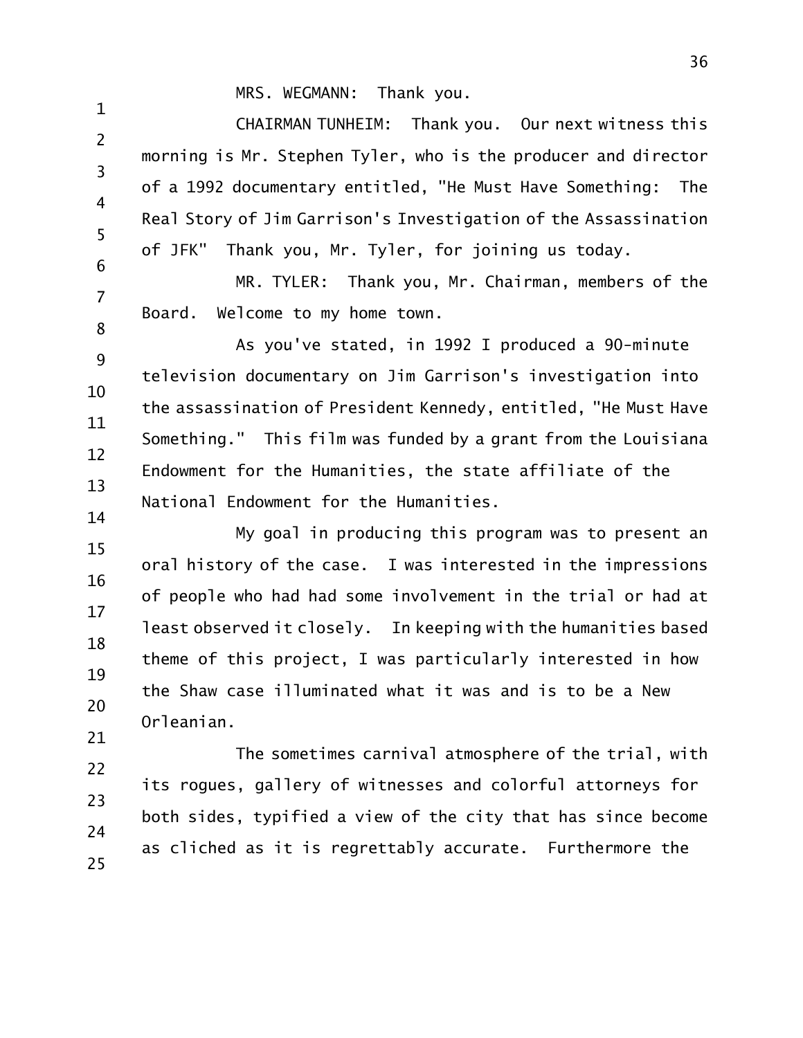MRS. WEGMANN: Thank you.

CHAIRMAN TUNHEIM: Thank you. Our next witness this morning is Mr. Stephen Tyler, who is the producer and director of a 1992 documentary entitled, "He Must Have Something: The Real Story of Jim Garrison's Investigation of the Assassination of JFK" Thank you, Mr. Tyler, for joining us today.

MR. TYLER: Thank you, Mr. Chairman, members of the Board. Welcome to my home town.

As you've stated, in 1992 I produced a 90-minute television documentary on Jim Garrison's investigation into the assassination of President Kennedy, entitled, "He Must Have Something." This film was funded by a grant from the Louisiana Endowment for the Humanities, the state affiliate of the National Endowment for the Humanities.

My goal in producing this program was to present an oral history of the case. I was interested in the impressions of people who had had some involvement in the trial or had at least observed it closely. In keeping with the humanities based theme of this project, I was particularly interested in how the Shaw case illuminated what it was and is to be a New Orleanian.

The sometimes carnival atmosphere of the trial, with its rogues, gallery of witnesses and colorful attorneys for both sides, typified a view of the city that has since become as cliched as it is regrettably accurate. Furthermore the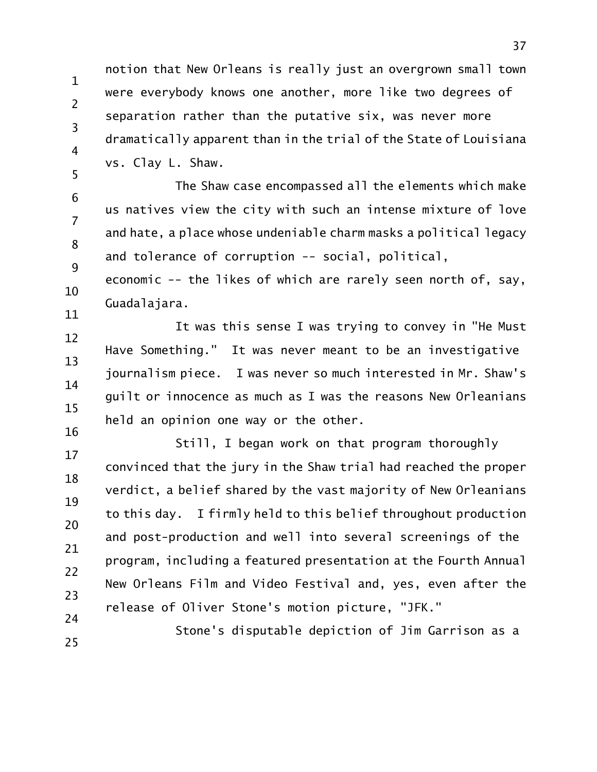notion that New Orleans is really just an overgrown small town were everybody knows one another, more like two degrees of separation rather than the putative six, was never more dramatically apparent than in the trial of the State of Louisiana vs. Clay L. Shaw.

The Shaw case encompassed all the elements which make us natives view the city with such an intense mixture of love and hate, a place whose undeniable charm masks a political legacy and tolerance of corruption -- social, political, economic -- the likes of which are rarely seen north of, say, Guadalajara.

It was this sense I was trying to convey in "He Must Have Something." It was never meant to be an investigative journalism piece. I was never so much interested in Mr. Shaw's guilt or innocence as much as I was the reasons New Orleanians held an opinion one way or the other.

Still, I began work on that program thoroughly convinced that the jury in the Shaw trial had reached the proper verdict, a belief shared by the vast majority of New Orleanians to this day. I firmly held to this belief throughout production and post-production and well into several screenings of the program, including a featured presentation at the Fourth Annual New Orleans Film and Video Festival and, yes, even after the release of Oliver Stone's motion picture, "JFK."

Stone's disputable depiction of Jim Garrison as a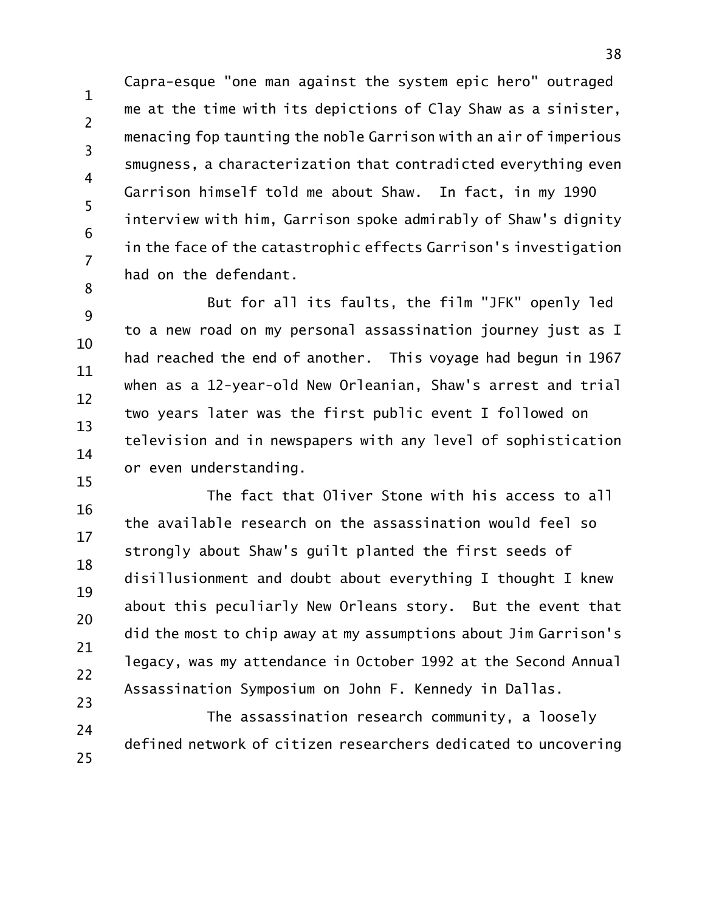Capra-esque "one man against the system epic hero" outraged me at the time with its depictions of Clay Shaw as a sinister, menacing fop taunting the noble Garrison with an air of imperious smugness, a characterization that contradicted everything even Garrison himself told me about Shaw. In fact, in my 1990 interview with him, Garrison spoke admirably of Shaw's dignity in the face of the catastrophic effects Garrison's investigation had on the defendant.

But for all its faults, the film "JFK" openly led to a new road on my personal assassination journey just as I had reached the end of another. This voyage had begun in 1967 when as a 12-year-old New Orleanian, Shaw's arrest and trial two years later was the first public event I followed on television and in newspapers with any level of sophistication or even understanding.

The fact that Oliver Stone with his access to all the available research on the assassination would feel so strongly about Shaw's guilt planted the first seeds of disillusionment and doubt about everything I thought I knew about this peculiarly New Orleans story. But the event that did the most to chip away at my assumptions about Jim Garrison's legacy, was my attendance in October 1992 at the Second Annual Assassination Symposium on John F. Kennedy in Dallas.

The assassination research community, a loosely defined network of citizen researchers dedicated to uncovering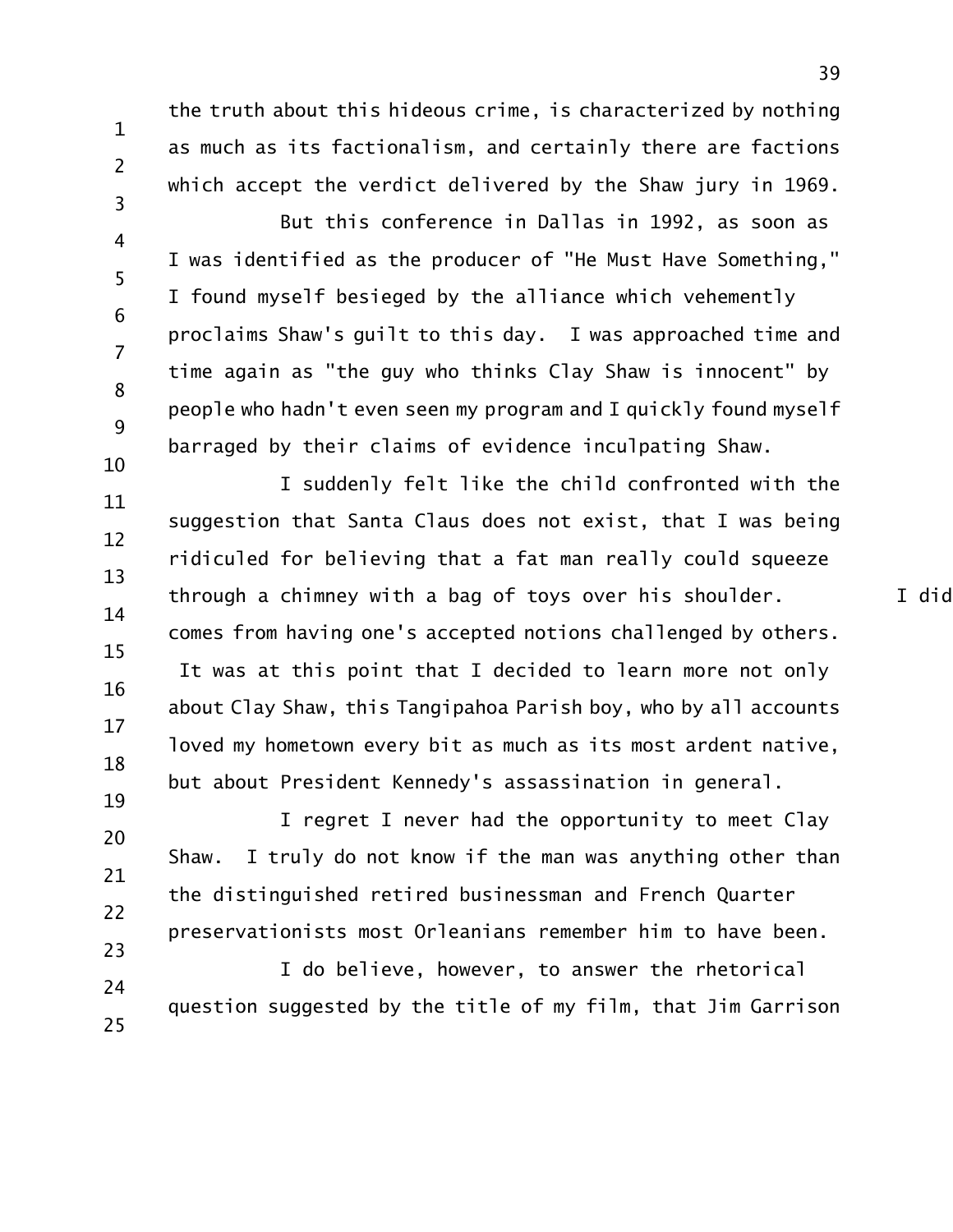the truth about this hideous crime, is characterized by nothing as much as its factionalism, and certainly there are factions which accept the verdict delivered by the Shaw jury in 1969.

But this conference in Dallas in 1992, as soon as I was identified as the producer of "He Must Have Something," I found myself besieged by the alliance which vehemently proclaims Shaw's guilt to this day. I was approached time and time again as "the guy who thinks Clay Shaw is innocent" by people who hadn't even seen my program and I quickly found myself barraged by their claims of evidence inculpating Shaw.

I suddenly felt like the child confronted with the suggestion that Santa Claus does not exist, that I was being ridiculed for believing that a fat man really could squeeze through a chimney with a bag of toys over his shoulder. I did comes from having one's accepted notions challenged by others. It was at this point that I decided to learn more not only about Clay Shaw, this Tangipahoa Parish boy, who by all accounts loved my hometown every bit as much as its most ardent native, but about President Kennedy's assassination in general.

I regret I never had the opportunity to meet Clay Shaw. I truly do not know if the man was anything other than the distinguished retired businessman and French Quarter preservationists most Orleanians remember him to have been.

I do believe, however, to answer the rhetorical question suggested by the title of my film, that Jim Garrison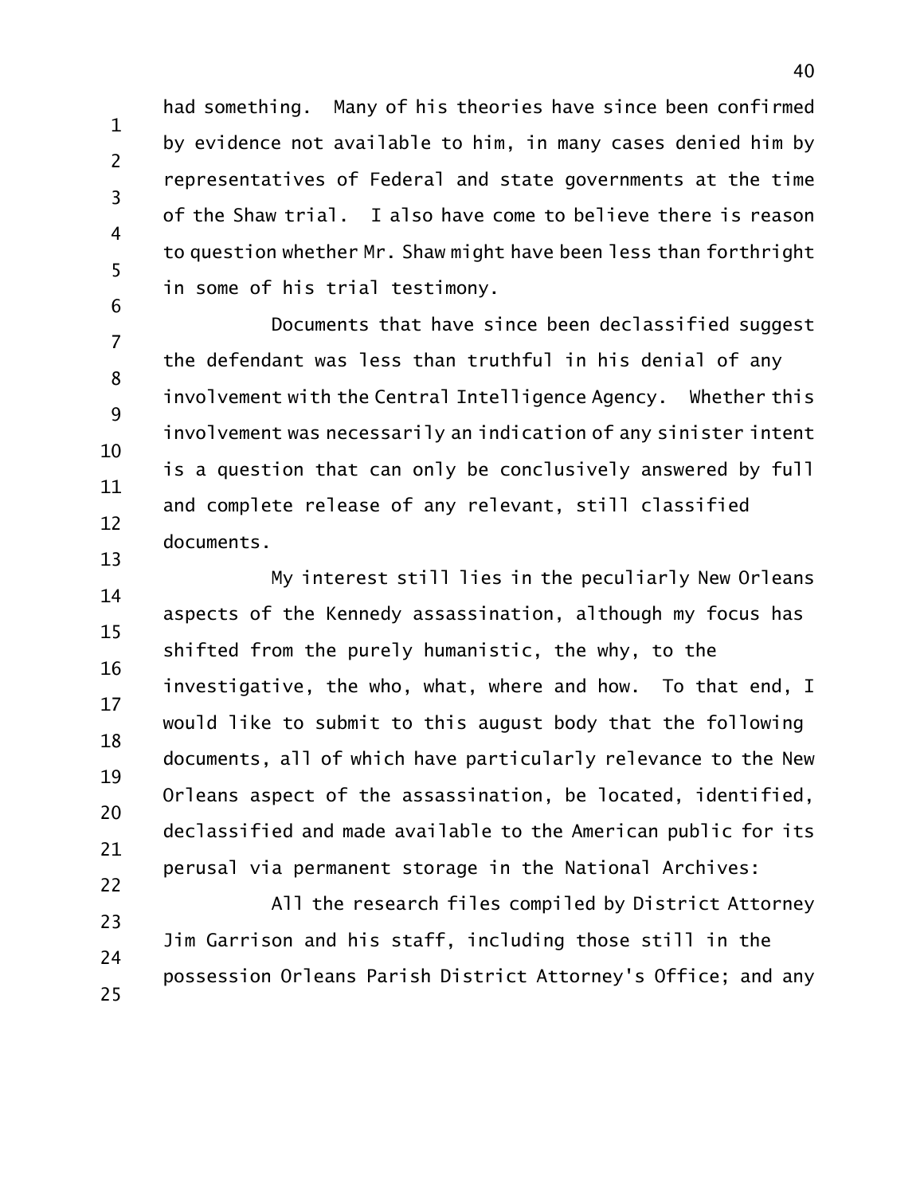had something. Many of his theories have since been confirmed by evidence not available to him, in many cases denied him by representatives of Federal and state governments at the time of the Shaw trial. I also have come to believe there is reason to question whether Mr. Shaw might have been less than forthright in some of his trial testimony.

Documents that have since been declassified suggest the defendant was less than truthful in his denial of any involvement with the Central Intelligence Agency. Whether this involvement was necessarily an indication of any sinister intent is a question that can only be conclusively answered by full and complete release of any relevant, still classified documents.

My interest still lies in the peculiarly New Orleans aspects of the Kennedy assassination, although my focus has shifted from the purely humanistic, the why, to the investigative, the who, what, where and how. To that end, I would like to submit to this august body that the following documents, all of which have particularly relevance to the New Orleans aspect of the assassination, be located, identified, declassified and made available to the American public for its perusal via permanent storage in the National Archives:

All the research files compiled by District Attorney Jim Garrison and his staff, including those still in the possession Orleans Parish District Attorney's Office; and any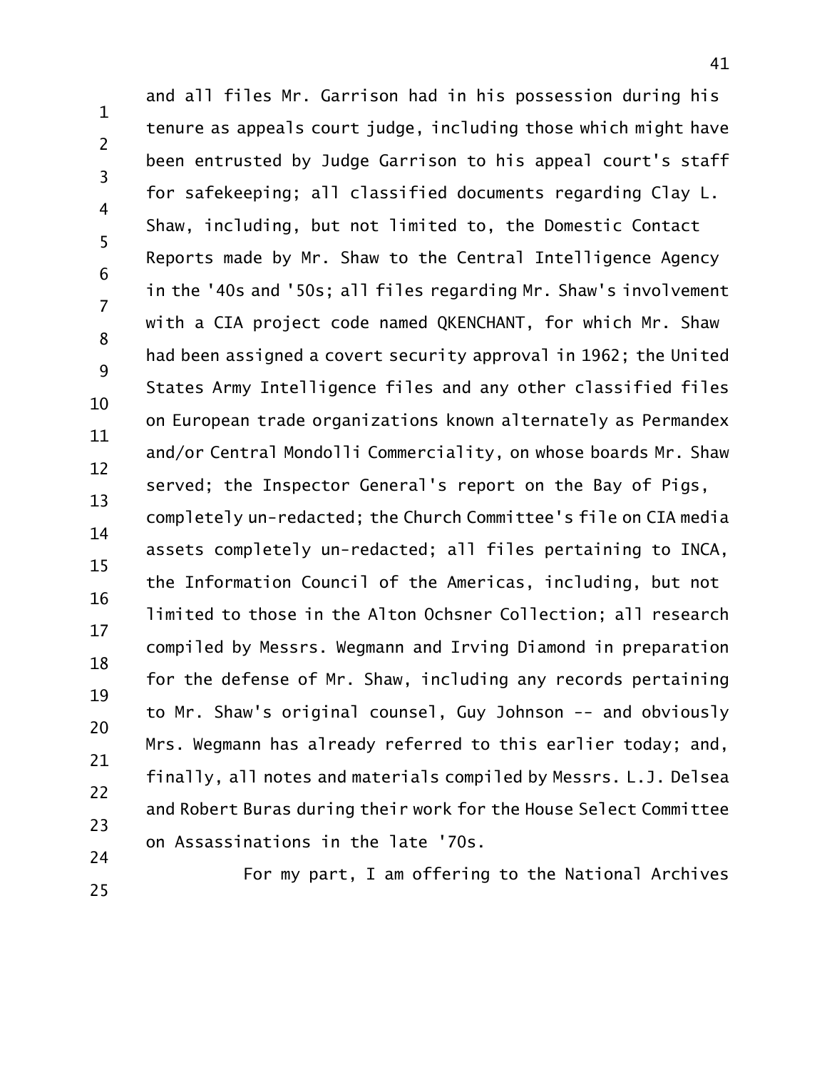and all files Mr. Garrison had in his possession during his tenure as appeals court judge, including those which might have been entrusted by Judge Garrison to his appeal court's staff for safekeeping; all classified documents regarding Clay L. Shaw, including, but not limited to, the Domestic Contact Reports made by Mr. Shaw to the Central Intelligence Agency in the '40s and '50s; all files regarding Mr. Shaw's involvement with a CIA project code named QKENCHANT, for which Mr. Shaw had been assigned a covert security approval in 1962; the United States Army Intelligence files and any other classified files on European trade organizations known alternately as Permandex and/or Central Mondolli Commerciality, on whose boards Mr. Shaw served; the Inspector General's report on the Bay of Pigs, completely un-redacted; the Church Committee's file on CIA media assets completely un-redacted; all files pertaining to INCA, the Information Council of the Americas, including, but not limited to those in the Alton Ochsner Collection; all research compiled by Messrs. Wegmann and Irving Diamond in preparation for the defense of Mr. Shaw, including any records pertaining to Mr. Shaw's original counsel, Guy Johnson -- and obviously Mrs. Wegmann has already referred to this earlier today; and, finally, all notes and materials compiled by Messrs. L.J. Delsea and Robert Buras during their work for the House Select Committee on Assassinations in the late '70s.

For my part, I am offering to the National Archives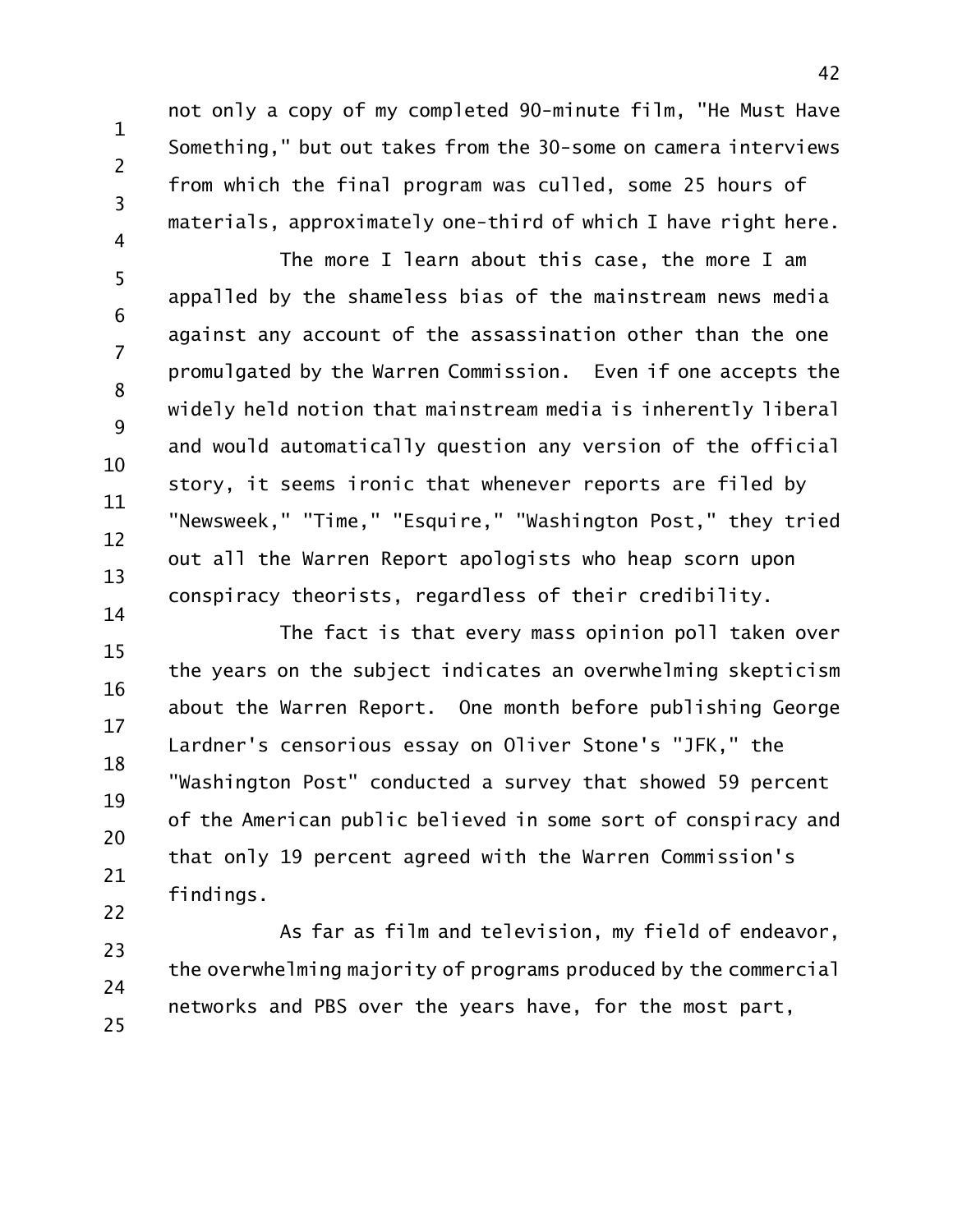not only a copy of my completed 90-minute film, "He Must Have Something," but out takes from the 30-some on camera interviews from which the final program was culled, some 25 hours of materials, approximately one-third of which I have right here.

The more I learn about this case, the more I am appalled by the shameless bias of the mainstream news media against any account of the assassination other than the one promulgated by the Warren Commission. Even if one accepts the widely held notion that mainstream media is inherently liberal and would automatically question any version of the official story, it seems ironic that whenever reports are filed by "Newsweek," "Time," "Esquire," "Washington Post," they tried out all the Warren Report apologists who heap scorn upon conspiracy theorists, regardless of their credibility.

The fact is that every mass opinion poll taken over the years on the subject indicates an overwhelming skepticism about the Warren Report. One month before publishing George Lardner's censorious essay on Oliver Stone's "JFK," the "Washington Post" conducted a survey that showed 59 percent of the American public believed in some sort of conspiracy and that only 19 percent agreed with the Warren Commission's findings.

As far as film and television, my field of endeavor, the overwhelming majority of programs produced by the commercial networks and PBS over the years have, for the most part,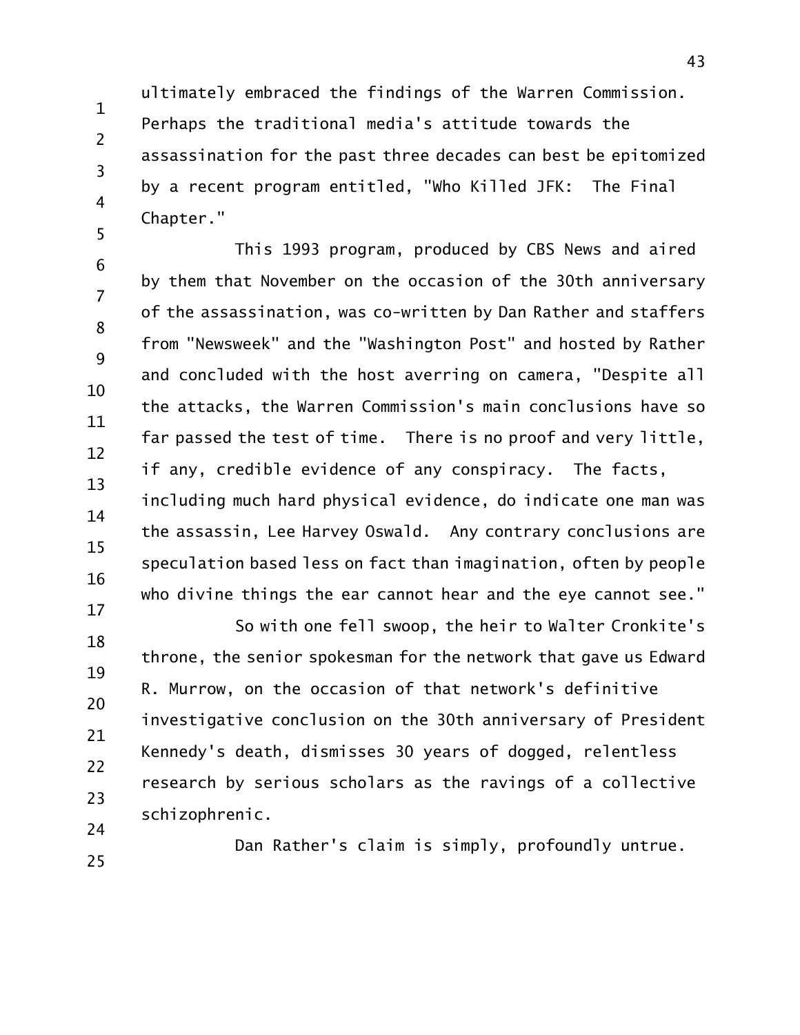ultimately embraced the findings of the Warren Commission. Perhaps the traditional media's attitude towards the assassination for the past three decades can best be epitomized by a recent program entitled, "Who Killed JFK: The Final Chapter."

This 1993 program, produced by CBS News and aired by them that November on the occasion of the 30th anniversary of the assassination, was co-written by Dan Rather and staffers from "Newsweek" and the "Washington Post" and hosted by Rather and concluded with the host averring on camera, "Despite all the attacks, the Warren Commission's main conclusions have so far passed the test of time. There is no proof and very little, if any, credible evidence of any conspiracy. The facts, including much hard physical evidence, do indicate one man was the assassin, Lee Harvey Oswald. Any contrary conclusions are speculation based less on fact than imagination, often by people who divine things the ear cannot hear and the eye cannot see."

So with one fell swoop, the heir to Walter Cronkite's throne, the senior spokesman for the network that gave us Edward R. Murrow, on the occasion of that network's definitive investigative conclusion on the 30th anniversary of President Kennedy's death, dismisses 30 years of dogged, relentless research by serious scholars as the ravings of a collective schizophrenic.

Dan Rather's claim is simply, profoundly untrue.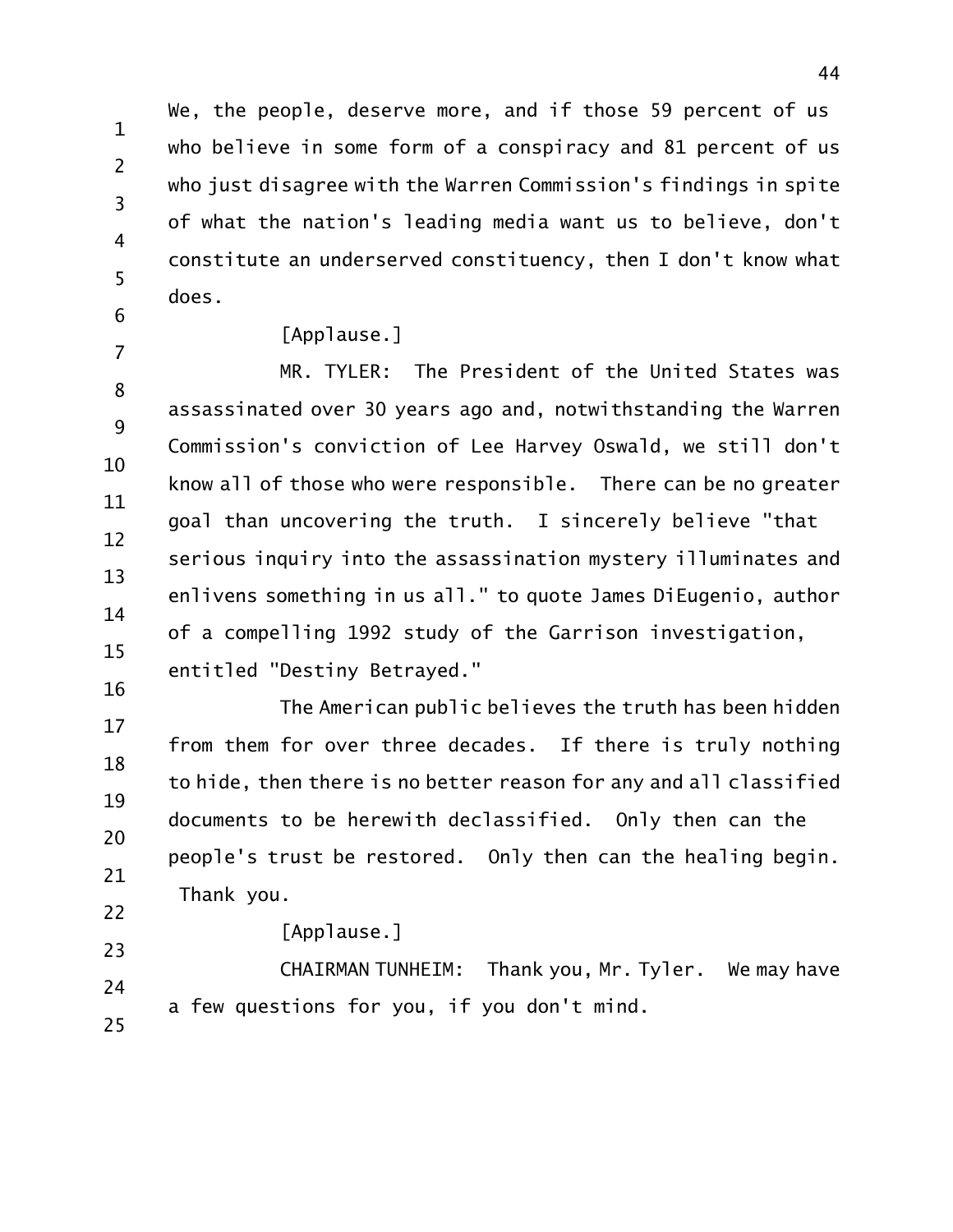We, the people, deserve more, and if those 59 percent of us who believe in some form of a conspiracy and 81 percent of us who just disagree with the Warren Commission's findings in spite of what the nation's leading media want us to believe, don't constitute an underserved constituency, then I don't know what does.

[Applause.]

MR. TYLER: The President of the United States was assassinated over 30 years ago and, notwithstanding the Warren Commission's conviction of Lee Harvey Oswald, we still don't know all of those who were responsible. There can be no greater goal than uncovering the truth. I sincerely believe "that serious inquiry into the assassination mystery illuminates and enlivens something in us all." to quote James DiEugenio, author of a compelling 1992 study of the Garrison investigation, entitled "Destiny Betrayed."

The American public believes the truth has been hidden from them for over three decades. If there is truly nothing to hide, then there is no better reason for any and all classified documents to be herewith declassified. Only then can the people's trust be restored. Only then can the healing begin. Thank you.

[Applause.]

CHAIRMAN TUNHEIM: Thank you, Mr. Tyler. We may have a few questions for you, if you don't mind.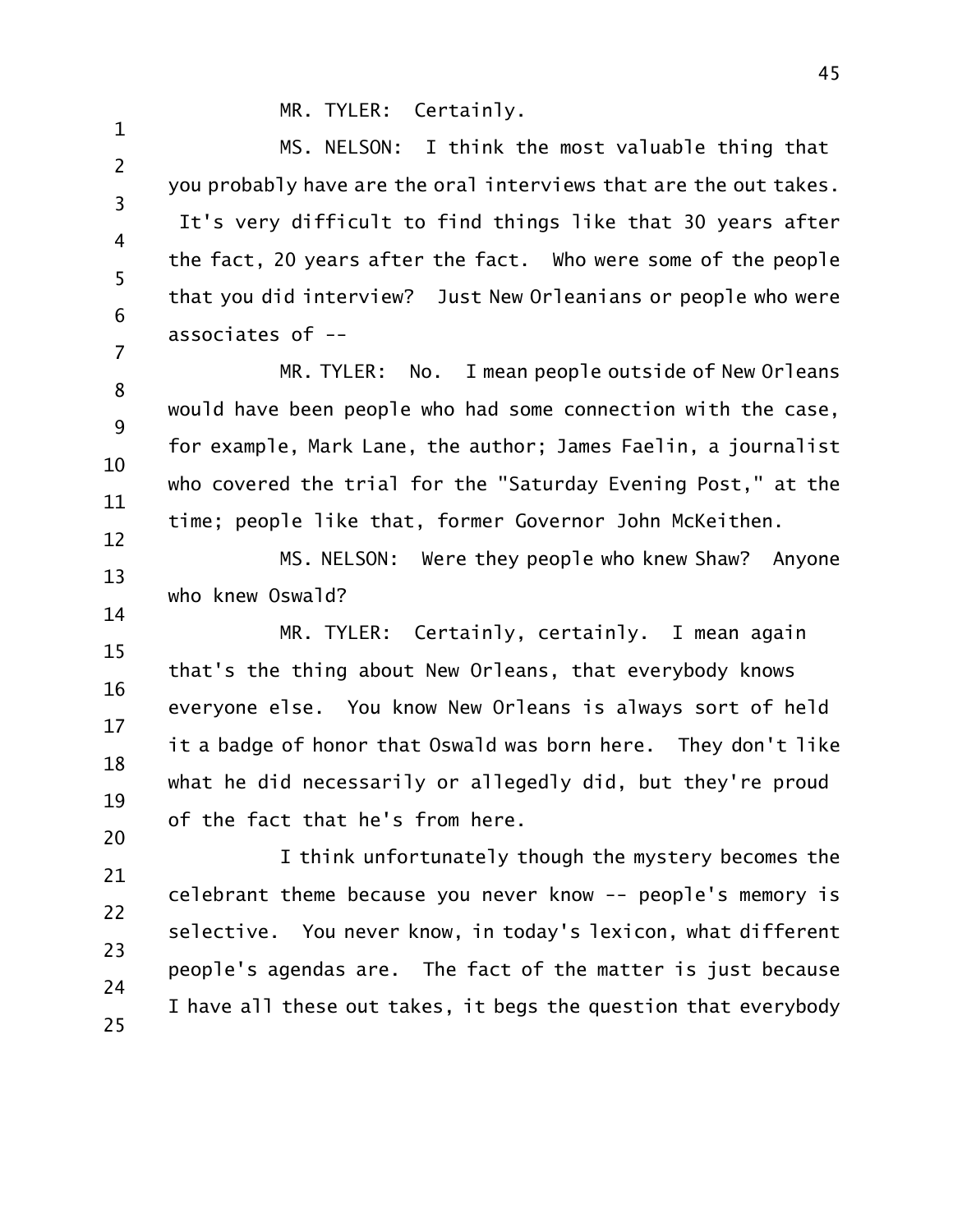MR. TYLER: Certainly.

MS. NELSON: I think the most valuable thing that you probably have are the oral interviews that are the out takes. It's very difficult to find things like that 30 years after the fact, 20 years after the fact. Who were some of the people that you did interview? Just New Orleanians or people who were associates of --

MR. TYLER: No. I mean people outside of New Orleans would have been people who had some connection with the case, for example, Mark Lane, the author; James Faelin, a journalist who covered the trial for the "Saturday Evening Post," at the time; people like that, former Governor John McKeithen.

MS. NELSON: Were they people who knew Shaw? Anyone who knew Oswald?

MR. TYLER: Certainly, certainly. I mean again that's the thing about New Orleans, that everybody knows everyone else. You know New Orleans is always sort of held it a badge of honor that Oswald was born here. They don't like what he did necessarily or allegedly did, but they're proud of the fact that he's from here.

I think unfortunately though the mystery becomes the celebrant theme because you never know -- people's memory is selective. You never know, in today's lexicon, what different people's agendas are. The fact of the matter is just because I have all these out takes, it begs the question that everybody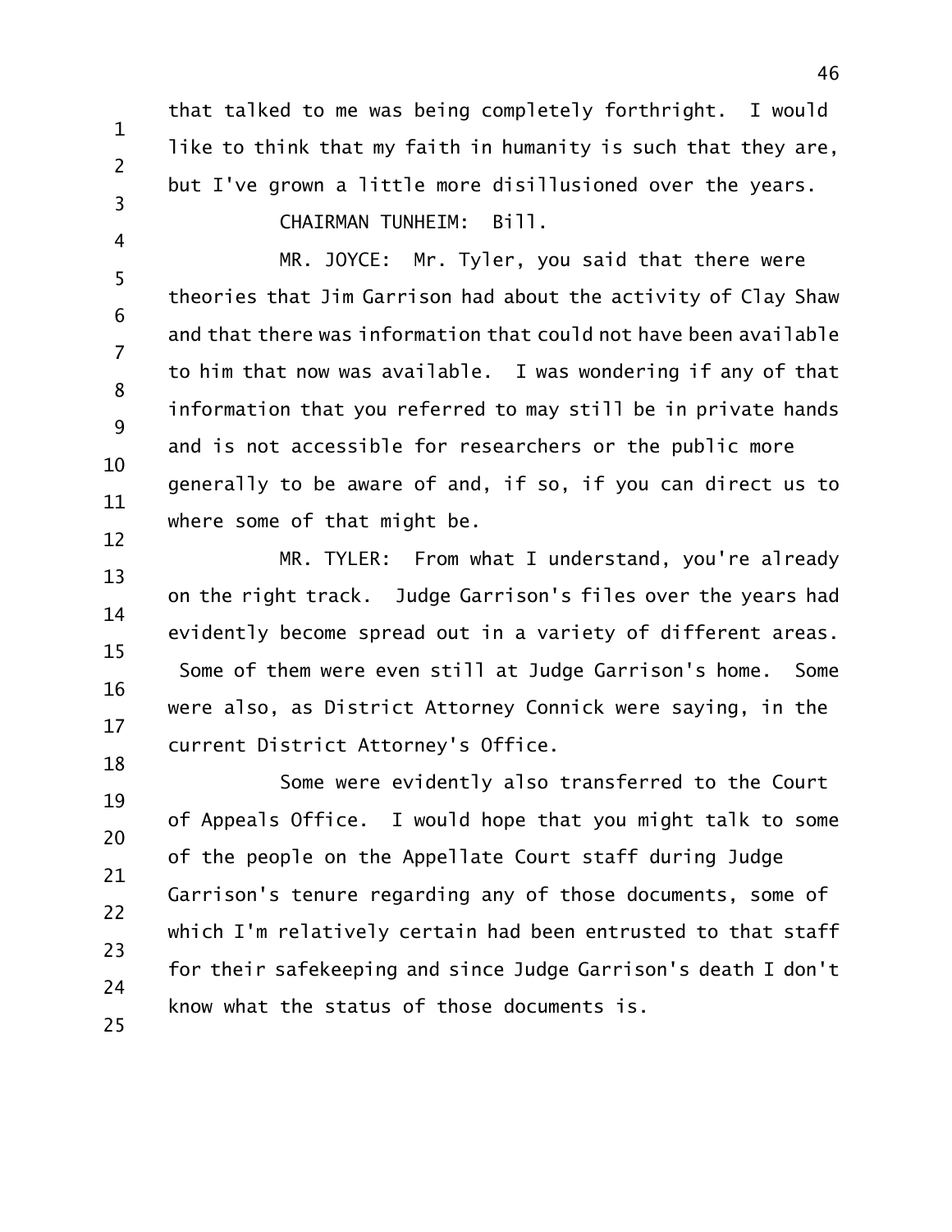that talked to me was being completely forthright. I would like to think that my faith in humanity is such that they are, but I've grown a little more disillusioned over the years.

CHAIRMAN TUNHEIM: Bill.

MR. JOYCE: Mr. Tyler, you said that there were theories that Jim Garrison had about the activity of Clay Shaw and that there was information that could not have been available to him that now was available. I was wondering if any of that information that you referred to may still be in private hands and is not accessible for researchers or the public more generally to be aware of and, if so, if you can direct us to where some of that might be.

MR. TYLER: From what I understand, you're already on the right track. Judge Garrison's files over the years had evidently become spread out in a variety of different areas. Some of them were even still at Judge Garrison's home. Some were also, as District Attorney Connick were saying, in the current District Attorney's Office.

Some were evidently also transferred to the Court of Appeals Office. I would hope that you might talk to some of the people on the Appellate Court staff during Judge Garrison's tenure regarding any of those documents, some of which I'm relatively certain had been entrusted to that staff for their safekeeping and since Judge Garrison's death I don't know what the status of those documents is.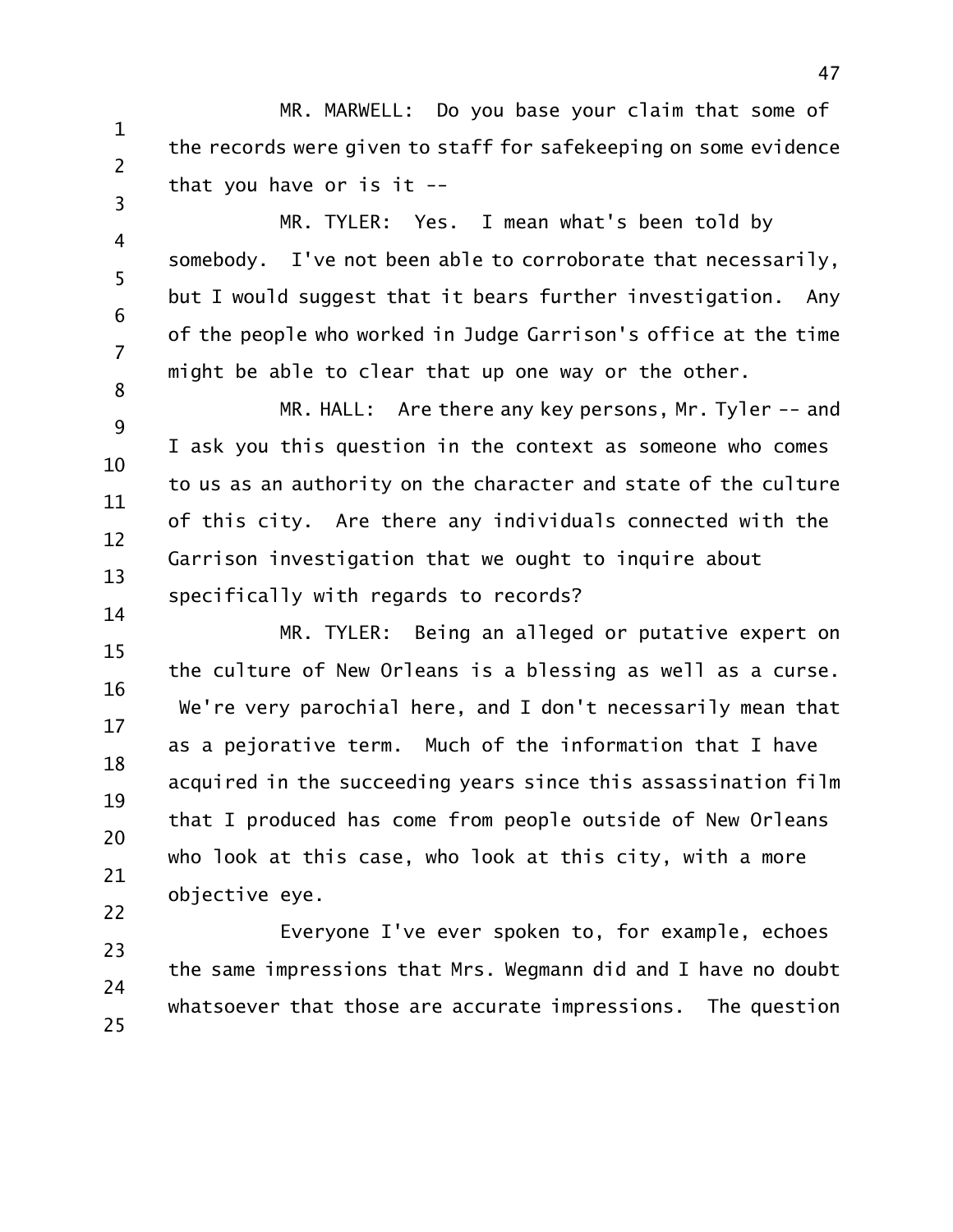MR. MARWELL: Do you base your claim that some of the records were given to staff for safekeeping on some evidence that you have or is it --

MR. TYLER: Yes. I mean what's been told by somebody. I've not been able to corroborate that necessarily, but I would suggest that it bears further investigation. Any of the people who worked in Judge Garrison's office at the time might be able to clear that up one way or the other.

MR. HALL: Are there any key persons, Mr. Tyler -- and I ask you this question in the context as someone who comes to us as an authority on the character and state of the culture of this city. Are there any individuals connected with the Garrison investigation that we ought to inquire about specifically with regards to records?

MR. TYLER: Being an alleged or putative expert on the culture of New Orleans is a blessing as well as a curse. We're very parochial here, and I don't necessarily mean that as a pejorative term. Much of the information that I have acquired in the succeeding years since this assassination film that I produced has come from people outside of New Orleans who look at this case, who look at this city, with a more objective eye.

Everyone I've ever spoken to, for example, echoes the same impressions that Mrs. Wegmann did and I have no doubt whatsoever that those are accurate impressions. The question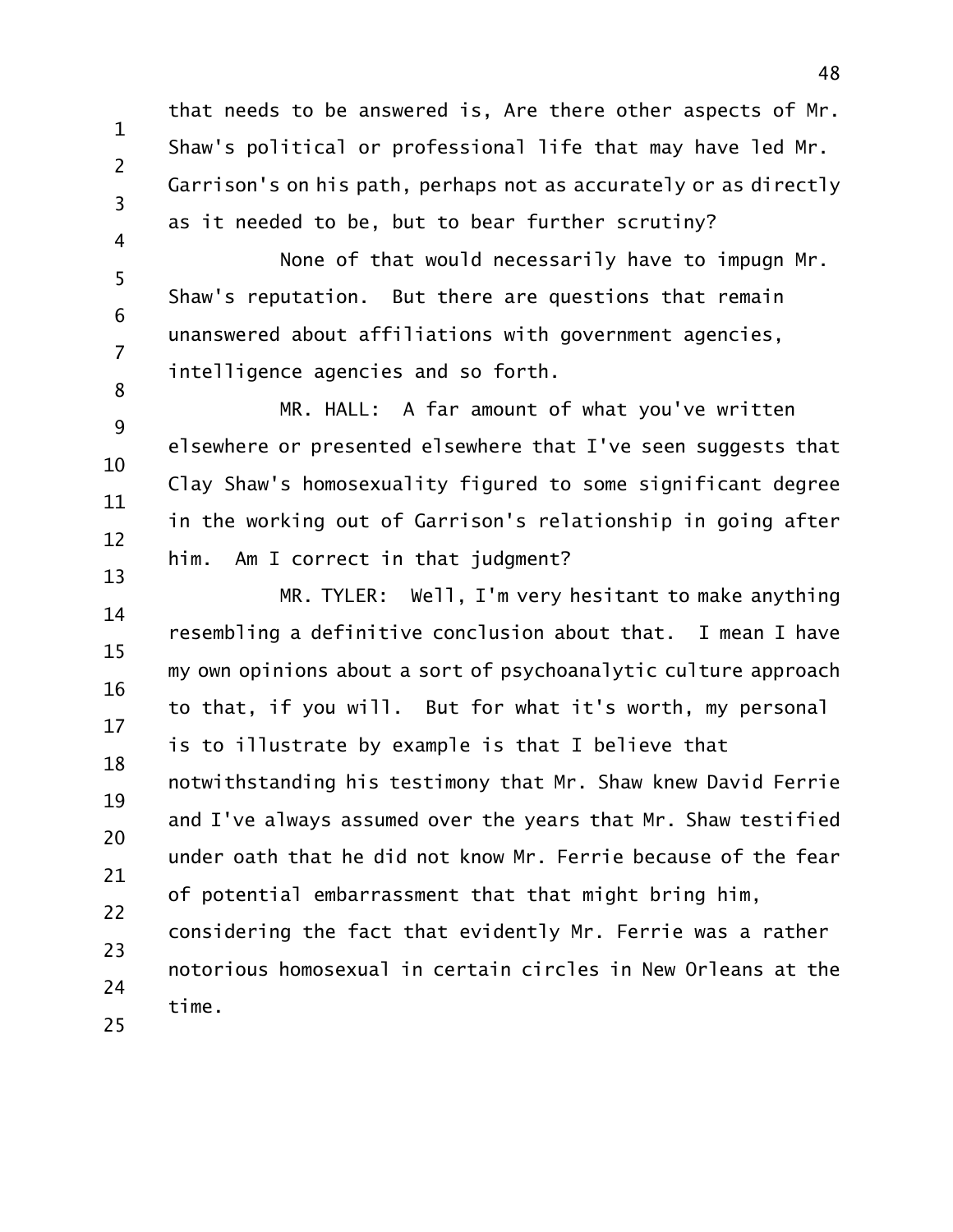that needs to be answered is, Are there other aspects of Mr. Shaw's political or professional life that may have led Mr. Garrison's on his path, perhaps not as accurately or as directly as it needed to be, but to bear further scrutiny?

None of that would necessarily have to impugn Mr. Shaw's reputation. But there are questions that remain unanswered about affiliations with government agencies, intelligence agencies and so forth.

MR. HALL: A far amount of what you've written elsewhere or presented elsewhere that I've seen suggests that Clay Shaw's homosexuality figured to some significant degree in the working out of Garrison's relationship in going after him. Am I correct in that judgment?

MR. TYLER: Well, I'm very hesitant to make anything resembling a definitive conclusion about that. I mean I have my own opinions about a sort of psychoanalytic culture approach to that, if you will. But for what it's worth, my personal is to illustrate by example is that I believe that notwithstanding his testimony that Mr. Shaw knew David Ferrie and I've always assumed over the years that Mr. Shaw testified under oath that he did not know Mr. Ferrie because of the fear of potential embarrassment that that might bring him, considering the fact that evidently Mr. Ferrie was a rather notorious homosexual in certain circles in New Orleans at the time.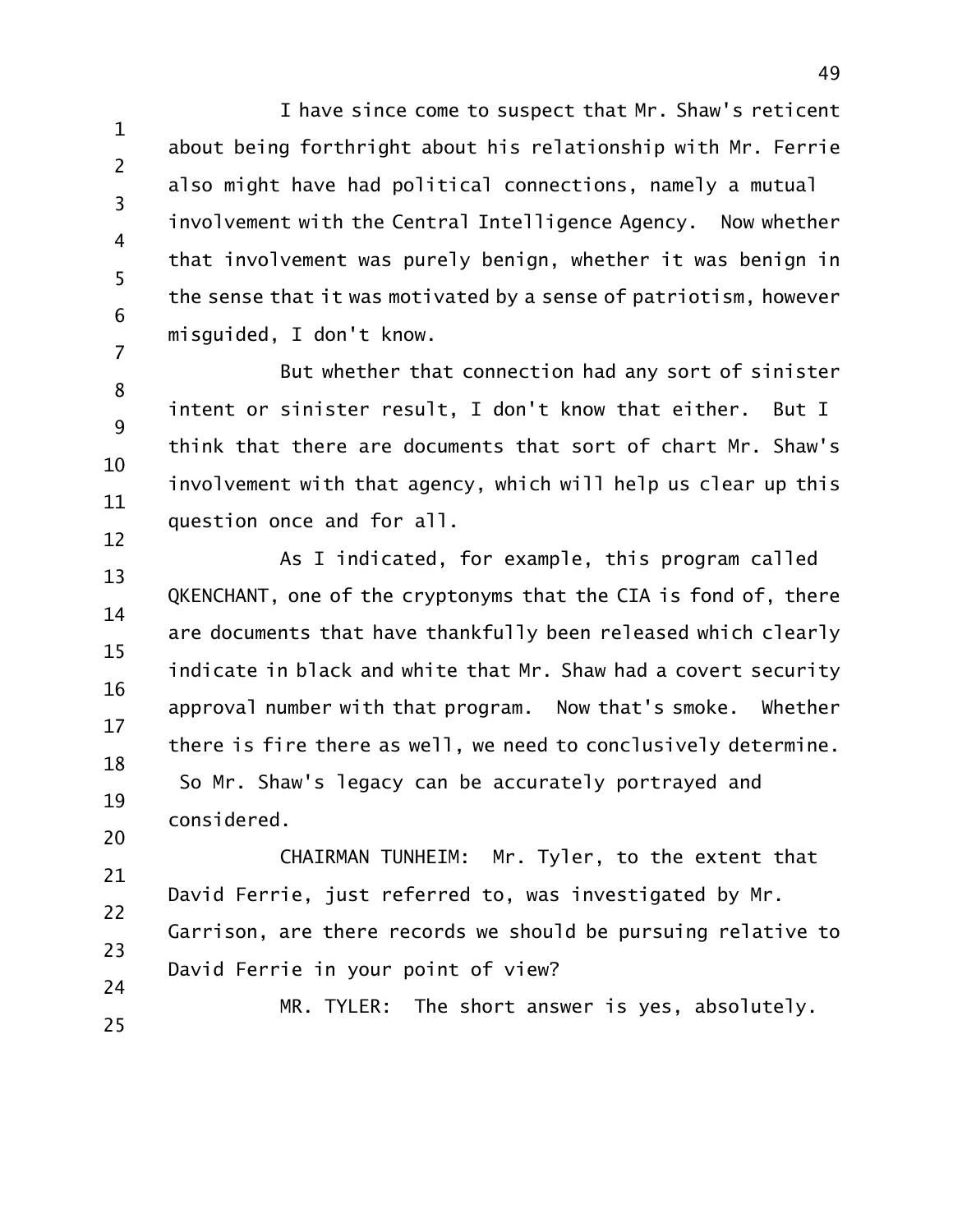I have since come to suspect that Mr. Shaw's reticent about being forthright about his relationship with Mr. Ferrie also might have had political connections, namely a mutual involvement with the Central Intelligence Agency. Now whether that involvement was purely benign, whether it was benign in the sense that it was motivated by a sense of patriotism, however misguided, I don't know.

But whether that connection had any sort of sinister intent or sinister result, I don't know that either. But I think that there are documents that sort of chart Mr. Shaw's involvement with that agency, which will help us clear up this question once and for all.

As I indicated, for example, this program called QKENCHANT, one of the cryptonyms that the CIA is fond of, there are documents that have thankfully been released which clearly indicate in black and white that Mr. Shaw had a covert security approval number with that program. Now that's smoke. Whether there is fire there as well, we need to conclusively determine. So Mr. Shaw's legacy can be accurately portrayed and considered.

CHAIRMAN TUNHEIM: Mr. Tyler, to the extent that David Ferrie, just referred to, was investigated by Mr. Garrison, are there records we should be pursuing relative to David Ferrie in your point of view?

MR. TYLER: The short answer is yes, absolutely.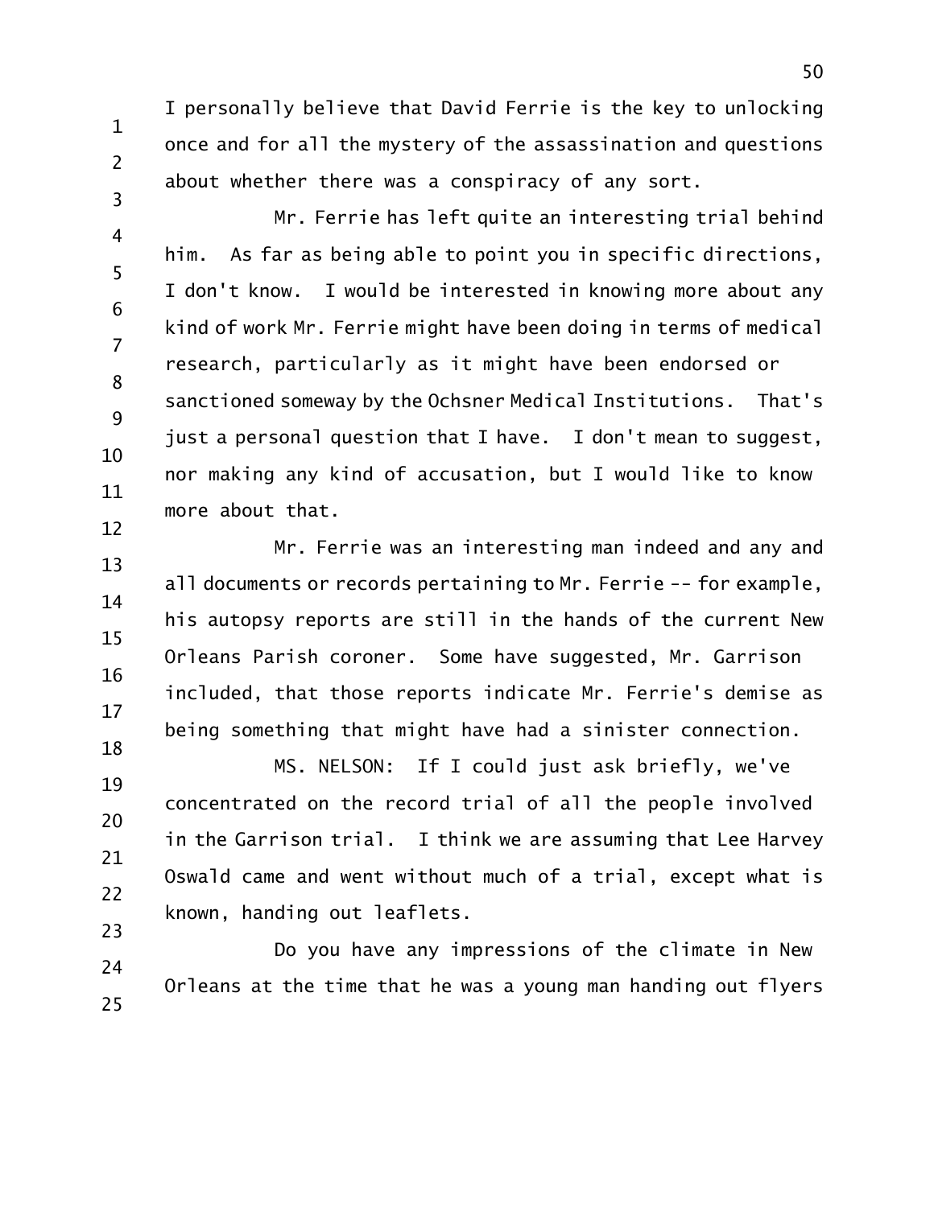I personally believe that David Ferrie is the key to unlocking once and for all the mystery of the assassination and questions about whether there was a conspiracy of any sort.

Mr. Ferrie has left quite an interesting trial behind him. As far as being able to point you in specific directions, I don't know. I would be interested in knowing more about any kind of work Mr. Ferrie might have been doing in terms of medical research, particularly as it might have been endorsed or sanctioned someway by the Ochsner Medical Institutions. That's just a personal question that I have. I don't mean to suggest, nor making any kind of accusation, but I would like to know more about that.

Mr. Ferrie was an interesting man indeed and any and all documents or records pertaining to Mr. Ferrie -- for example, his autopsy reports are still in the hands of the current New Orleans Parish coroner. Some have suggested, Mr. Garrison included, that those reports indicate Mr. Ferrie's demise as being something that might have had a sinister connection.

MS. NELSON: If I could just ask briefly, we've concentrated on the record trial of all the people involved in the Garrison trial. I think we are assuming that Lee Harvey Oswald came and went without much of a trial, except what is known, handing out leaflets.

Do you have any impressions of the climate in New Orleans at the time that he was a young man handing out flyers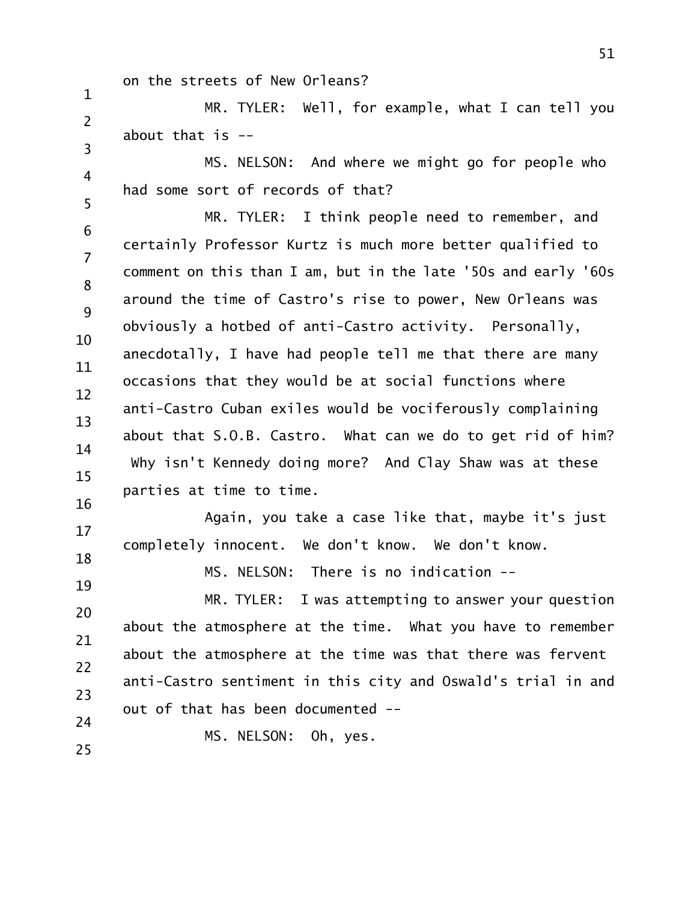on the streets of New Orleans?

MR. TYLER: Well, for example, what I can tell you about that is --

MS. NELSON: And where we might go for people who had some sort of records of that?

MR. TYLER: I think people need to remember, and certainly Professor Kurtz is much more better qualified to comment on this than I am, but in the late '50s and early '60s around the time of Castro's rise to power, New Orleans was obviously a hotbed of anti-Castro activity. Personally, anecdotally, I have had people tell me that there are many occasions that they would be at social functions where anti-Castro Cuban exiles would be vociferously complaining about that S.O.B. Castro. What can we do to get rid of him? Why isn't Kennedy doing more? And Clay Shaw was at these parties at time to time.

Again, you take a case like that, maybe it's just completely innocent. We don't know. We don't know.

MS. NELSON: There is no indication --

MR. TYLER: I was attempting to answer your question about the atmosphere at the time. What you have to remember about the atmosphere at the time was that there was fervent anti-Castro sentiment in this city and Oswald's trial in and out of that has been documented --

MS. NELSON: Oh, yes.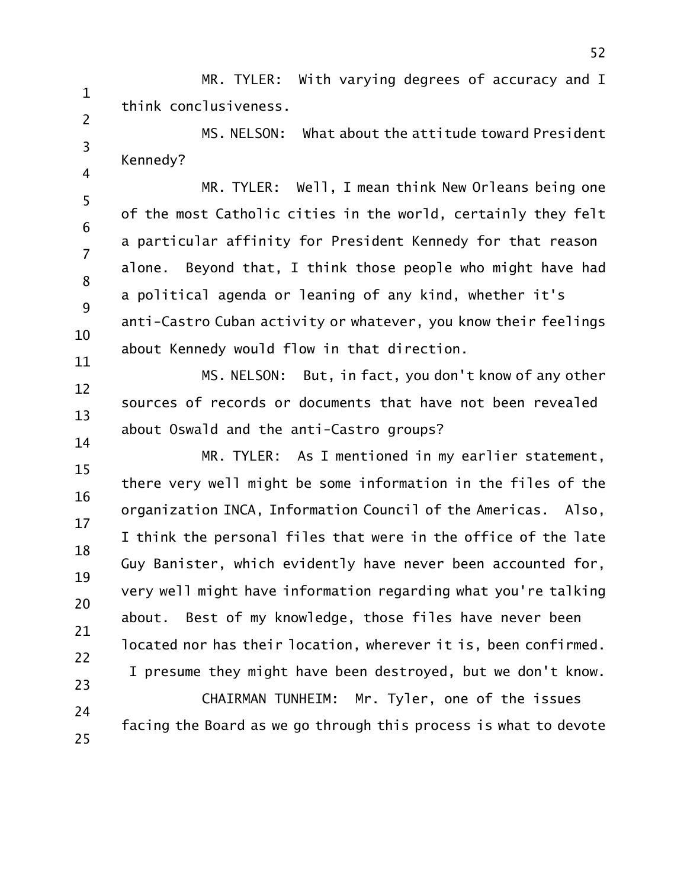MR. TYLER: With varying degrees of accuracy and I think conclusiveness.

MS. NELSON: What about the attitude toward President Kennedy?

MR. TYLER: Well, I mean think New Orleans being one of the most Catholic cities in the world, certainly they felt a particular affinity for President Kennedy for that reason alone. Beyond that, I think those people who might have had a political agenda or leaning of any kind, whether it's anti-Castro Cuban activity or whatever, you know their feelings about Kennedy would flow in that direction.

MS. NELSON: But, in fact, you don't know of any other sources of records or documents that have not been revealed about Oswald and the anti-Castro groups?

MR. TYLER: As I mentioned in my earlier statement, there very well might be some information in the files of the organization INCA, Information Council of the Americas. Also, I think the personal files that were in the office of the late Guy Banister, which evidently have never been accounted for, very well might have information regarding what you're talking about. Best of my knowledge, those files have never been located nor has their location, wherever it is, been confirmed. I presume they might have been destroyed, but we don't know.

CHAIRMAN TUNHEIM: Mr. Tyler, one of the issues facing the Board as we go through this process is what to devote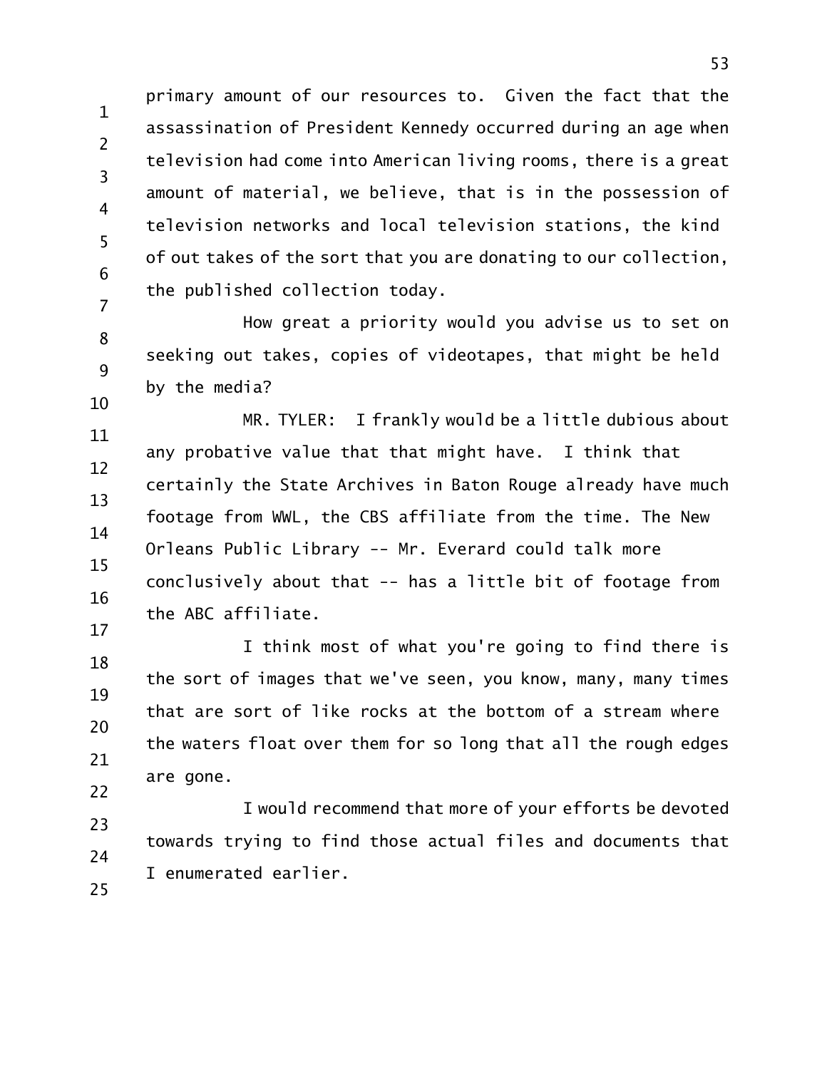primary amount of our resources to. Given the fact that the assassination of President Kennedy occurred during an age when television had come into American living rooms, there is a great amount of material, we believe, that is in the possession of television networks and local television stations, the kind of out takes of the sort that you are donating to our collection, the published collection today.

How great a priority would you advise us to set on seeking out takes, copies of videotapes, that might be held by the media?

MR. TYLER: I frankly would be a little dubious about any probative value that that might have. I think that certainly the State Archives in Baton Rouge already have much footage from WWL, the CBS affiliate from the time. The New Orleans Public Library -- Mr. Everard could talk more conclusively about that -- has a little bit of footage from the ABC affiliate.

I think most of what you're going to find there is the sort of images that we've seen, you know, many, many times that are sort of like rocks at the bottom of a stream where the waters float over them for so long that all the rough edges are gone.

I would recommend that more of your efforts be devoted towards trying to find those actual files and documents that I enumerated earlier.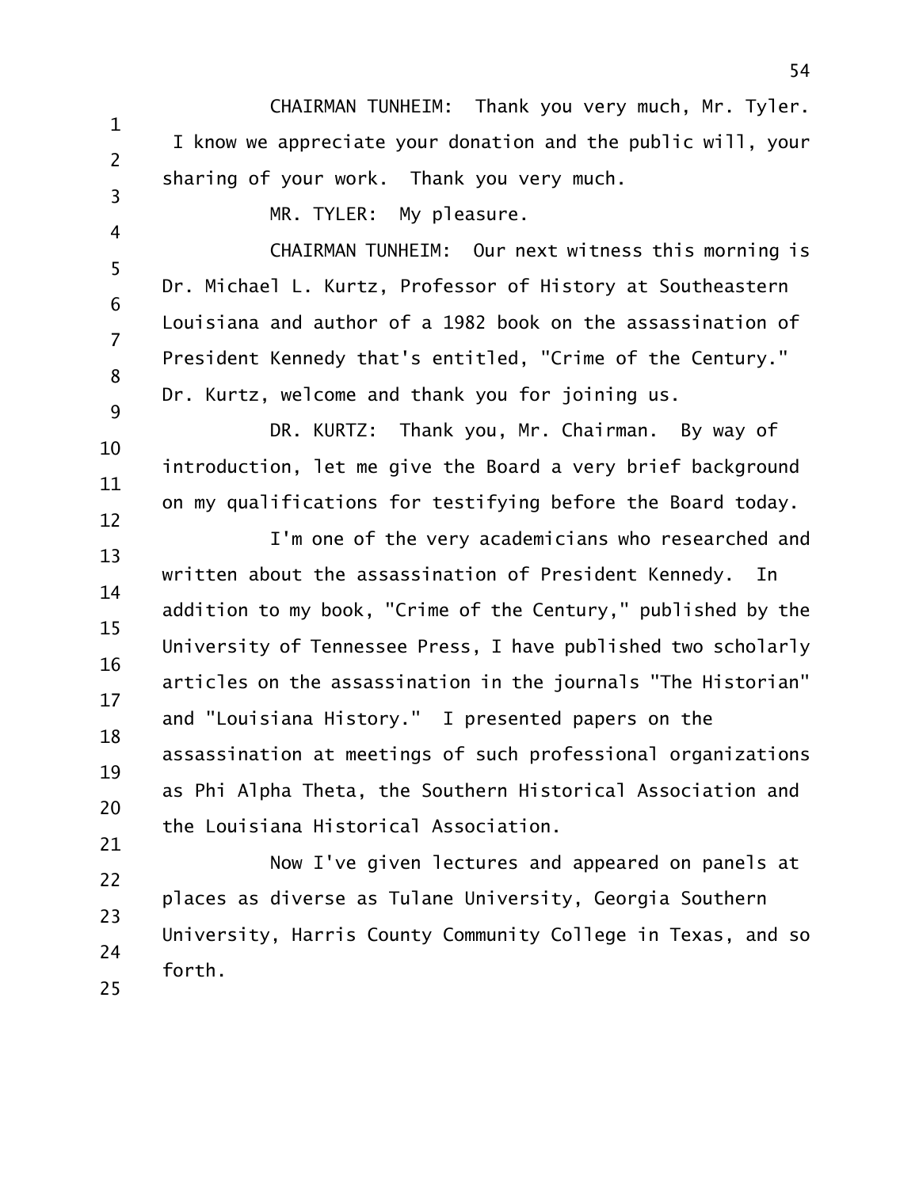CHAIRMAN TUNHEIM: Thank you very much, Mr. Tyler. I know we appreciate your donation and the public will, your sharing of your work. Thank you very much.

MR. TYLER: My pleasure.

CHAIRMAN TUNHEIM: Our next witness this morning is Dr. Michael L. Kurtz, Professor of History at Southeastern Louisiana and author of a 1982 book on the assassination of President Kennedy that's entitled, "Crime of the Century." Dr. Kurtz, welcome and thank you for joining us.

DR. KURTZ: Thank you, Mr. Chairman. By way of introduction, let me give the Board a very brief background on my qualifications for testifying before the Board today.

I'm one of the very academicians who researched and written about the assassination of President Kennedy. In addition to my book, "Crime of the Century," published by the University of Tennessee Press, I have published two scholarly articles on the assassination in the journals "The Historian" and "Louisiana History." I presented papers on the assassination at meetings of such professional organizations as Phi Alpha Theta, the Southern Historical Association and the Louisiana Historical Association.

Now I've given lectures and appeared on panels at places as diverse as Tulane University, Georgia Southern University, Harris County Community College in Texas, and so forth.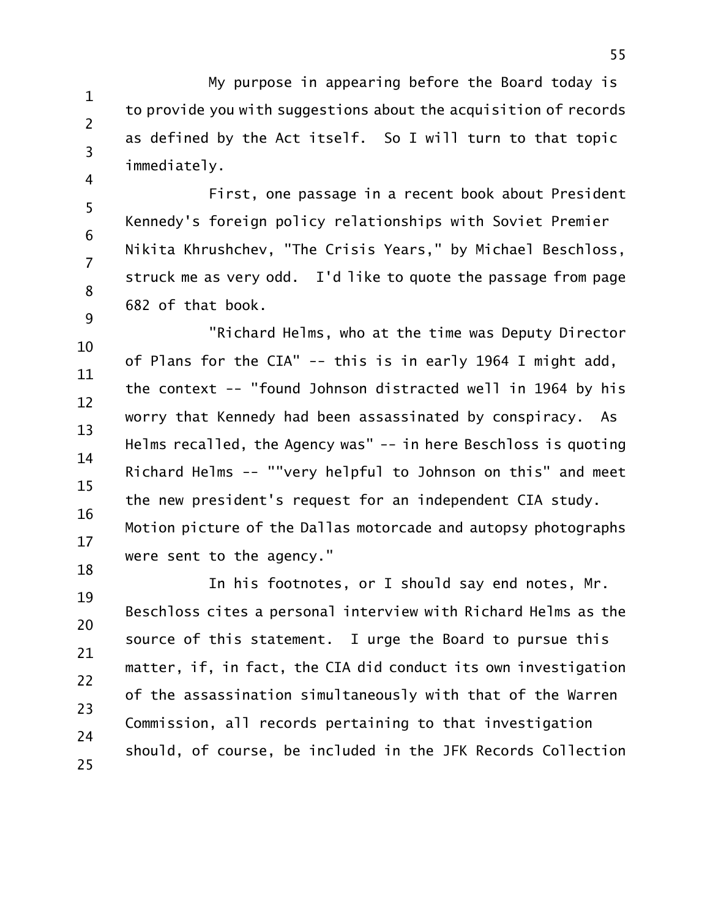My purpose in appearing before the Board today is to provide you with suggestions about the acquisition of records as defined by the Act itself. So I will turn to that topic immediately.

First, one passage in a recent book about President Kennedy's foreign policy relationships with Soviet Premier Nikita Khrushchev, "The Crisis Years," by Michael Beschloss, struck me as very odd. I'd like to quote the passage from page 682 of that book.

"Richard Helms, who at the time was Deputy Director of Plans for the CIA" -- this is in early 1964 I might add, the context -- "found Johnson distracted well in 1964 by his worry that Kennedy had been assassinated by conspiracy. As Helms recalled, the Agency was" -- in here Beschloss is quoting Richard Helms -- ""very helpful to Johnson on this" and meet the new president's request for an independent CIA study. Motion picture of the Dallas motorcade and autopsy photographs were sent to the agency."

In his footnotes, or I should say end notes, Mr. Beschloss cites a personal interview with Richard Helms as the source of this statement. I urge the Board to pursue this matter, if, in fact, the CIA did conduct its own investigation of the assassination simultaneously with that of the Warren Commission, all records pertaining to that investigation should, of course, be included in the JFK Records Collection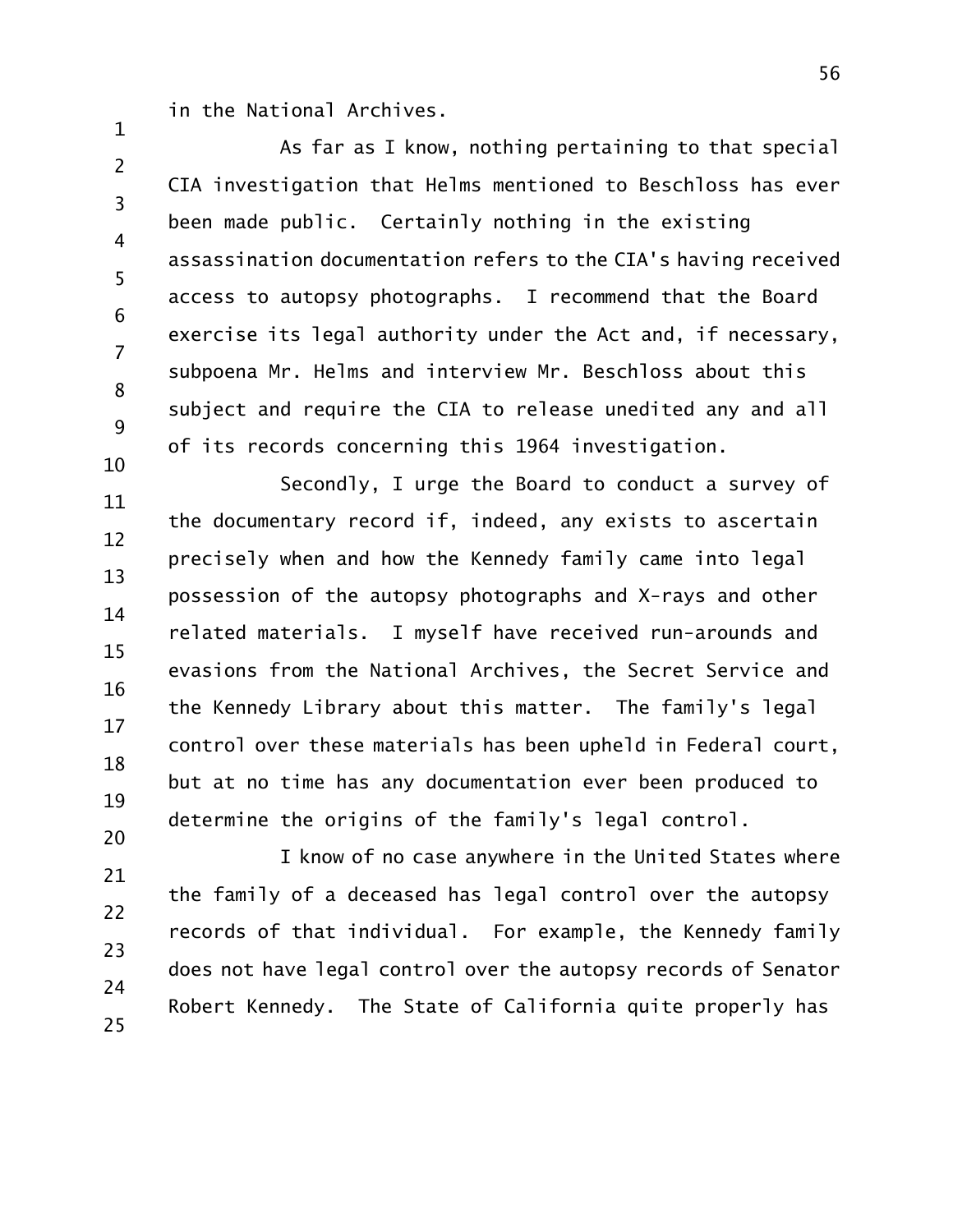in the National Archives.

As far as I know, nothing pertaining to that special CIA investigation that Helms mentioned to Beschloss has ever been made public. Certainly nothing in the existing assassination documentation refers to the CIA's having received access to autopsy photographs. I recommend that the Board exercise its legal authority under the Act and, if necessary, subpoena Mr. Helms and interview Mr. Beschloss about this subject and require the CIA to release unedited any and all of its records concerning this 1964 investigation.

Secondly, I urge the Board to conduct a survey of the documentary record if, indeed, any exists to ascertain precisely when and how the Kennedy family came into legal possession of the autopsy photographs and X-rays and other related materials. I myself have received run-arounds and evasions from the National Archives, the Secret Service and the Kennedy Library about this matter. The family's legal control over these materials has been upheld in Federal court, but at no time has any documentation ever been produced to determine the origins of the family's legal control.

I know of no case anywhere in the United States where the family of a deceased has legal control over the autopsy records of that individual. For example, the Kennedy family does not have legal control over the autopsy records of Senator Robert Kennedy. The State of California quite properly has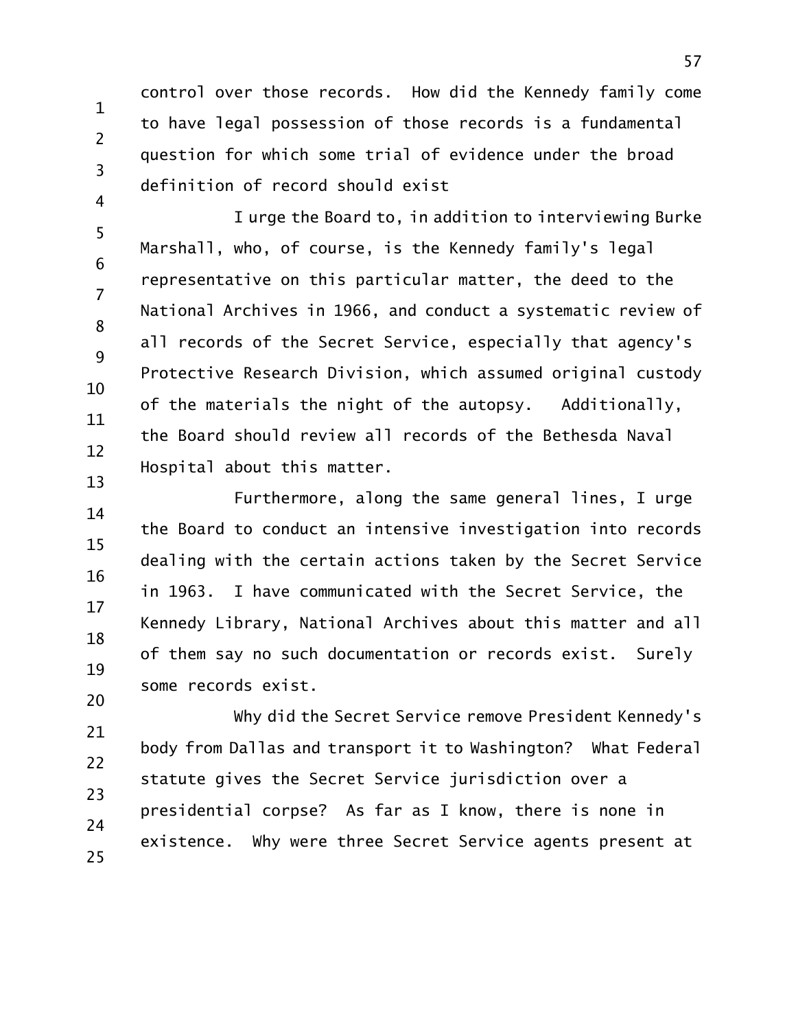control over those records. How did the Kennedy family come to have legal possession of those records is a fundamental question for which some trial of evidence under the broad definition of record should exist

I urge the Board to, in addition to interviewing Burke Marshall, who, of course, is the Kennedy family's legal representative on this particular matter, the deed to the National Archives in 1966, and conduct a systematic review of all records of the Secret Service, especially that agency's Protective Research Division, which assumed original custody of the materials the night of the autopsy. Additionally, the Board should review all records of the Bethesda Naval Hospital about this matter.

Furthermore, along the same general lines, I urge the Board to conduct an intensive investigation into records dealing with the certain actions taken by the Secret Service in 1963. I have communicated with the Secret Service, the Kennedy Library, National Archives about this matter and all of them say no such documentation or records exist. Surely some records exist.

Why did the Secret Service remove President Kennedy's body from Dallas and transport it to Washington? What Federal statute gives the Secret Service jurisdiction over a presidential corpse? As far as I know, there is none in existence. Why were three Secret Service agents present at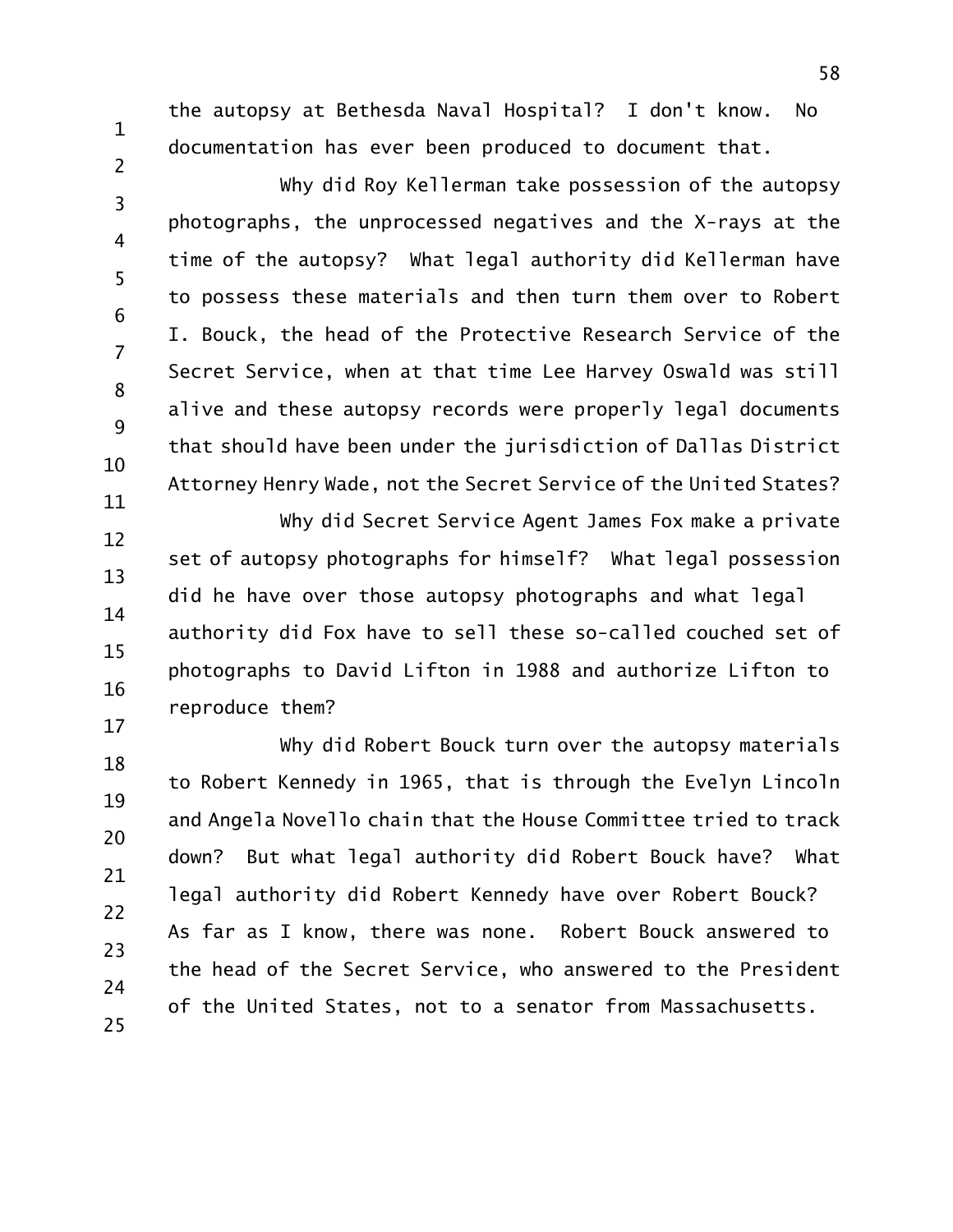the autopsy at Bethesda Naval Hospital? I don't know. No documentation has ever been produced to document that.

Why did Roy Kellerman take possession of the autopsy photographs, the unprocessed negatives and the X-rays at the time of the autopsy? What legal authority did Kellerman have to possess these materials and then turn them over to Robert I. Bouck, the head of the Protective Research Service of the Secret Service, when at that time Lee Harvey Oswald was still alive and these autopsy records were properly legal documents that should have been under the jurisdiction of Dallas District Attorney Henry Wade, not the Secret Service of the United States?

Why did Secret Service Agent James Fox make a private set of autopsy photographs for himself? What legal possession did he have over those autopsy photographs and what legal authority did Fox have to sell these so-called couched set of photographs to David Lifton in 1988 and authorize Lifton to reproduce them?

Why did Robert Bouck turn over the autopsy materials to Robert Kennedy in 1965, that is through the Evelyn Lincoln and Angela Novello chain that the House Committee tried to track down? But what legal authority did Robert Bouck have? What legal authority did Robert Kennedy have over Robert Bouck? As far as I know, there was none. Robert Bouck answered to the head of the Secret Service, who answered to the President of the United States, not to a senator from Massachusetts.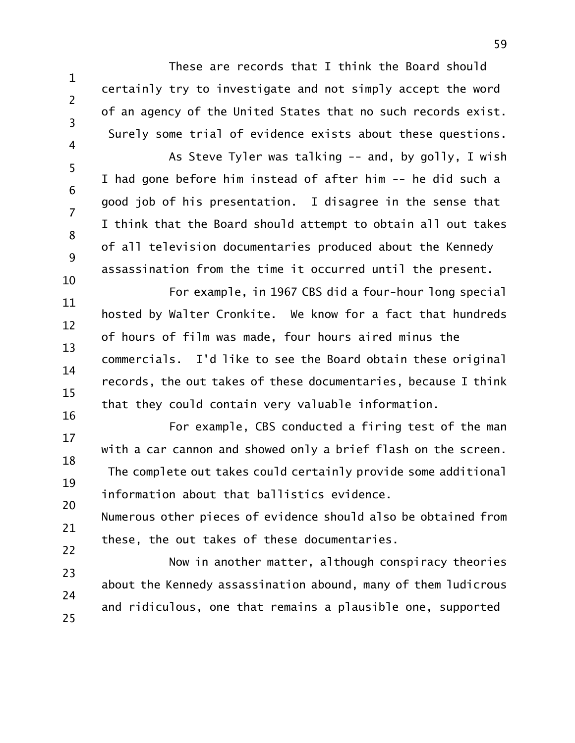These are records that I think the Board should certainly try to investigate and not simply accept the word of an agency of the United States that no such records exist. Surely some trial of evidence exists about these questions.

As Steve Tyler was talking -- and, by golly, I wish I had gone before him instead of after him -- he did such a good job of his presentation. I disagree in the sense that I think that the Board should attempt to obtain all out takes of all television documentaries produced about the Kennedy assassination from the time it occurred until the present.

For example, in 1967 CBS did a four-hour long special hosted by Walter Cronkite. We know for a fact that hundreds of hours of film was made, four hours aired minus the commercials. I'd like to see the Board obtain these original records, the out takes of these documentaries, because I think that they could contain very valuable information.

For example, CBS conducted a firing test of the man with a car cannon and showed only a brief flash on the screen. The complete out takes could certainly provide some additional information about that ballistics evidence.

Numerous other pieces of evidence should also be obtained from these, the out takes of these documentaries.

Now in another matter, although conspiracy theories about the Kennedy assassination abound, many of them ludicrous and ridiculous, one that remains a plausible one, supported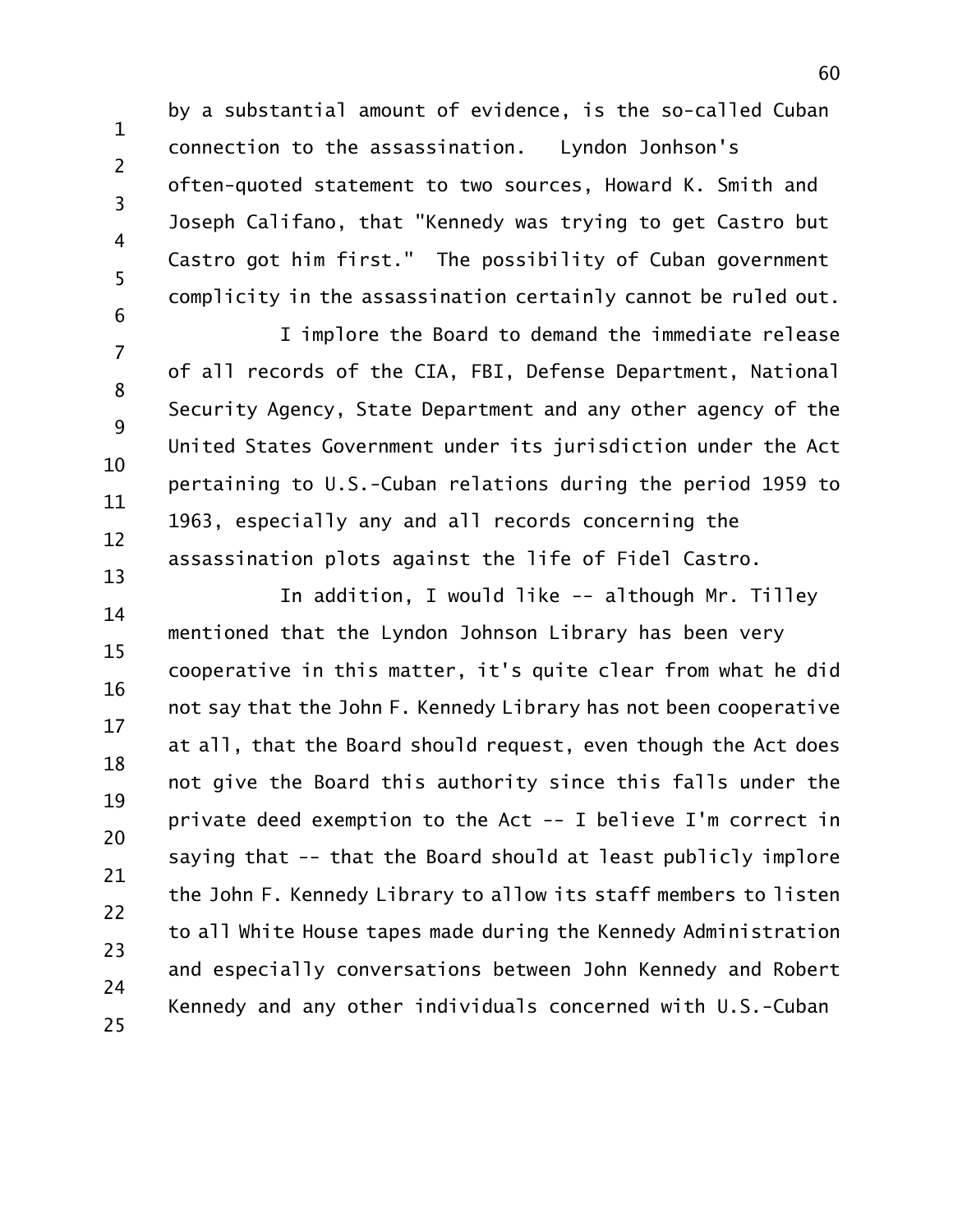by a substantial amount of evidence, is the so-called Cuban connection to the assassination. Lyndon Jonhson's often-quoted statement to two sources, Howard K. Smith and Joseph Califano, that "Kennedy was trying to get Castro but Castro got him first." The possibility of Cuban government complicity in the assassination certainly cannot be ruled out.

I implore the Board to demand the immediate release of all records of the CIA, FBI, Defense Department, National Security Agency, State Department and any other agency of the United States Government under its jurisdiction under the Act pertaining to U.S.-Cuban relations during the period 1959 to 1963, especially any and all records concerning the assassination plots against the life of Fidel Castro.

In addition, I would like -- although Mr. Tilley mentioned that the Lyndon Johnson Library has been very cooperative in this matter, it's quite clear from what he did not say that the John F. Kennedy Library has not been cooperative at all, that the Board should request, even though the Act does not give the Board this authority since this falls under the private deed exemption to the Act -- I believe I'm correct in saying that -- that the Board should at least publicly implore the John F. Kennedy Library to allow its staff members to listen to all White House tapes made during the Kennedy Administration and especially conversations between John Kennedy and Robert Kennedy and any other individuals concerned with U.S.-Cuban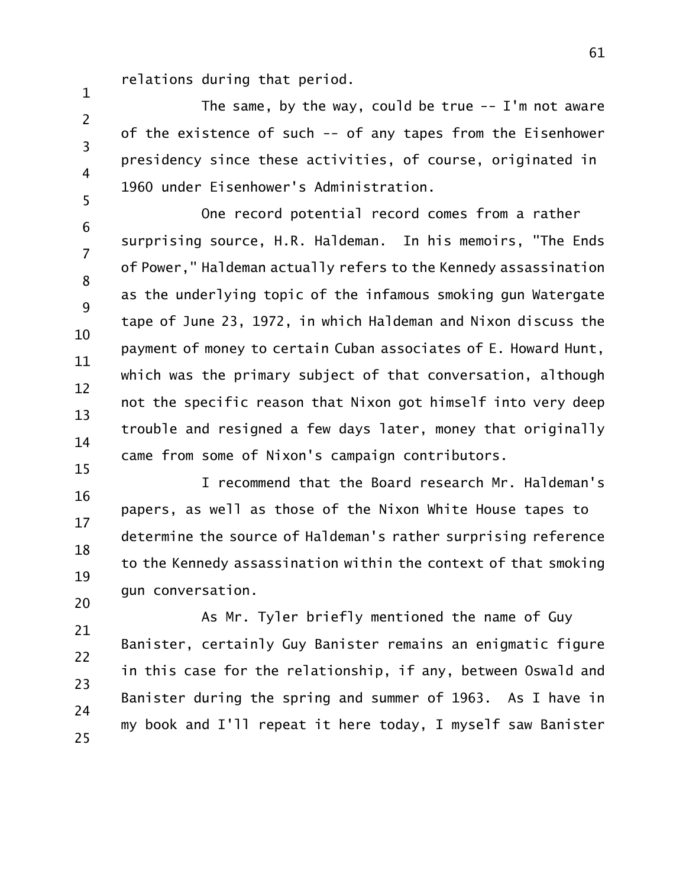relations during that period.

The same, by the way, could be true -- I'm not aware of the existence of such -- of any tapes from the Eisenhower presidency since these activities, of course, originated in 1960 under Eisenhower's Administration.

One record potential record comes from a rather surprising source, H.R. Haldeman. In his memoirs, "The Ends of Power," Haldeman actually refers to the Kennedy assassination as the underlying topic of the infamous smoking gun Watergate tape of June 23, 1972, in which Haldeman and Nixon discuss the payment of money to certain Cuban associates of E. Howard Hunt, which was the primary subject of that conversation, although not the specific reason that Nixon got himself into very deep trouble and resigned a few days later, money that originally came from some of Nixon's campaign contributors.

I recommend that the Board research Mr. Haldeman's papers, as well as those of the Nixon White House tapes to determine the source of Haldeman's rather surprising reference to the Kennedy assassination within the context of that smoking gun conversation.

As Mr. Tyler briefly mentioned the name of Guy Banister, certainly Guy Banister remains an enigmatic figure in this case for the relationship, if any, between Oswald and Banister during the spring and summer of 1963. As I have in my book and I'll repeat it here today, I myself saw Banister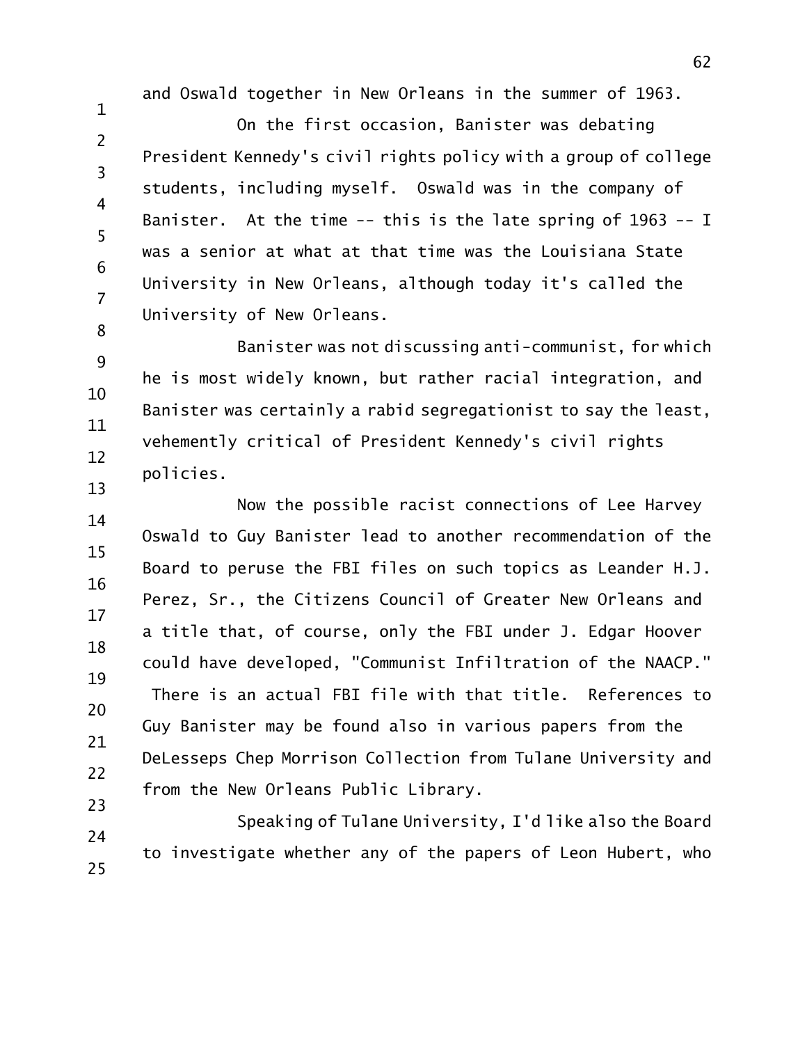and Oswald together in New Orleans in the summer of 1963.

On the first occasion, Banister was debating President Kennedy's civil rights policy with a group of college students, including myself. Oswald was in the company of Banister. At the time -- this is the late spring of 1963 -- I was a senior at what at that time was the Louisiana State University in New Orleans, although today it's called the University of New Orleans.

Banister was not discussing anti-communist, for which he is most widely known, but rather racial integration, and Banister was certainly a rabid segregationist to say the least, vehemently critical of President Kennedy's civil rights policies.

Now the possible racist connections of Lee Harvey Oswald to Guy Banister lead to another recommendation of the Board to peruse the FBI files on such topics as Leander H.J. Perez, Sr., the Citizens Council of Greater New Orleans and a title that, of course, only the FBI under J. Edgar Hoover could have developed, "Communist Infiltration of the NAACP." There is an actual FBI file with that title. References to Guy Banister may be found also in various papers from the DeLesseps Chep Morrison Collection from Tulane University and from the New Orleans Public Library.

Speaking of Tulane University, I'd like also the Board to investigate whether any of the papers of Leon Hubert, who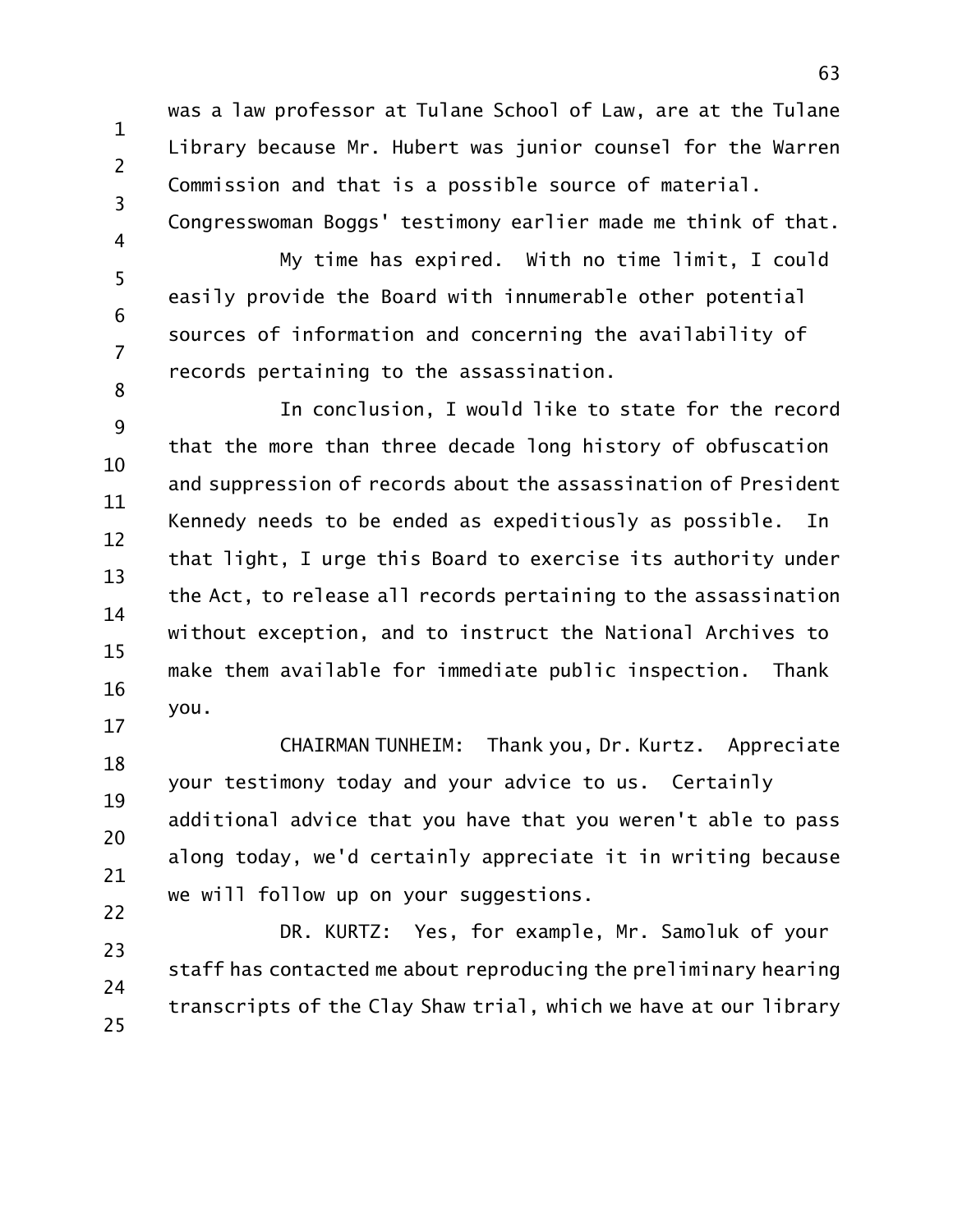was a law professor at Tulane School of Law, are at the Tulane Library because Mr. Hubert was junior counsel for the Warren Commission and that is a possible source of material. Congresswoman Boggs' testimony earlier made me think of that.

My time has expired. With no time limit, I could easily provide the Board with innumerable other potential sources of information and concerning the availability of records pertaining to the assassination.

In conclusion, I would like to state for the record that the more than three decade long history of obfuscation and suppression of records about the assassination of President Kennedy needs to be ended as expeditiously as possible. In that light, I urge this Board to exercise its authority under the Act, to release all records pertaining to the assassination without exception, and to instruct the National Archives to make them available for immediate public inspection. Thank you.

CHAIRMAN TUNHEIM: Thank you, Dr. Kurtz. Appreciate your testimony today and your advice to us. Certainly additional advice that you have that you weren't able to pass along today, we'd certainly appreciate it in writing because we will follow up on your suggestions.

DR. KURTZ: Yes, for example, Mr. Samoluk of your staff has contacted me about reproducing the preliminary hearing transcripts of the Clay Shaw trial, which we have at our library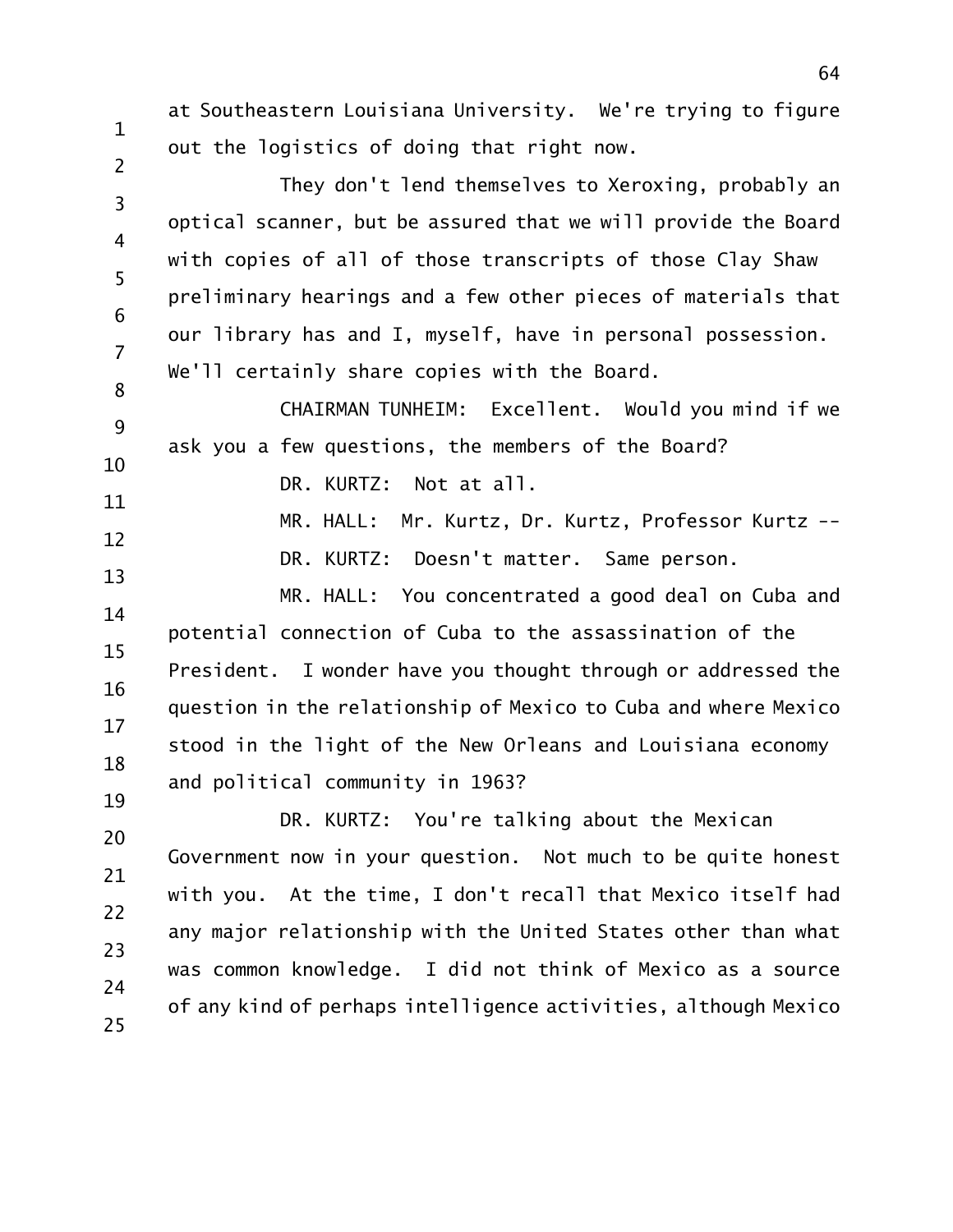at Southeastern Louisiana University. We're trying to figure out the logistics of doing that right now.

They don't lend themselves to Xeroxing, probably an optical scanner, but be assured that we will provide the Board with copies of all of those transcripts of those Clay Shaw preliminary hearings and a few other pieces of materials that our library has and I, myself, have in personal possession. We'll certainly share copies with the Board.

CHAIRMAN TUNHEIM: Excellent. Would you mind if we ask you a few questions, the members of the Board?

DR. KURTZ: Not at all.

MR. HALL: Mr. Kurtz, Dr. Kurtz, Professor Kurtz --

DR. KURTZ: Doesn't matter. Same person.

MR. HALL: You concentrated a good deal on Cuba and potential connection of Cuba to the assassination of the President. I wonder have you thought through or addressed the question in the relationship of Mexico to Cuba and where Mexico stood in the light of the New Orleans and Louisiana economy and political community in 1963?

DR. KURTZ: You're talking about the Mexican Government now in your question. Not much to be quite honest with you. At the time, I don't recall that Mexico itself had any major relationship with the United States other than what was common knowledge. I did not think of Mexico as a source of any kind of perhaps intelligence activities, although Mexico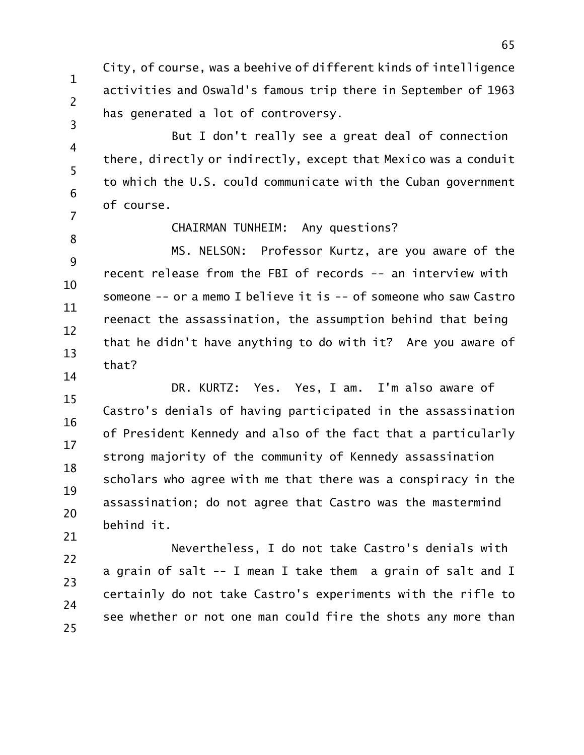City, of course, was a beehive of different kinds of intelligence activities and Oswald's famous trip there in September of 1963 has generated a lot of controversy.

But I don't really see a great deal of connection there, directly or indirectly, except that Mexico was a conduit to which the U.S. could communicate with the Cuban government of course.

CHAIRMAN TUNHEIM: Any questions?

MS. NELSON: Professor Kurtz, are you aware of the recent release from the FBI of records -- an interview with someone -- or a memo I believe it is -- of someone who saw Castro reenact the assassination, the assumption behind that being that he didn't have anything to do with it? Are you aware of that?

DR. KURTZ: Yes. Yes, I am. I'm also aware of Castro's denials of having participated in the assassination of President Kennedy and also of the fact that a particularly strong majority of the community of Kennedy assassination scholars who agree with me that there was a conspiracy in the assassination; do not agree that Castro was the mastermind behind it.

Nevertheless, I do not take Castro's denials with a grain of salt -- I mean I take them a grain of salt and I certainly do not take Castro's experiments with the rifle to see whether or not one man could fire the shots any more than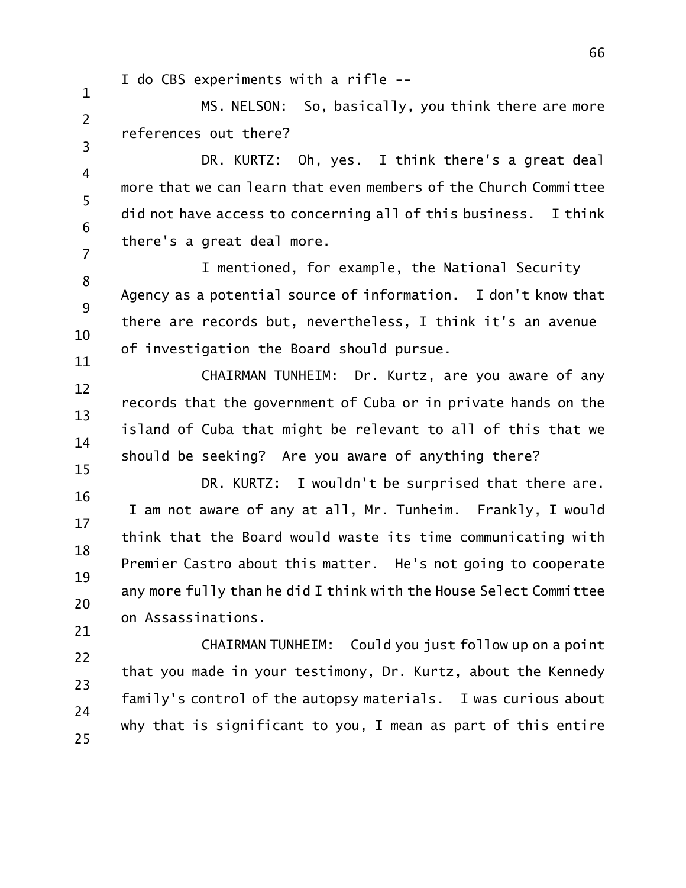I do CBS experiments with a rifle --

MS. NELSON: So, basically, you think there are more references out there?

DR. KURTZ: Oh, yes. I think there's a great deal more that we can learn that even members of the Church Committee did not have access to concerning all of this business. I think there's a great deal more.

I mentioned, for example, the National Security Agency as a potential source of information. I don't know that there are records but, nevertheless, I think it's an avenue of investigation the Board should pursue.

CHAIRMAN TUNHEIM: Dr. Kurtz, are you aware of any records that the government of Cuba or in private hands on the island of Cuba that might be relevant to all of this that we should be seeking? Are you aware of anything there?

DR. KURTZ: I wouldn't be surprised that there are. I am not aware of any at all, Mr. Tunheim. Frankly, I would think that the Board would waste its time communicating with Premier Castro about this matter. He's not going to cooperate any more fully than he did I think with the House Select Committee on Assassinations.

CHAIRMAN TUNHEIM: Could you just follow up on a point that you made in your testimony, Dr. Kurtz, about the Kennedy family's control of the autopsy materials. I was curious about why that is significant to you, I mean as part of this entire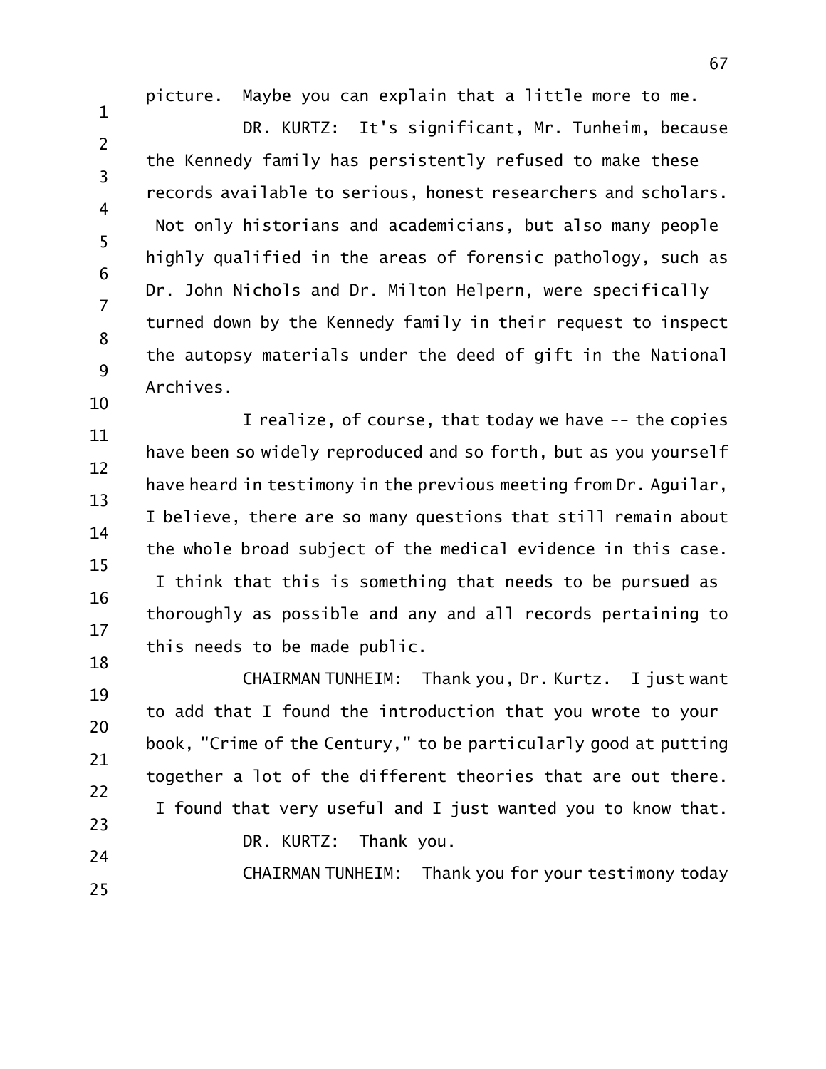picture. Maybe you can explain that a little more to me.

DR. KURTZ: It's significant, Mr. Tunheim, because the Kennedy family has persistently refused to make these records available to serious, honest researchers and scholars. Not only historians and academicians, but also many people highly qualified in the areas of forensic pathology, such as Dr. John Nichols and Dr. Milton Helpern, were specifically turned down by the Kennedy family in their request to inspect the autopsy materials under the deed of gift in the National Archives.

I realize, of course, that today we have -- the copies have been so widely reproduced and so forth, but as you yourself have heard in testimony in the previous meeting from Dr. Aguilar, I believe, there are so many questions that still remain about the whole broad subject of the medical evidence in this case. I think that this is something that needs to be pursued as thoroughly as possible and any and all records pertaining to this needs to be made public.

CHAIRMAN TUNHEIM: Thank you, Dr. Kurtz. I just want to add that I found the introduction that you wrote to your book, "Crime of the Century," to be particularly good at putting together a lot of the different theories that are out there. I found that very useful and I just wanted you to know that.

DR. KURTZ: Thank you.

CHAIRMAN TUNHEIM: Thank you for your testimony today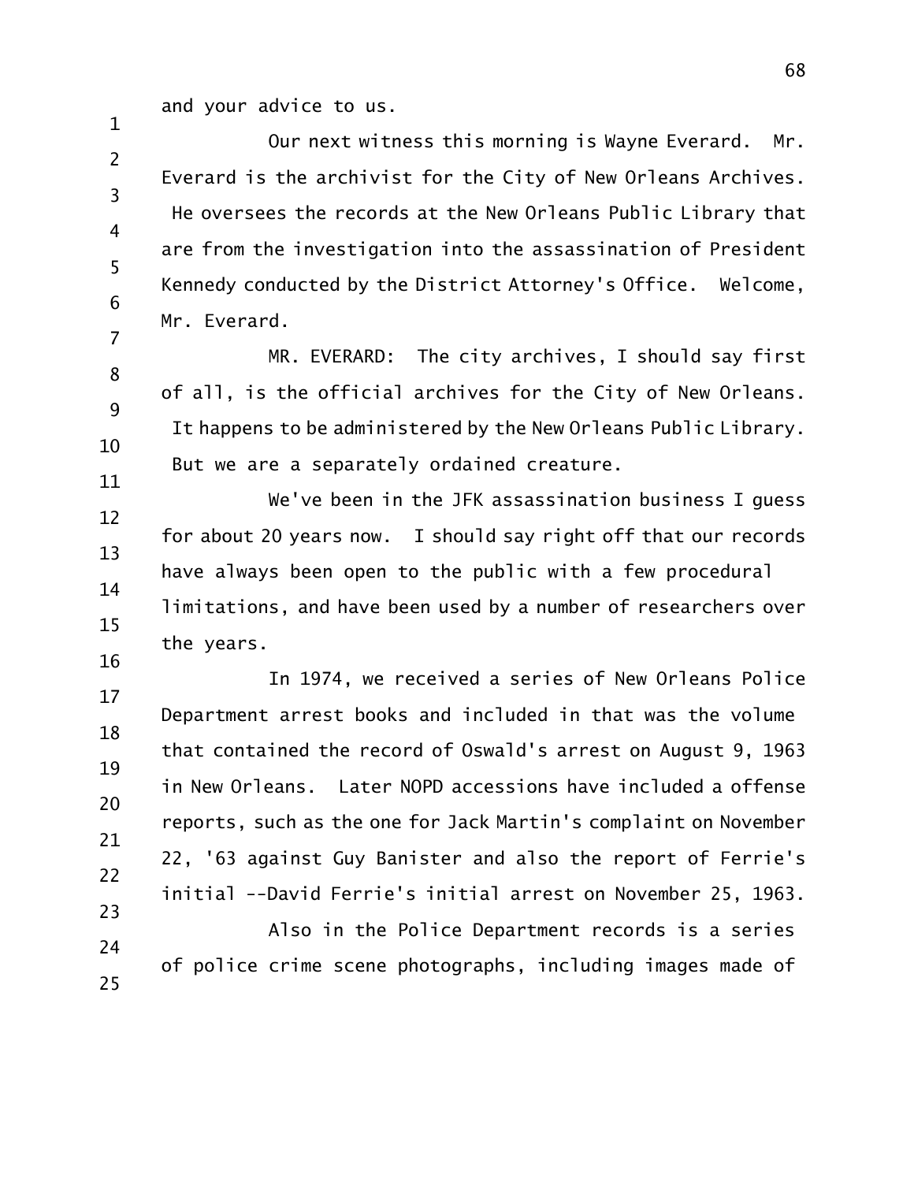and your advice to us.

Our next witness this morning is Wayne Everard. Mr. Everard is the archivist for the City of New Orleans Archives. He oversees the records at the New Orleans Public Library that are from the investigation into the assassination of President Kennedy conducted by the District Attorney's Office. Welcome, Mr. Everard.

MR. EVERARD: The city archives, I should say first of all, is the official archives for the City of New Orleans. It happens to be administered by the New Orleans Public Library. But we are a separately ordained creature.

We've been in the JFK assassination business I guess for about 20 years now. I should say right off that our records have always been open to the public with a few procedural limitations, and have been used by a number of researchers over the years.

In 1974, we received a series of New Orleans Police Department arrest books and included in that was the volume that contained the record of Oswald's arrest on August 9, 1963 in New Orleans. Later NOPD accessions have included a offense reports, such as the one for Jack Martin's complaint on November 22, '63 against Guy Banister and also the report of Ferrie's initial --David Ferrie's initial arrest on November 25, 1963.

Also in the Police Department records is a series of police crime scene photographs, including images made of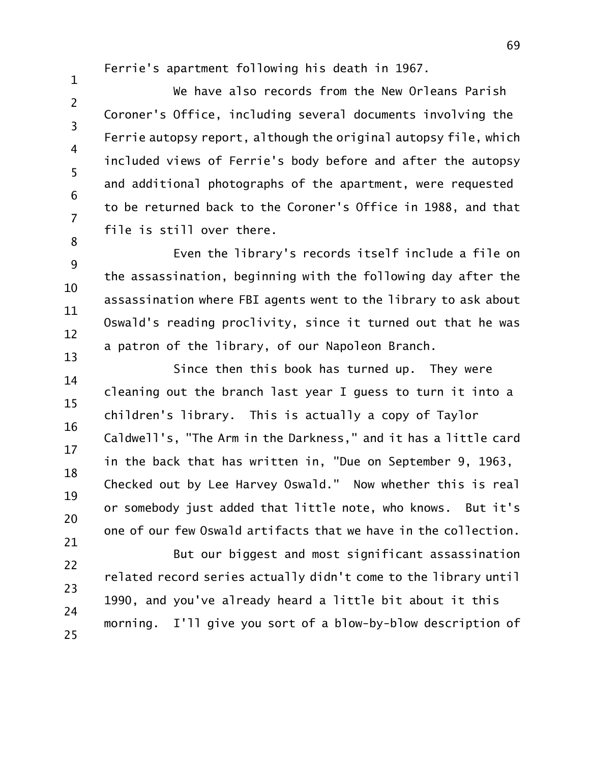Ferrie's apartment following his death in 1967.

We have also records from the New Orleans Parish Coroner's Office, including several documents involving the Ferrie autopsy report, although the original autopsy file, which included views of Ferrie's body before and after the autopsy and additional photographs of the apartment, were requested to be returned back to the Coroner's Office in 1988, and that file is still over there.

Even the library's records itself include a file on the assassination, beginning with the following day after the assassination where FBI agents went to the library to ask about Oswald's reading proclivity, since it turned out that he was a patron of the library, of our Napoleon Branch.

Since then this book has turned up. They were cleaning out the branch last year I guess to turn it into a children's library. This is actually a copy of Taylor Caldwell's, "The Arm in the Darkness," and it has a little card in the back that has written in, "Due on September 9, 1963, Checked out by Lee Harvey Oswald." Now whether this is real or somebody just added that little note, who knows. But it's one of our few Oswald artifacts that we have in the collection.

But our biggest and most significant assassination related record series actually didn't come to the library until 1990, and you've already heard a little bit about it this morning. I'll give you sort of a blow-by-blow description of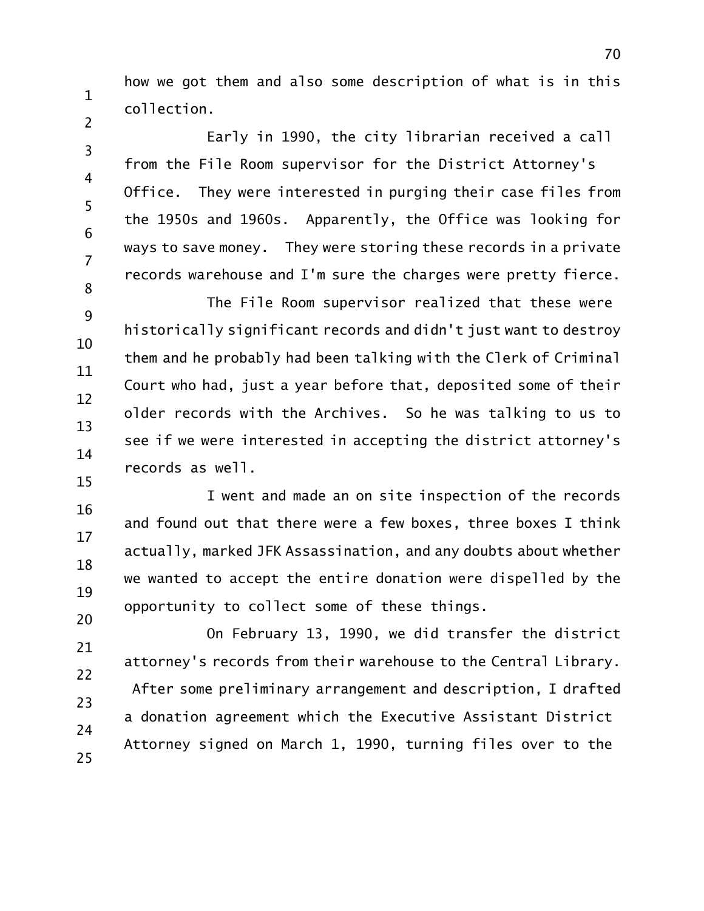how we got them and also some description of what is in this collection.

Early in 1990, the city librarian received a call from the File Room supervisor for the District Attorney's Office. They were interested in purging their case files from the 1950s and 1960s. Apparently, the Office was looking for ways to save money. They were storing these records in a private records warehouse and I'm sure the charges were pretty fierce.

The File Room supervisor realized that these were historically significant records and didn't just want to destroy them and he probably had been talking with the Clerk of Criminal Court who had, just a year before that, deposited some of their older records with the Archives. So he was talking to us to see if we were interested in accepting the district attorney's records as well.

I went and made an on site inspection of the records and found out that there were a few boxes, three boxes I think actually, marked JFK Assassination, and any doubts about whether we wanted to accept the entire donation were dispelled by the opportunity to collect some of these things.

On February 13, 1990, we did transfer the district attorney's records from their warehouse to the Central Library. After some preliminary arrangement and description, I drafted a donation agreement which the Executive Assistant District Attorney signed on March 1, 1990, turning files over to the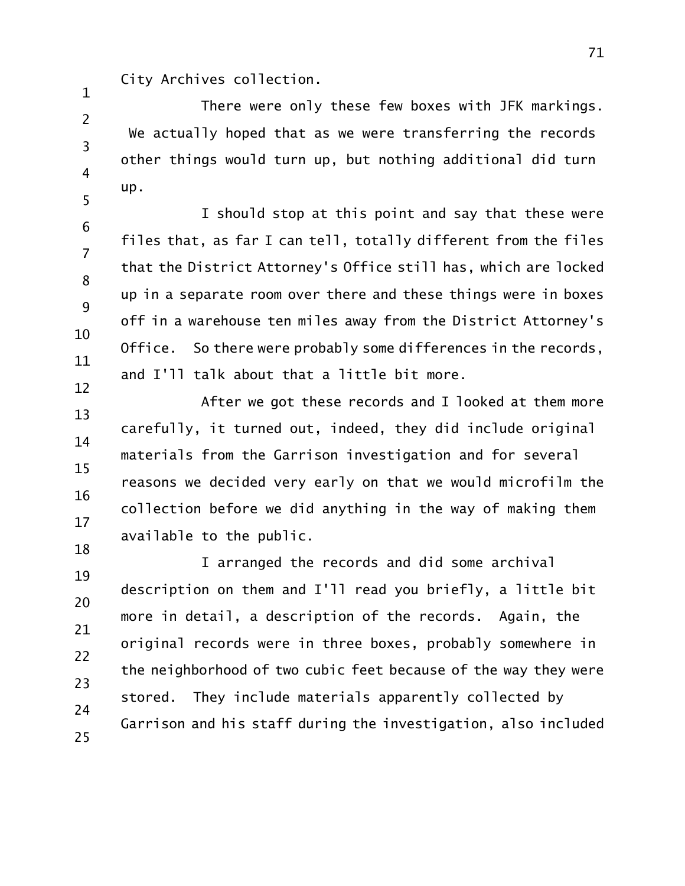City Archives collection.

There were only these few boxes with JFK markings. We actually hoped that as we were transferring the records other things would turn up, but nothing additional did turn up.

I should stop at this point and say that these were files that, as far I can tell, totally different from the files that the District Attorney's Office still has, which are locked up in a separate room over there and these things were in boxes off in a warehouse ten miles away from the District Attorney's Office. So there were probably some differences in the records, and I'll talk about that a little bit more.

After we got these records and I looked at them more carefully, it turned out, indeed, they did include original materials from the Garrison investigation and for several reasons we decided very early on that we would microfilm the collection before we did anything in the way of making them available to the public.

I arranged the records and did some archival description on them and I'll read you briefly, a little bit more in detail, a description of the records. Again, the original records were in three boxes, probably somewhere in the neighborhood of two cubic feet because of the way they were stored. They include materials apparently collected by Garrison and his staff during the investigation, also included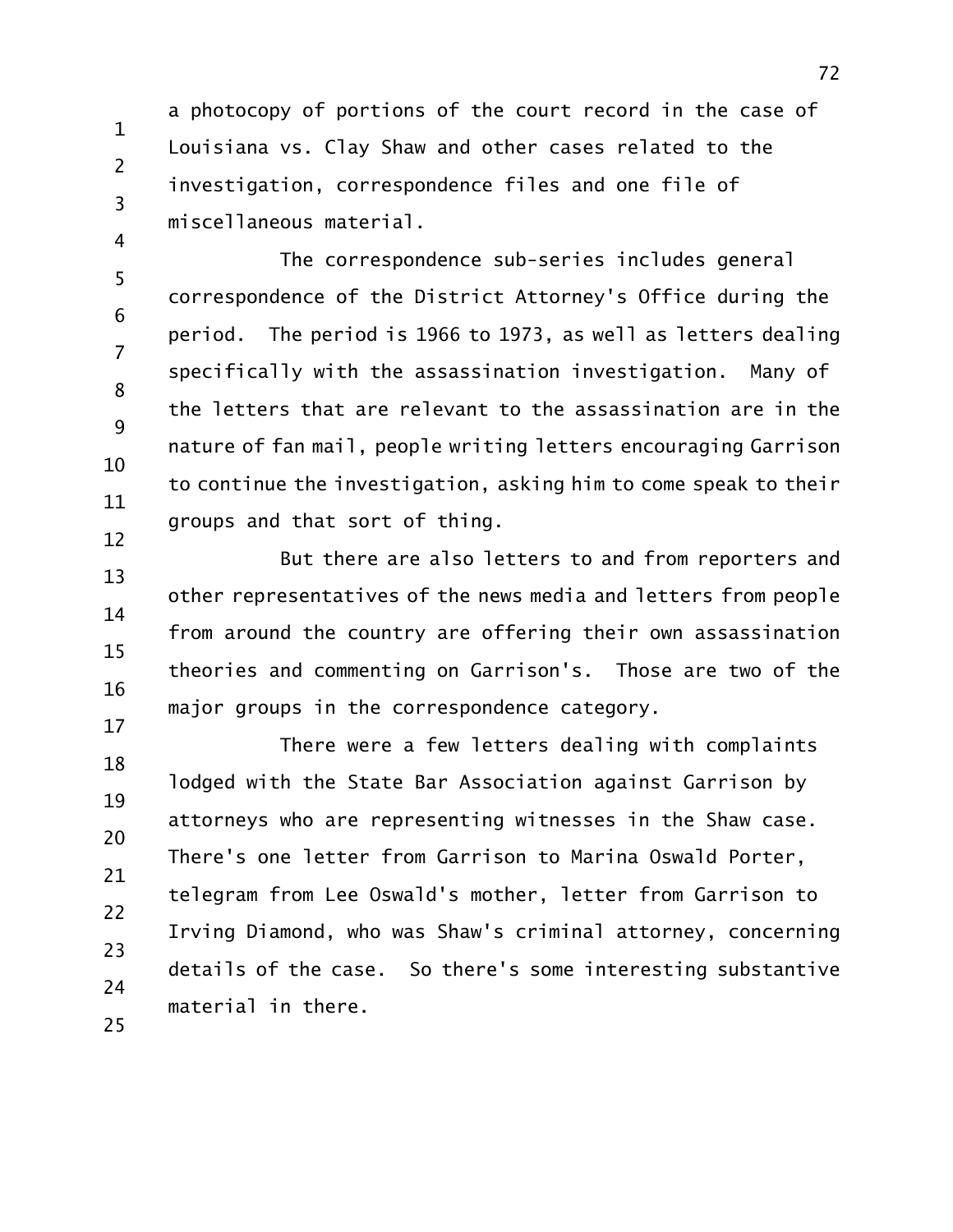a photocopy of portions of the court record in the case of Louisiana vs. Clay Shaw and other cases related to the investigation, correspondence files and one file of miscellaneous material.

The correspondence sub-series includes general correspondence of the District Attorney's Office during the period. The period is 1966 to 1973, as well as letters dealing specifically with the assassination investigation. Many of the letters that are relevant to the assassination are in the nature of fan mail, people writing letters encouraging Garrison to continue the investigation, asking him to come speak to their groups and that sort of thing.

But there are also letters to and from reporters and other representatives of the news media and letters from people from around the country are offering their own assassination theories and commenting on Garrison's. Those are two of the major groups in the correspondence category.

There were a few letters dealing with complaints lodged with the State Bar Association against Garrison by attorneys who are representing witnesses in the Shaw case. There's one letter from Garrison to Marina Oswald Porter, telegram from Lee Oswald's mother, letter from Garrison to Irving Diamond, who was Shaw's criminal attorney, concerning details of the case. So there's some interesting substantive material in there.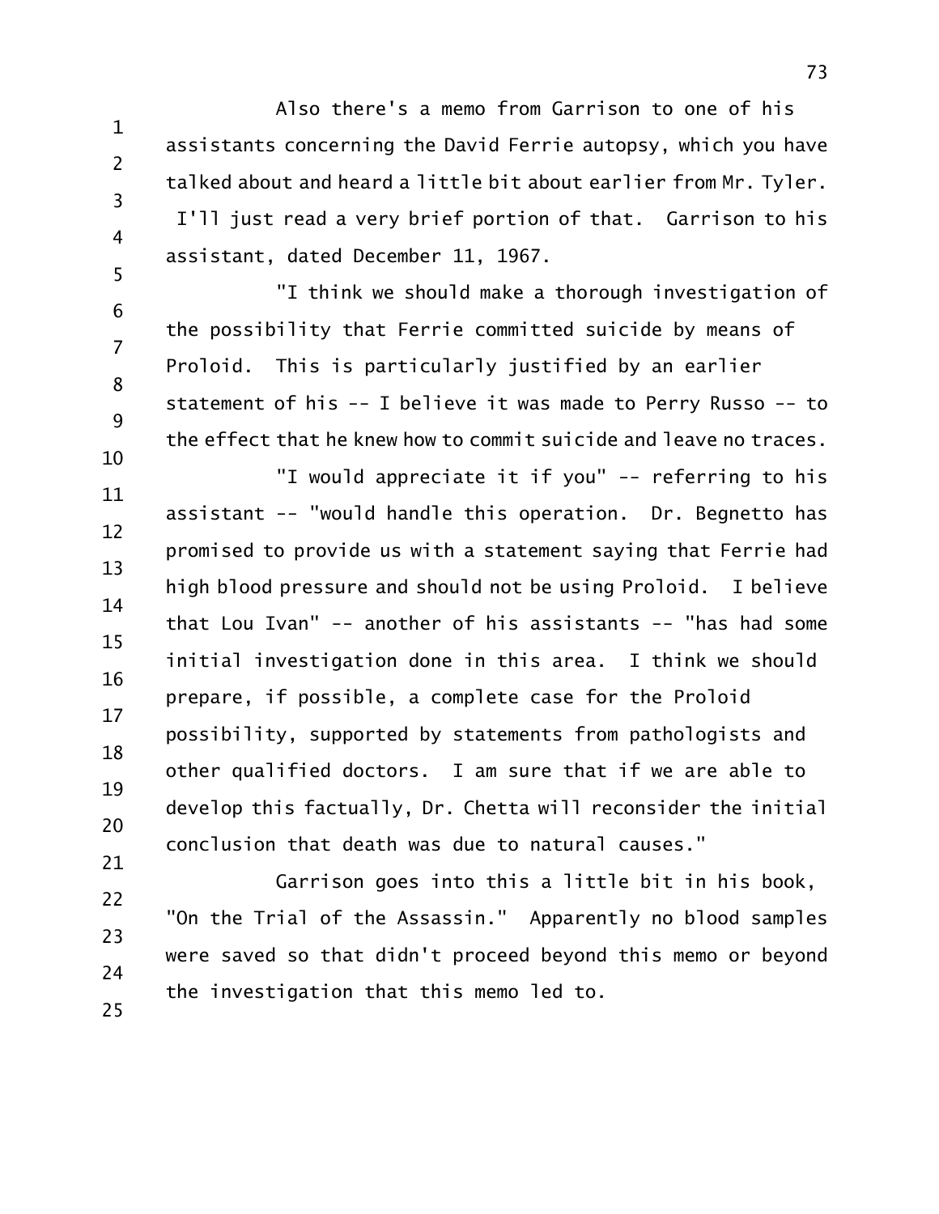Also there's a memo from Garrison to one of his assistants concerning the David Ferrie autopsy, which you have talked about and heard a little bit about earlier from Mr. Tyler. I'll just read a very brief portion of that. Garrison to his assistant, dated December 11, 1967.

"I think we should make a thorough investigation of the possibility that Ferrie committed suicide by means of Proloid. This is particularly justified by an earlier statement of his -- I believe it was made to Perry Russo -- to the effect that he knew how to commit suicide and leave no traces.

"I would appreciate it if you" -- referring to his assistant -- "would handle this operation. Dr. Begnetto has promised to provide us with a statement saying that Ferrie had high blood pressure and should not be using Proloid. I believe that Lou Ivan" -- another of his assistants -- "has had some initial investigation done in this area. I think we should prepare, if possible, a complete case for the Proloid possibility, supported by statements from pathologists and other qualified doctors. I am sure that if we are able to develop this factually, Dr. Chetta will reconsider the initial conclusion that death was due to natural causes."

Garrison goes into this a little bit in his book, "On the Trial of the Assassin." Apparently no blood samples were saved so that didn't proceed beyond this memo or beyond the investigation that this memo led to.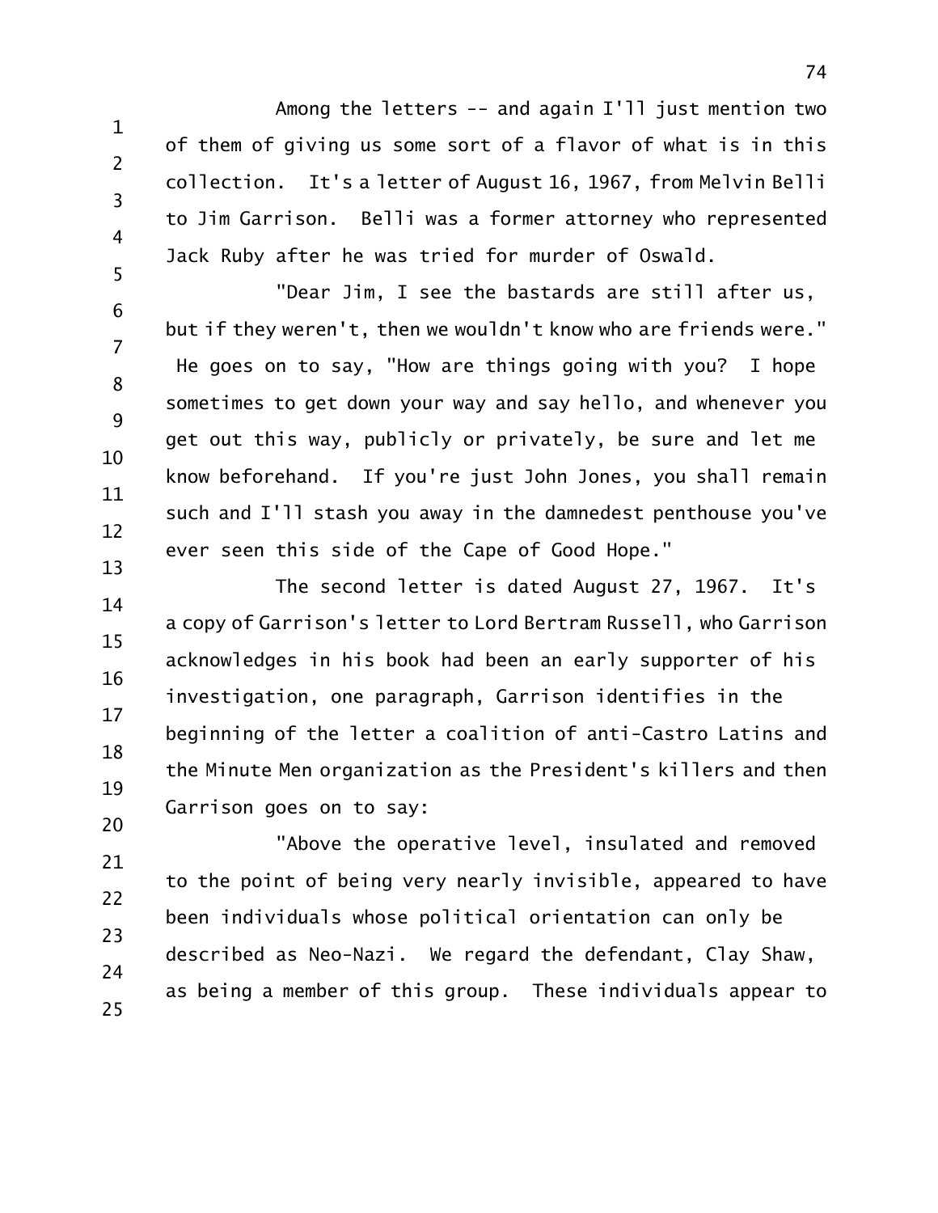Among the letters -- and again I'll just mention two of them of giving us some sort of a flavor of what is in this collection. It's a letter of August 16, 1967, from Melvin Belli to Jim Garrison. Belli was a former attorney who represented Jack Ruby after he was tried for murder of Oswald.

"Dear Jim, I see the bastards are still after us, but if they weren't, then we wouldn't know who are friends were." He goes on to say, "How are things going with you? I hope sometimes to get down your way and say hello, and whenever you get out this way, publicly or privately, be sure and let me know beforehand. If you're just John Jones, you shall remain such and I'll stash you away in the damnedest penthouse you've ever seen this side of the Cape of Good Hope."

The second letter is dated August 27, 1967. It's a copy of Garrison's letter to Lord Bertram Russell, who Garrison acknowledges in his book had been an early supporter of his investigation, one paragraph, Garrison identifies in the beginning of the letter a coalition of anti-Castro Latins and the Minute Men organization as the President's killers and then Garrison goes on to say:

"Above the operative level, insulated and removed to the point of being very nearly invisible, appeared to have been individuals whose political orientation can only be described as Neo-Nazi. We regard the defendant, Clay Shaw, as being a member of this group. These individuals appear to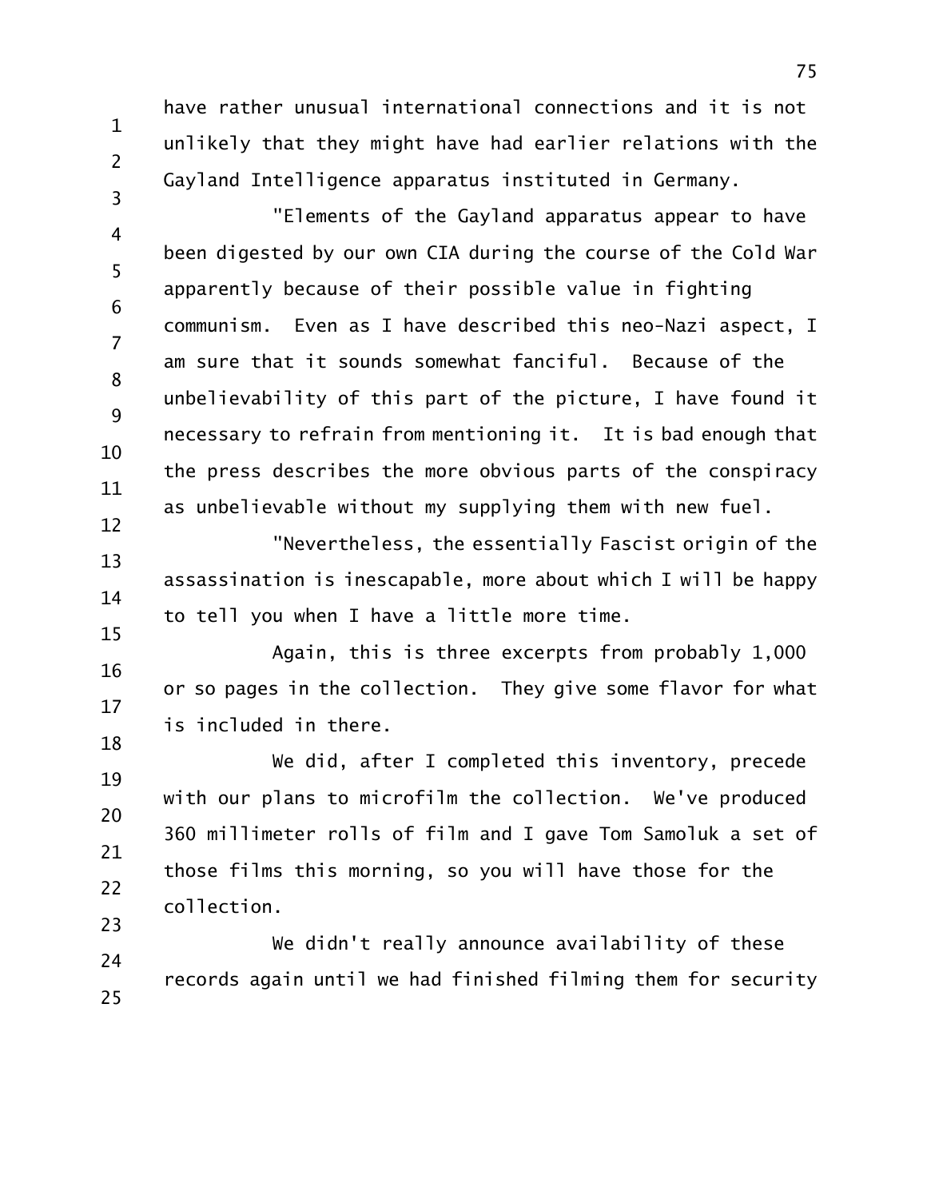have rather unusual international connections and it is not unlikely that they might have had earlier relations with the Gayland Intelligence apparatus instituted in Germany.

"Elements of the Gayland apparatus appear to have been digested by our own CIA during the course of the Cold War apparently because of their possible value in fighting communism. Even as I have described this neo-Nazi aspect, I am sure that it sounds somewhat fanciful. Because of the unbelievability of this part of the picture, I have found it necessary to refrain from mentioning it. It is bad enough that the press describes the more obvious parts of the conspiracy as unbelievable without my supplying them with new fuel.

"Nevertheless, the essentially Fascist origin of the assassination is inescapable, more about which I will be happy to tell you when I have a little more time.

Again, this is three excerpts from probably 1,000 or so pages in the collection. They give some flavor for what is included in there.

We did, after I completed this inventory, precede with our plans to microfilm the collection. We've produced 360 millimeter rolls of film and I gave Tom Samoluk a set of those films this morning, so you will have those for the collection.

We didn't really announce availability of these records again until we had finished filming them for security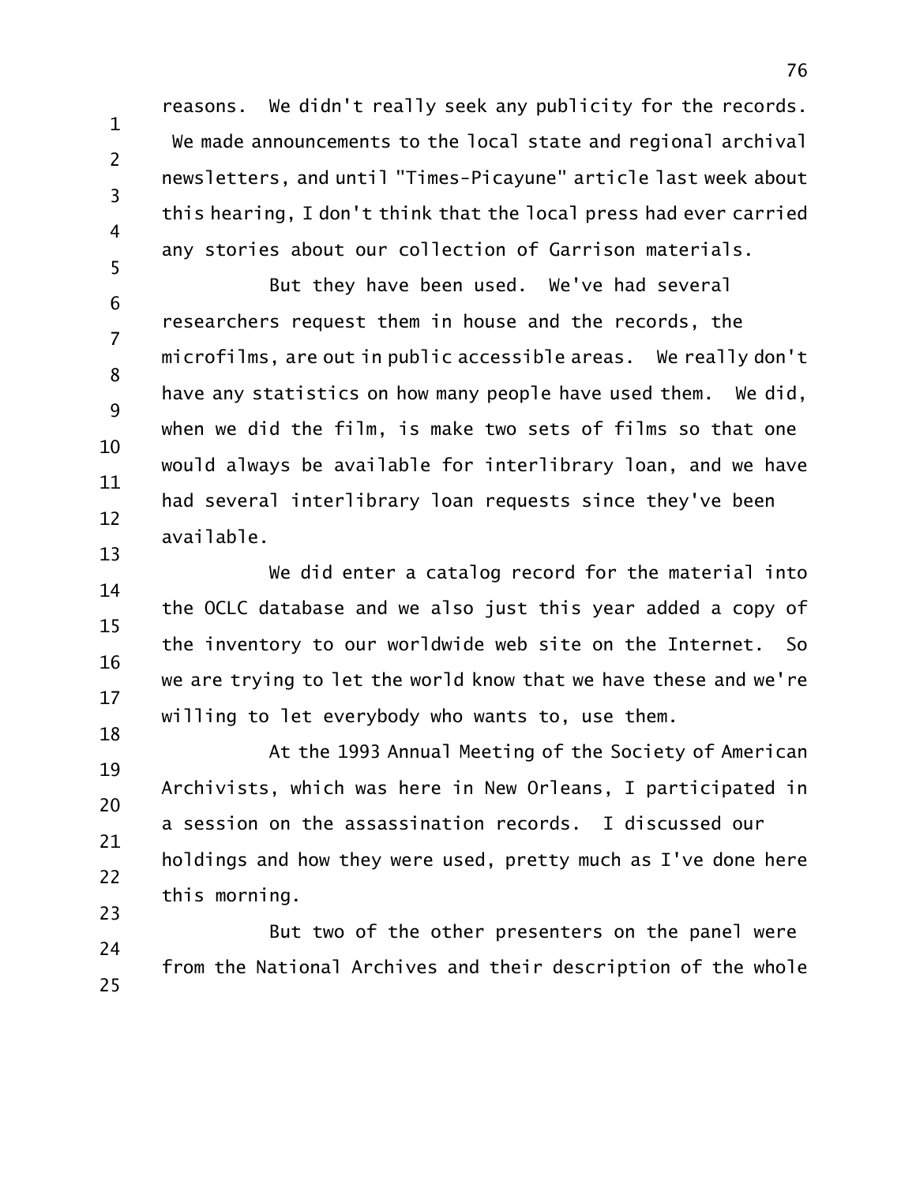reasons. We didn't really seek any publicity for the records. We made announcements to the local state and regional archival newsletters, and until "Times-Picayune" article last week about this hearing, I don't think that the local press had ever carried any stories about our collection of Garrison materials.

But they have been used. We've had several researchers request them in house and the records, the microfilms, are out in public accessible areas. We really don't have any statistics on how many people have used them. We did, when we did the film, is make two sets of films so that one would always be available for interlibrary loan, and we have had several interlibrary loan requests since they've been available.

We did enter a catalog record for the material into the OCLC database and we also just this year added a copy of the inventory to our worldwide web site on the Internet. So we are trying to let the world know that we have these and we're willing to let everybody who wants to, use them.

At the 1993 Annual Meeting of the Society of American Archivists, which was here in New Orleans, I participated in a session on the assassination records. I discussed our holdings and how they were used, pretty much as I've done here this morning.

But two of the other presenters on the panel were from the National Archives and their description of the whole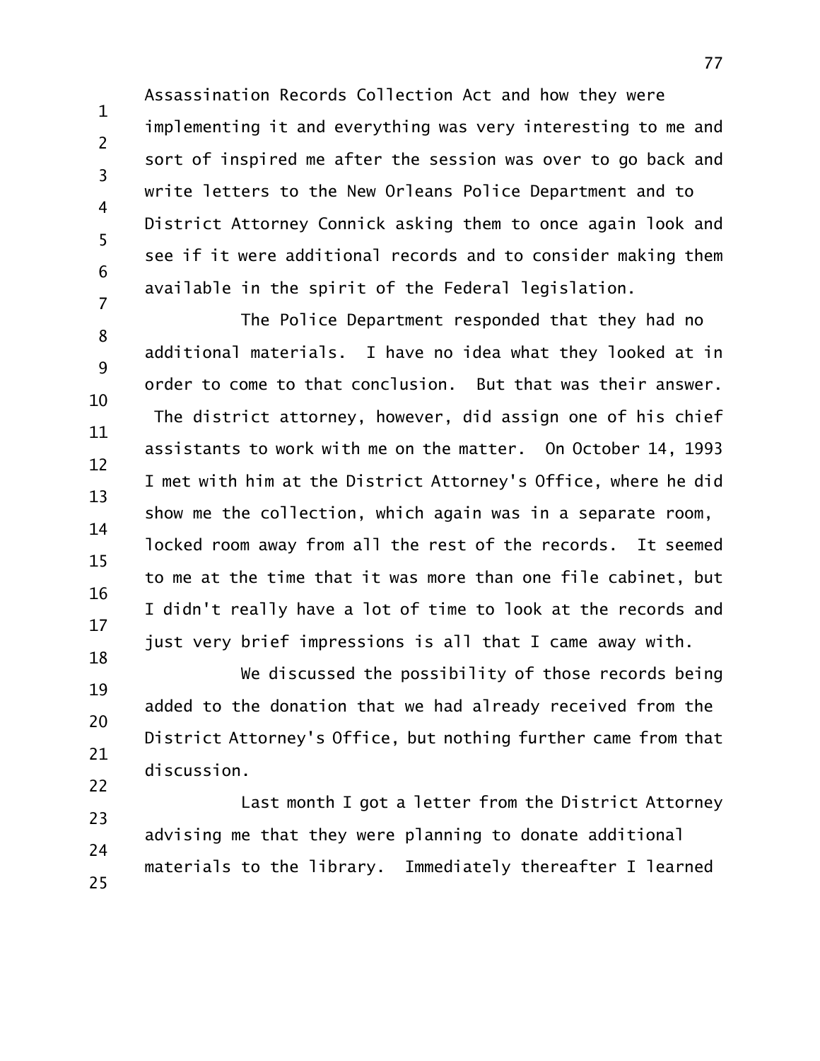Assassination Records Collection Act and how they were implementing it and everything was very interesting to me and sort of inspired me after the session was over to go back and write letters to the New Orleans Police Department and to District Attorney Connick asking them to once again look and see if it were additional records and to consider making them available in the spirit of the Federal legislation.

The Police Department responded that they had no additional materials. I have no idea what they looked at in order to come to that conclusion. But that was their answer. The district attorney, however, did assign one of his chief assistants to work with me on the matter. On October 14, 1993 I met with him at the District Attorney's Office, where he did show me the collection, which again was in a separate room, locked room away from all the rest of the records. It seemed to me at the time that it was more than one file cabinet, but I didn't really have a lot of time to look at the records and just very brief impressions is all that I came away with.

We discussed the possibility of those records being added to the donation that we had already received from the District Attorney's Office, but nothing further came from that discussion.

Last month I got a letter from the District Attorney advising me that they were planning to donate additional materials to the library. Immediately thereafter I learned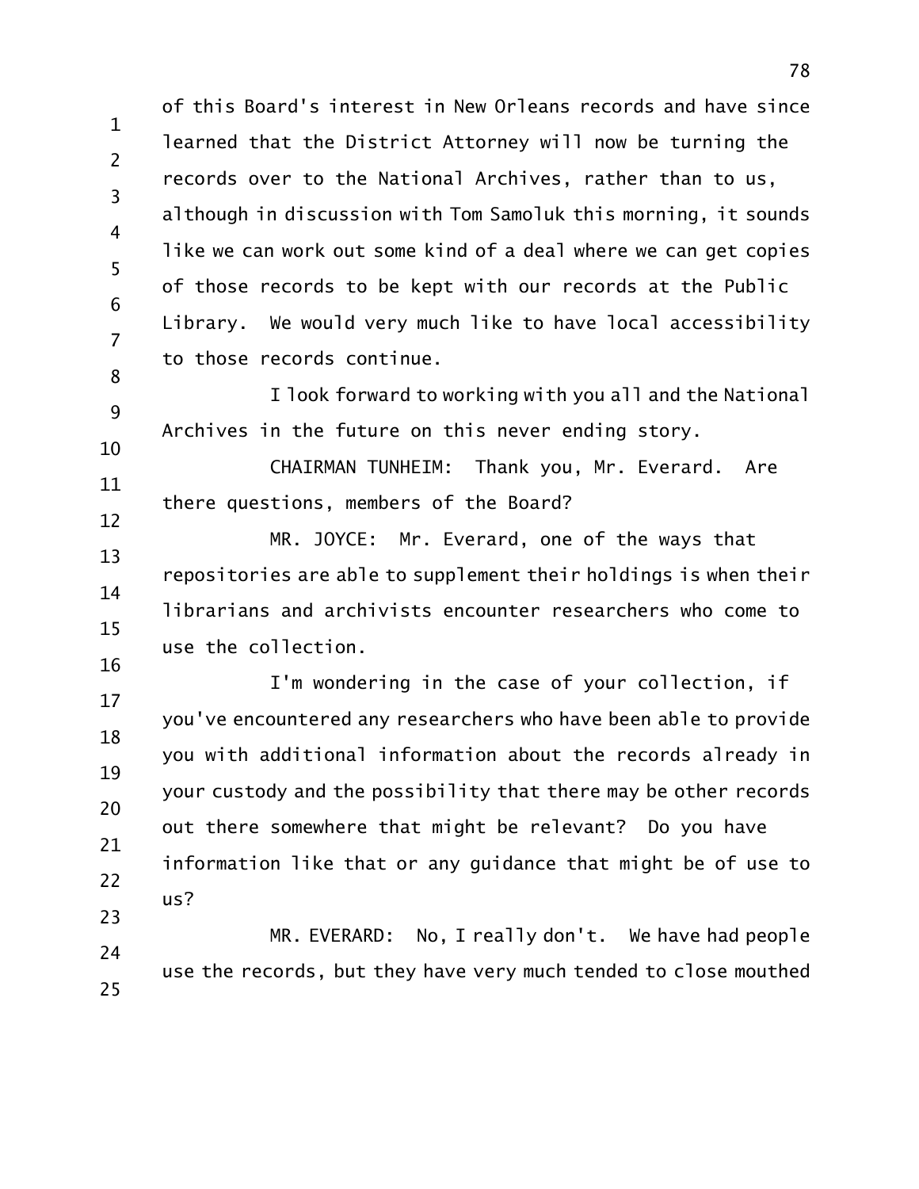of this Board's interest in New Orleans records and have since learned that the District Attorney will now be turning the records over to the National Archives, rather than to us, although in discussion with Tom Samoluk this morning, it sounds like we can work out some kind of a deal where we can get copies of those records to be kept with our records at the Public Library. We would very much like to have local accessibility to those records continue.

I look forward to working with you all and the National Archives in the future on this never ending story.

CHAIRMAN TUNHEIM: Thank you, Mr. Everard. Are there questions, members of the Board?

MR. JOYCE: Mr. Everard, one of the ways that repositories are able to supplement their holdings is when their librarians and archivists encounter researchers who come to use the collection.

I'm wondering in the case of your collection, if you've encountered any researchers who have been able to provide you with additional information about the records already in your custody and the possibility that there may be other records out there somewhere that might be relevant? Do you have information like that or any guidance that might be of use to us?

MR. EVERARD: No, I really don't. We have had people use the records, but they have very much tended to close mouthed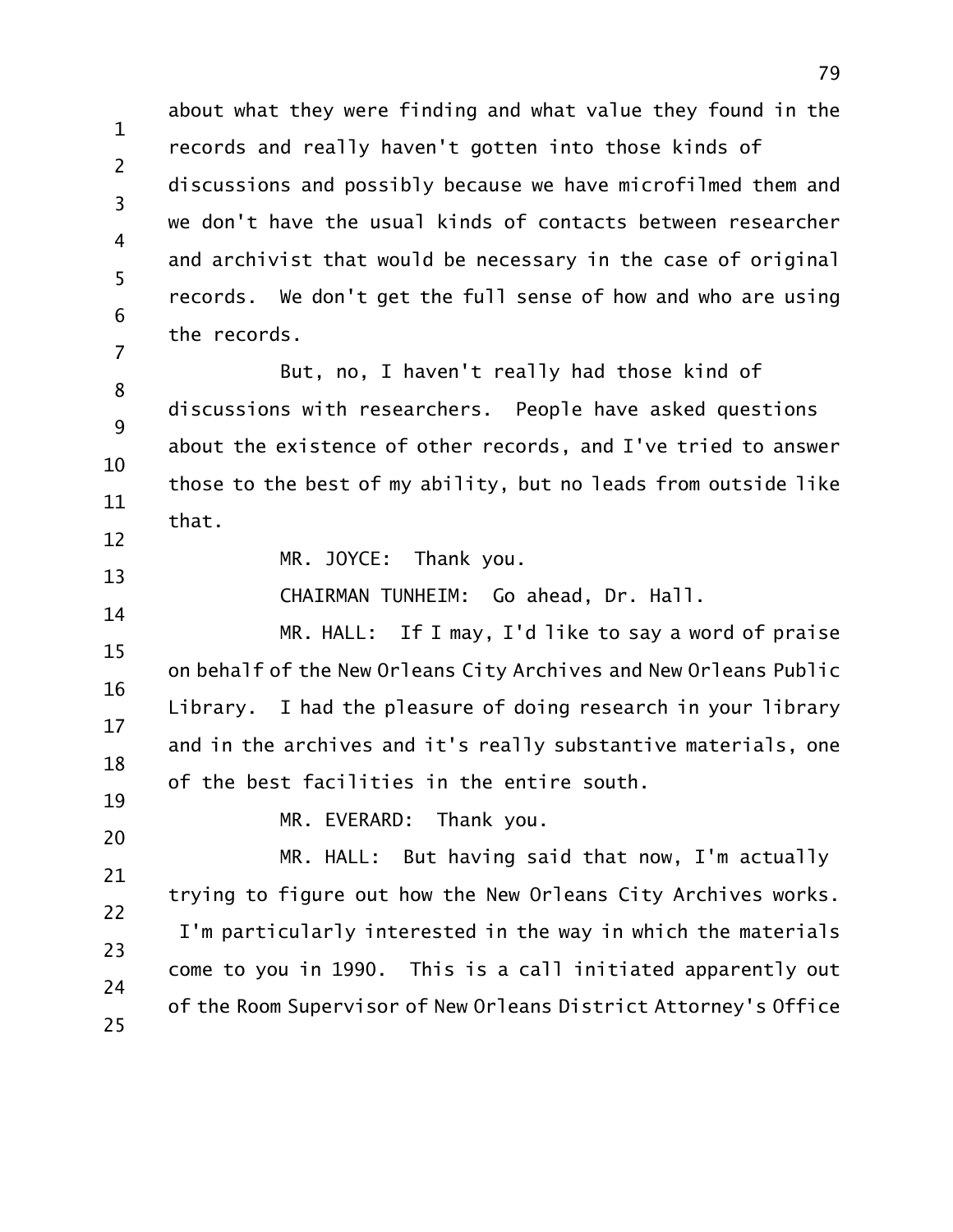about what they were finding and what value they found in the records and really haven't gotten into those kinds of discussions and possibly because we have microfilmed them and we don't have the usual kinds of contacts between researcher and archivist that would be necessary in the case of original records. We don't get the full sense of how and who are using the records.

But, no, I haven't really had those kind of discussions with researchers. People have asked questions about the existence of other records, and I've tried to answer those to the best of my ability, but no leads from outside like that.

MR. JOYCE: Thank you.

CHAIRMAN TUNHEIM: Go ahead, Dr. Hall.

MR. HALL: If I may, I'd like to say a word of praise on behalf of the New Orleans City Archives and New Orleans Public Library. I had the pleasure of doing research in your library and in the archives and it's really substantive materials, one of the best facilities in the entire south.

MR. EVERARD: Thank you.

MR. HALL: But having said that now, I'm actually trying to figure out how the New Orleans City Archives works. I'm particularly interested in the way in which the materials come to you in 1990. This is a call initiated apparently out of the Room Supervisor of New Orleans District Attorney's Office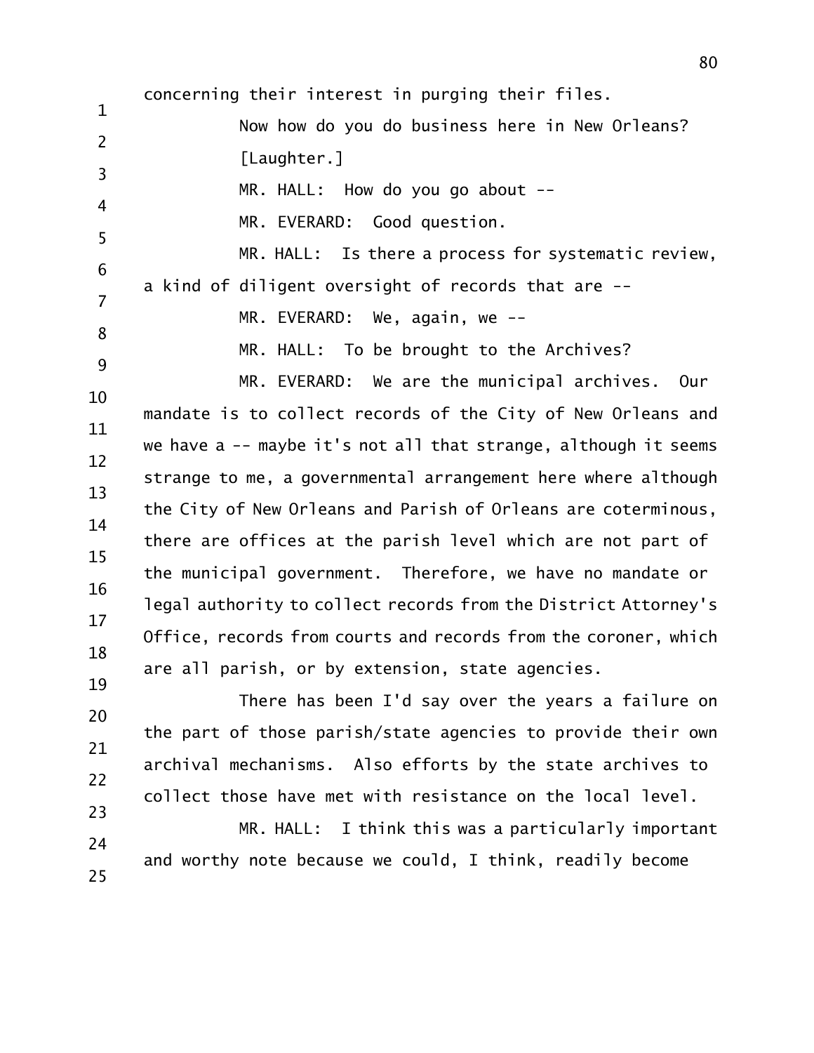concerning their interest in purging their files.

Now how do you do business here in New Orleans?

[Laughter.]

MR. HALL: How do you go about --

MR. EVERARD: Good question.

MR. HALL: Is there a process for systematic review, a kind of diligent oversight of records that are --

MR. EVERARD: We, again, we --

MR. HALL: To be brought to the Archives?

MR. EVERARD: We are the municipal archives. Our mandate is to collect records of the City of New Orleans and we have a -- maybe it's not all that strange, although it seems strange to me, a governmental arrangement here where although the City of New Orleans and Parish of Orleans are coterminous, there are offices at the parish level which are not part of the municipal government. Therefore, we have no mandate or legal authority to collect records from the District Attorney's Office, records from courts and records from the coroner, which are all parish, or by extension, state agencies.

There has been I'd say over the years a failure on the part of those parish/state agencies to provide their own archival mechanisms. Also efforts by the state archives to collect those have met with resistance on the local level.

MR. HALL: I think this was a particularly important and worthy note because we could, I think, readily become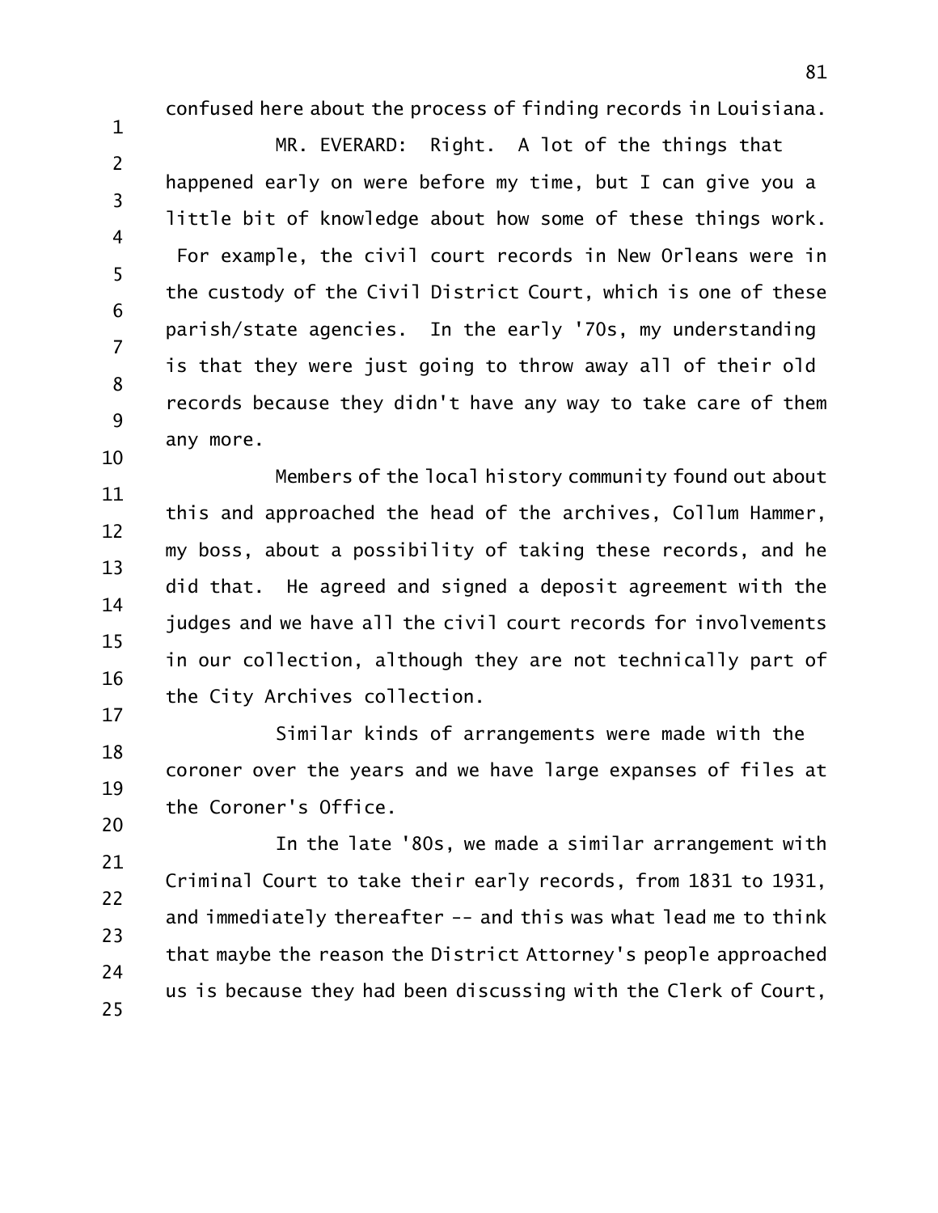confused here about the process of finding records in Louisiana.

MR. EVERARD: Right. A lot of the things that happened early on were before my time, but I can give you a little bit of knowledge about how some of these things work. For example, the civil court records in New Orleans were in the custody of the Civil District Court, which is one of these parish/state agencies. In the early '70s, my understanding is that they were just going to throw away all of their old records because they didn't have any way to take care of them any more.

Members of the local history community found out about this and approached the head of the archives, Collum Hammer, my boss, about a possibility of taking these records, and he did that. He agreed and signed a deposit agreement with the judges and we have all the civil court records for involvements in our collection, although they are not technically part of the City Archives collection.

Similar kinds of arrangements were made with the coroner over the years and we have large expanses of files at the Coroner's Office.

In the late '80s, we made a similar arrangement with Criminal Court to take their early records, from 1831 to 1931, and immediately thereafter -- and this was what lead me to think that maybe the reason the District Attorney's people approached us is because they had been discussing with the Clerk of Court,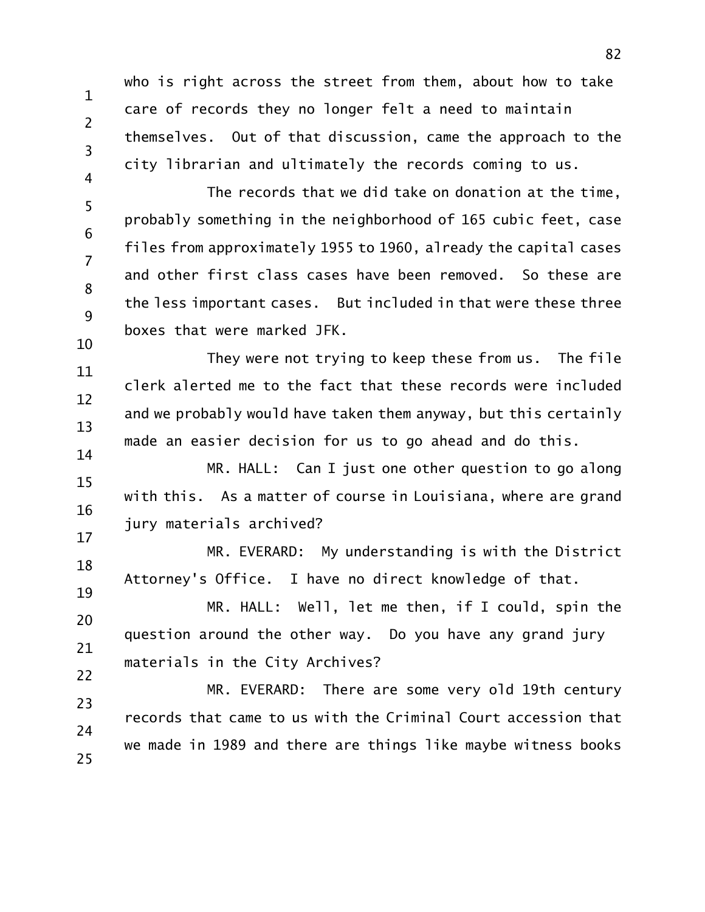who is right across the street from them, about how to take care of records they no longer felt a need to maintain themselves. Out of that discussion, came the approach to the city librarian and ultimately the records coming to us.

The records that we did take on donation at the time, probably something in the neighborhood of 165 cubic feet, case files from approximately 1955 to 1960, already the capital cases and other first class cases have been removed. So these are the less important cases. But included in that were these three boxes that were marked JFK.

They were not trying to keep these from us. The file clerk alerted me to the fact that these records were included and we probably would have taken them anyway, but this certainly made an easier decision for us to go ahead and do this.

MR. HALL: Can I just one other question to go along with this. As a matter of course in Louisiana, where are grand jury materials archived?

MR. EVERARD: My understanding is with the District Attorney's Office. I have no direct knowledge of that.

MR. HALL: Well, let me then, if I could, spin the question around the other way. Do you have any grand jury materials in the City Archives?

MR. EVERARD: There are some very old 19th century records that came to us with the Criminal Court accession that we made in 1989 and there are things like maybe witness books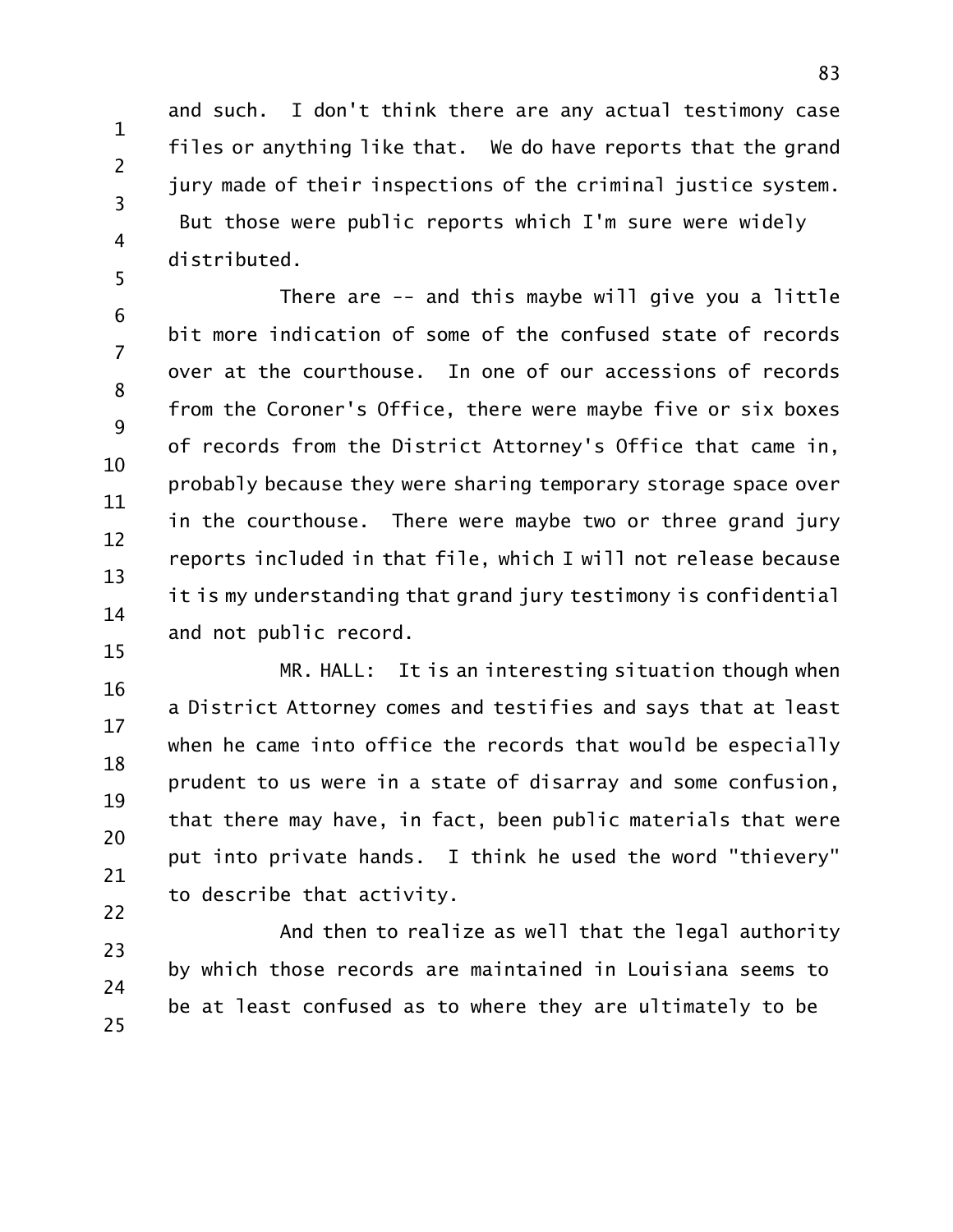and such. I don't think there are any actual testimony case files or anything like that. We do have reports that the grand jury made of their inspections of the criminal justice system. But those were public reports which I'm sure were widely distributed.

There are -- and this maybe will give you a little bit more indication of some of the confused state of records over at the courthouse. In one of our accessions of records from the Coroner's Office, there were maybe five or six boxes of records from the District Attorney's Office that came in, probably because they were sharing temporary storage space over in the courthouse. There were maybe two or three grand jury reports included in that file, which I will not release because it is my understanding that grand jury testimony is confidential and not public record.

MR. HALL: It is an interesting situation though when a District Attorney comes and testifies and says that at least when he came into office the records that would be especially prudent to us were in a state of disarray and some confusion, that there may have, in fact, been public materials that were put into private hands. I think he used the word "thievery" to describe that activity.

And then to realize as well that the legal authority by which those records are maintained in Louisiana seems to be at least confused as to where they are ultimately to be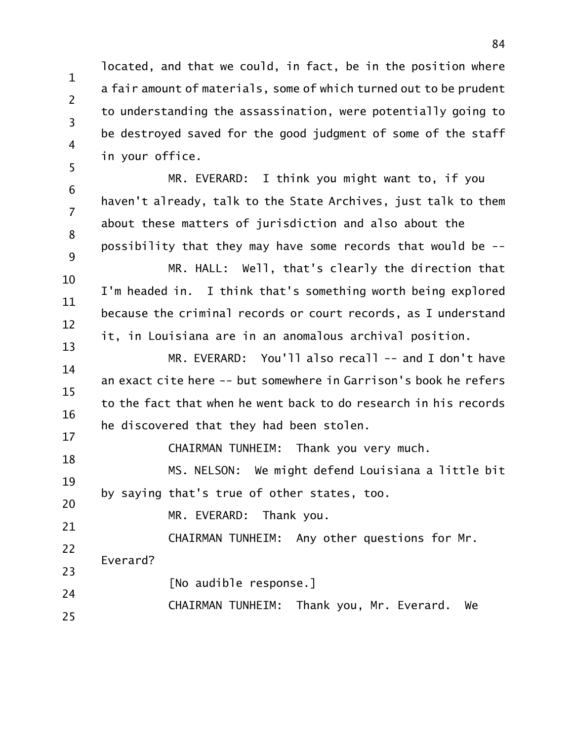located, and that we could, in fact, be in the position where a fair amount of materials, some of which turned out to be prudent to understanding the assassination, were potentially going to be destroyed saved for the good judgment of some of the staff in your office.

MR. EVERARD: I think you might want to, if you haven't already, talk to the State Archives, just talk to them about these matters of jurisdiction and also about the possibility that they may have some records that would be --

MR. HALL: Well, that's clearly the direction that I'm headed in. I think that's something worth being explored because the criminal records or court records, as I understand it, in Louisiana are in an anomalous archival position.

MR. EVERARD: You'll also recall -- and I don't have an exact cite here -- but somewhere in Garrison's book he refers to the fact that when he went back to do research in his records he discovered that they had been stolen.

CHAIRMAN TUNHEIM: Thank you very much.

MS. NELSON: We might defend Louisiana a little bit by saying that's true of other states, too.

MR. EVERARD: Thank you.

CHAIRMAN TUNHEIM: Any other questions for Mr. Everard?

[No audible response.]

CHAIRMAN TUNHEIM: Thank you, Mr. Everard. We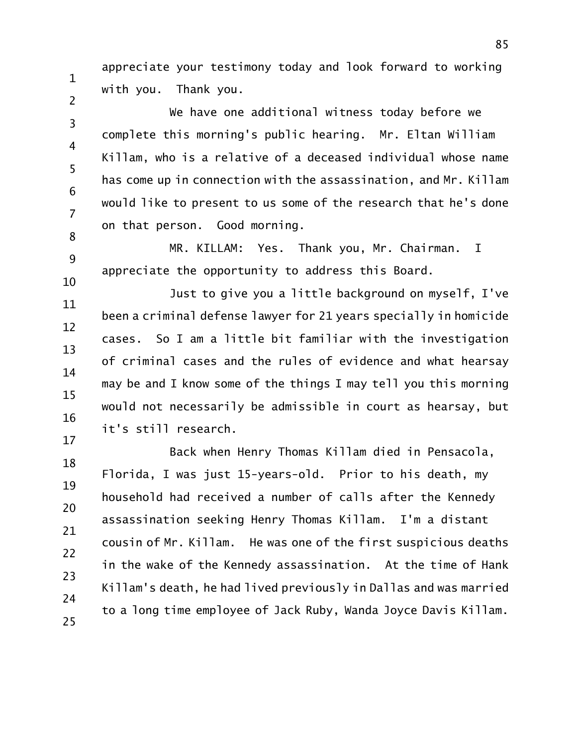appreciate your testimony today and look forward to working with you. Thank you.

We have one additional witness today before we complete this morning's public hearing. Mr. Eltan William Killam, who is a relative of a deceased individual whose name has come up in connection with the assassination, and Mr. Killam would like to present to us some of the research that he's done on that person. Good morning.

MR. KILLAM: Yes. Thank you, Mr. Chairman. I appreciate the opportunity to address this Board.

Just to give you a little background on myself, I've been a criminal defense lawyer for 21 years specially in homicide cases. So I am a little bit familiar with the investigation of criminal cases and the rules of evidence and what hearsay may be and I know some of the things I may tell you this morning would not necessarily be admissible in court as hearsay, but it's still research.

Back when Henry Thomas Killam died in Pensacola, Florida, I was just 15-years-old. Prior to his death, my household had received a number of calls after the Kennedy assassination seeking Henry Thomas Killam. I'm a distant cousin of Mr. Killam. He was one of the first suspicious deaths in the wake of the Kennedy assassination. At the time of Hank Killam's death, he had lived previously in Dallas and was married to a long time employee of Jack Ruby, Wanda Joyce Davis Killam.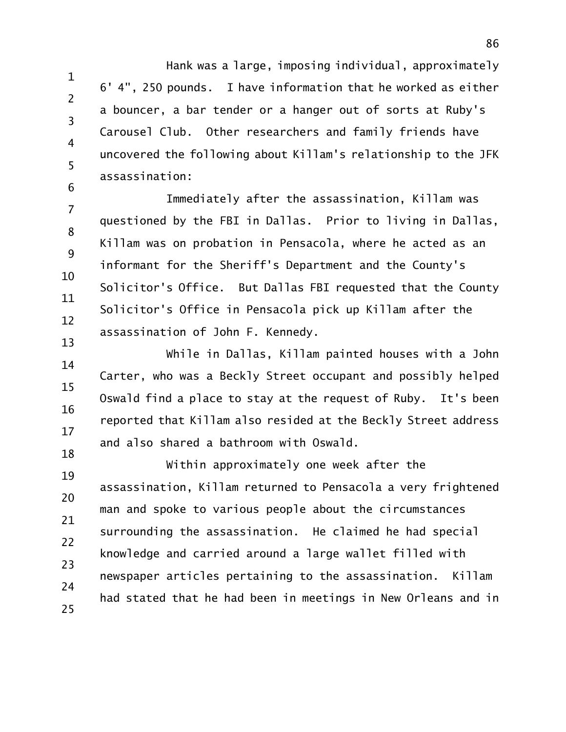Hank was a large, imposing individual, approximately 6' 4", 250 pounds. I have information that he worked as either a bouncer, a bar tender or a hanger out of sorts at Ruby's Carousel Club. Other researchers and family friends have uncovered the following about Killam's relationship to the JFK assassination:

Immediately after the assassination, Killam was questioned by the FBI in Dallas. Prior to living in Dallas, Killam was on probation in Pensacola, where he acted as an informant for the Sheriff's Department and the County's Solicitor's Office. But Dallas FBI requested that the County Solicitor's Office in Pensacola pick up Killam after the assassination of John F. Kennedy.

While in Dallas, Killam painted houses with a John Carter, who was a Beckly Street occupant and possibly helped Oswald find a place to stay at the request of Ruby. It's been reported that Killam also resided at the Beckly Street address and also shared a bathroom with Oswald.

Within approximately one week after the assassination, Killam returned to Pensacola a very frightened man and spoke to various people about the circumstances surrounding the assassination. He claimed he had special knowledge and carried around a large wallet filled with newspaper articles pertaining to the assassination. Killam had stated that he had been in meetings in New Orleans and in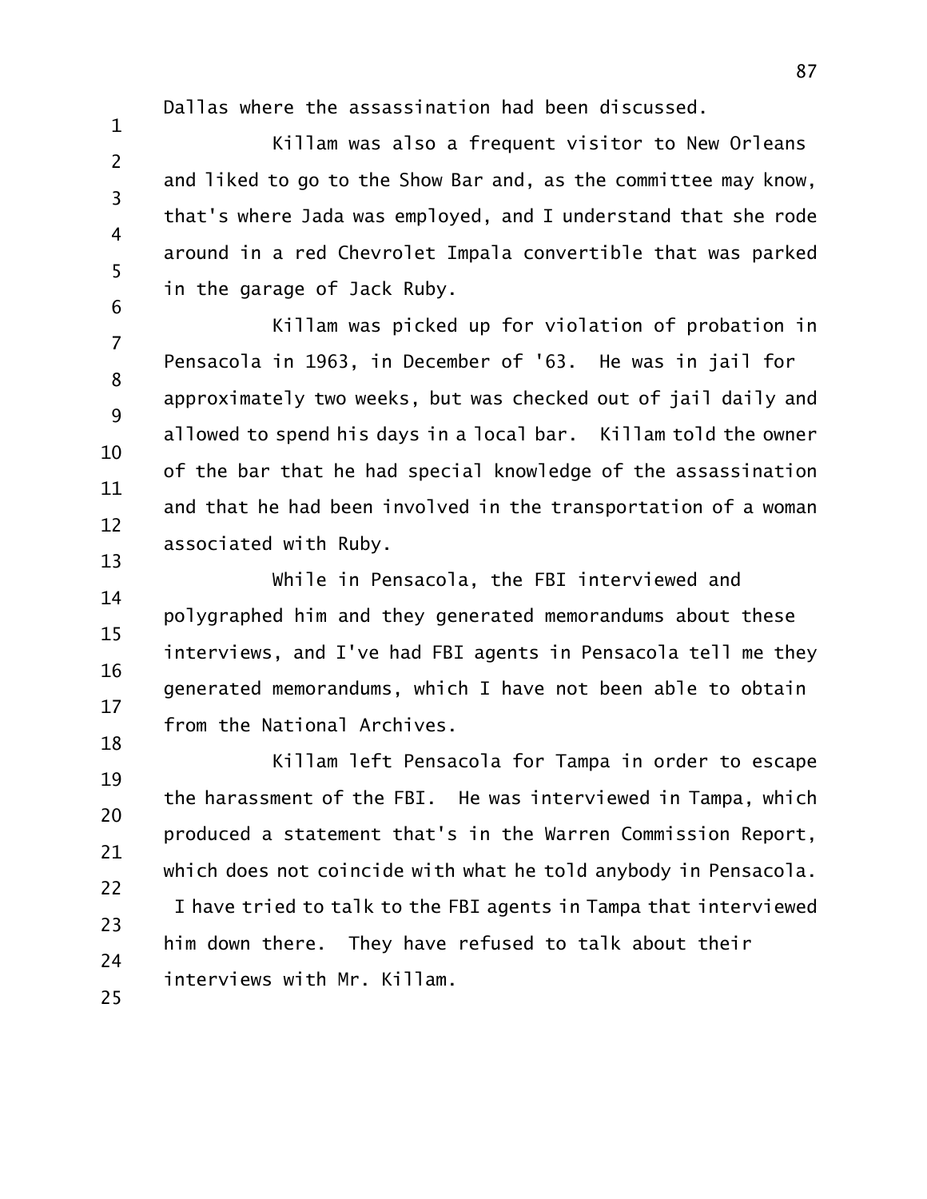Dallas where the assassination had been discussed.

Killam was also a frequent visitor to New Orleans and liked to go to the Show Bar and, as the committee may know, that's where Jada was employed, and I understand that she rode around in a red Chevrolet Impala convertible that was parked in the garage of Jack Ruby.

Killam was picked up for violation of probation in Pensacola in 1963, in December of '63. He was in jail for approximately two weeks, but was checked out of jail daily and allowed to spend his days in a local bar. Killam told the owner of the bar that he had special knowledge of the assassination and that he had been involved in the transportation of a woman associated with Ruby.

While in Pensacola, the FBI interviewed and polygraphed him and they generated memorandums about these interviews, and I've had FBI agents in Pensacola tell me they generated memorandums, which I have not been able to obtain from the National Archives.

Killam left Pensacola for Tampa in order to escape the harassment of the FBI. He was interviewed in Tampa, which produced a statement that's in the Warren Commission Report, which does not coincide with what he told anybody in Pensacola. I have tried to talk to the FBI agents in Tampa that interviewed him down there. They have refused to talk about their interviews with Mr. Killam.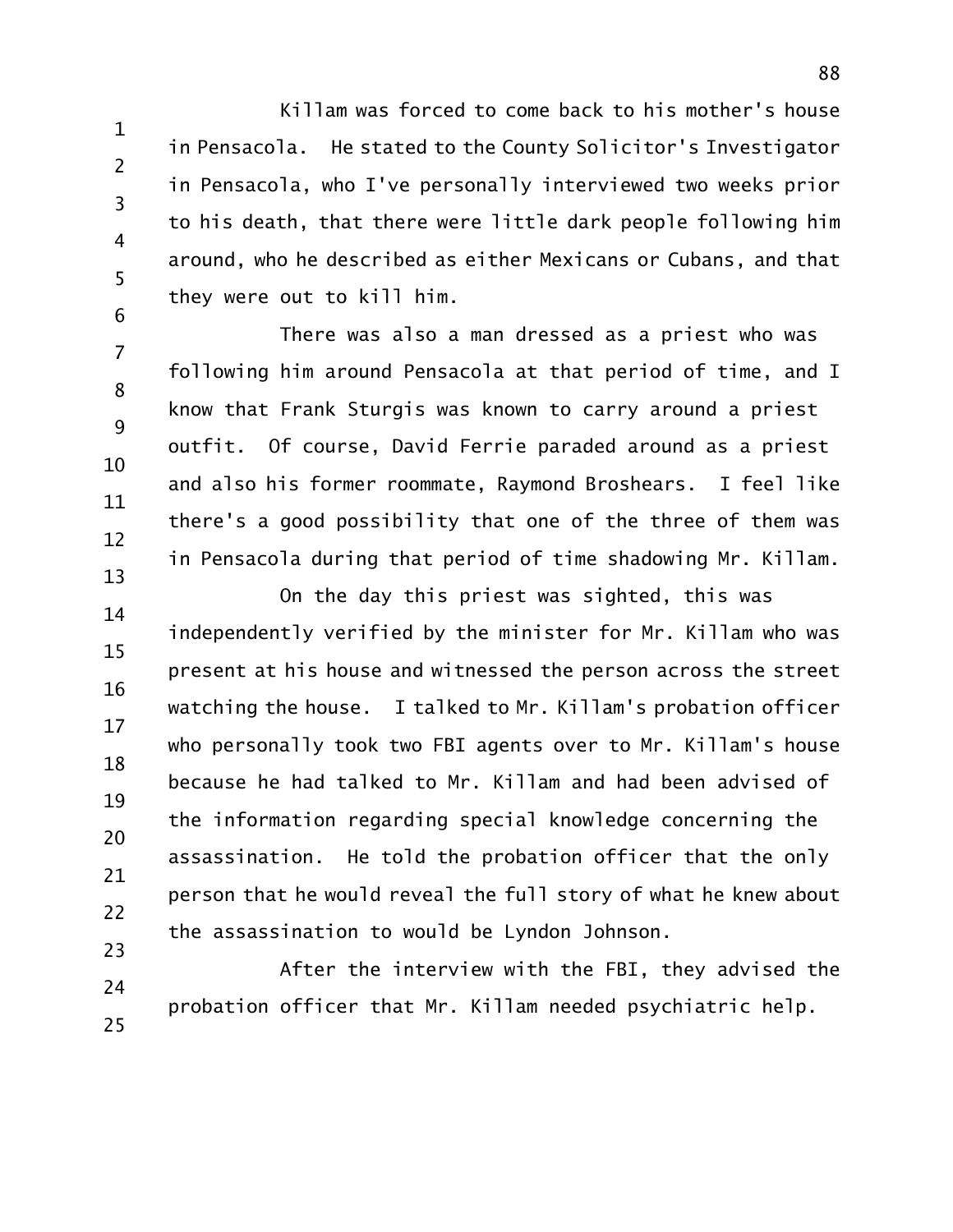Killam was forced to come back to his mother's house in Pensacola. He stated to the County Solicitor's Investigator in Pensacola, who I've personally interviewed two weeks prior to his death, that there were little dark people following him around, who he described as either Mexicans or Cubans, and that they were out to kill him.

There was also a man dressed as a priest who was following him around Pensacola at that period of time, and I know that Frank Sturgis was known to carry around a priest outfit. Of course, David Ferrie paraded around as a priest and also his former roommate, Raymond Broshears. I feel like there's a good possibility that one of the three of them was in Pensacola during that period of time shadowing Mr. Killam.

On the day this priest was sighted, this was independently verified by the minister for Mr. Killam who was present at his house and witnessed the person across the street watching the house. I talked to Mr. Killam's probation officer who personally took two FBI agents over to Mr. Killam's house because he had talked to Mr. Killam and had been advised of the information regarding special knowledge concerning the assassination. He told the probation officer that the only person that he would reveal the full story of what he knew about the assassination to would be Lyndon Johnson.

After the interview with the FBI, they advised the probation officer that Mr. Killam needed psychiatric help.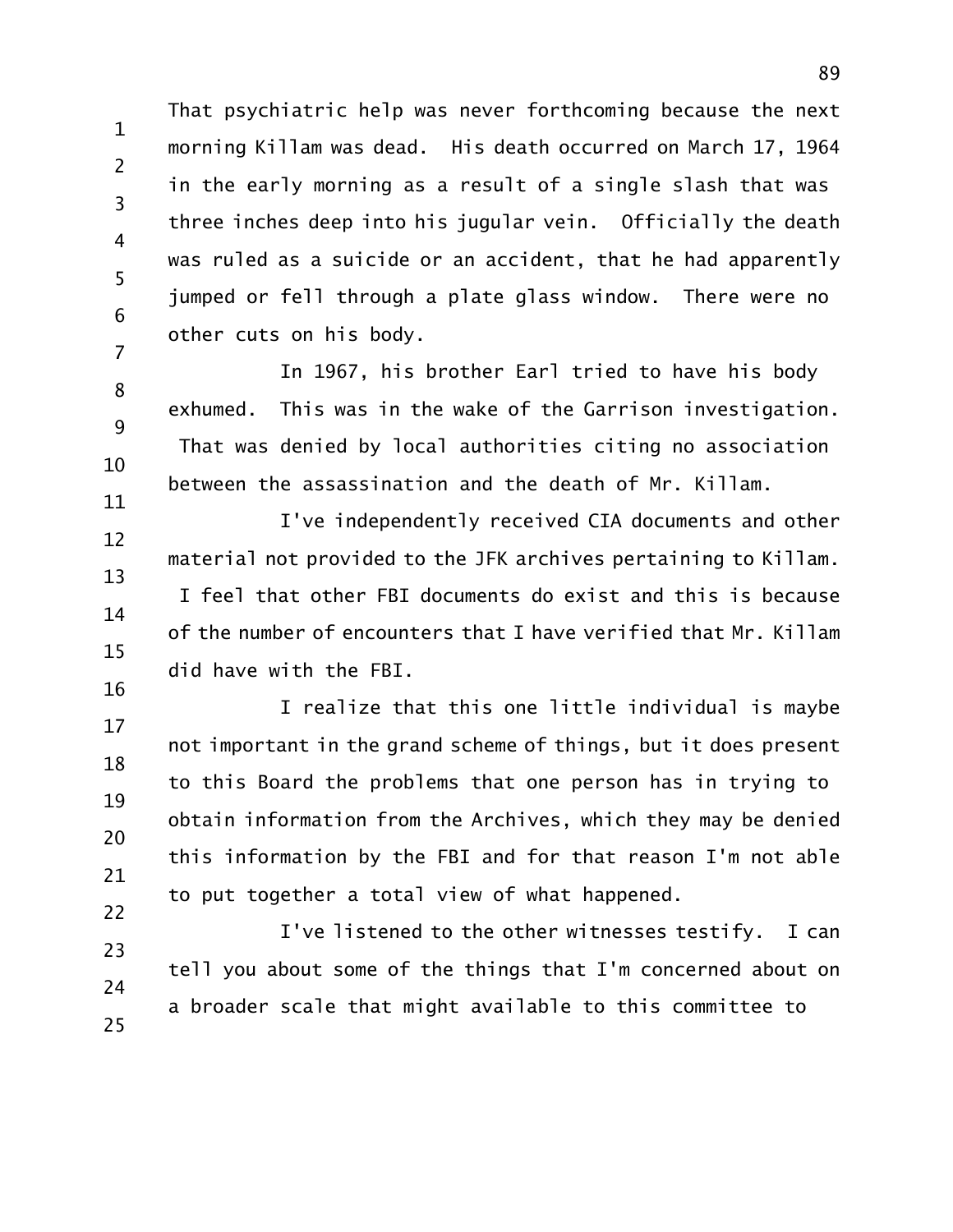That psychiatric help was never forthcoming because the next morning Killam was dead. His death occurred on March 17, 1964 in the early morning as a result of a single slash that was three inches deep into his jugular vein. Officially the death was ruled as a suicide or an accident, that he had apparently jumped or fell through a plate glass window. There were no other cuts on his body.

In 1967, his brother Earl tried to have his body exhumed. This was in the wake of the Garrison investigation. That was denied by local authorities citing no association between the assassination and the death of Mr. Killam.

I've independently received CIA documents and other material not provided to the JFK archives pertaining to Killam. I feel that other FBI documents do exist and this is because of the number of encounters that I have verified that Mr. Killam did have with the FBI.

I realize that this one little individual is maybe not important in the grand scheme of things, but it does present to this Board the problems that one person has in trying to obtain information from the Archives, which they may be denied this information by the FBI and for that reason I'm not able to put together a total view of what happened.

I've listened to the other witnesses testify. I can tell you about some of the things that I'm concerned about on a broader scale that might available to this committee to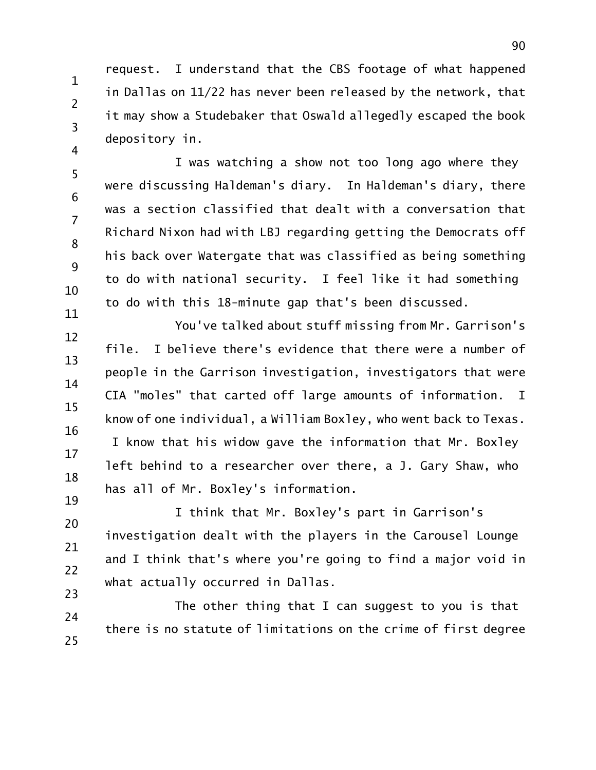request. I understand that the CBS footage of what happened in Dallas on 11/22 has never been released by the network, that it may show a Studebaker that Oswald allegedly escaped the book depository in.

I was watching a show not too long ago where they were discussing Haldeman's diary. In Haldeman's diary, there was a section classified that dealt with a conversation that Richard Nixon had with LBJ regarding getting the Democrats off his back over Watergate that was classified as being something to do with national security. I feel like it had something to do with this 18-minute gap that's been discussed.

You've talked about stuff missing from Mr. Garrison's file. I believe there's evidence that there were a number of people in the Garrison investigation, investigators that were CIA "moles" that carted off large amounts of information. I know of one individual, a William Boxley, who went back to Texas. I know that his widow gave the information that Mr. Boxley left behind to a researcher over there, a J. Gary Shaw, who has all of Mr. Boxley's information.

I think that Mr. Boxley's part in Garrison's investigation dealt with the players in the Carousel Lounge and I think that's where you're going to find a major void in what actually occurred in Dallas.

The other thing that I can suggest to you is that there is no statute of limitations on the crime of first degree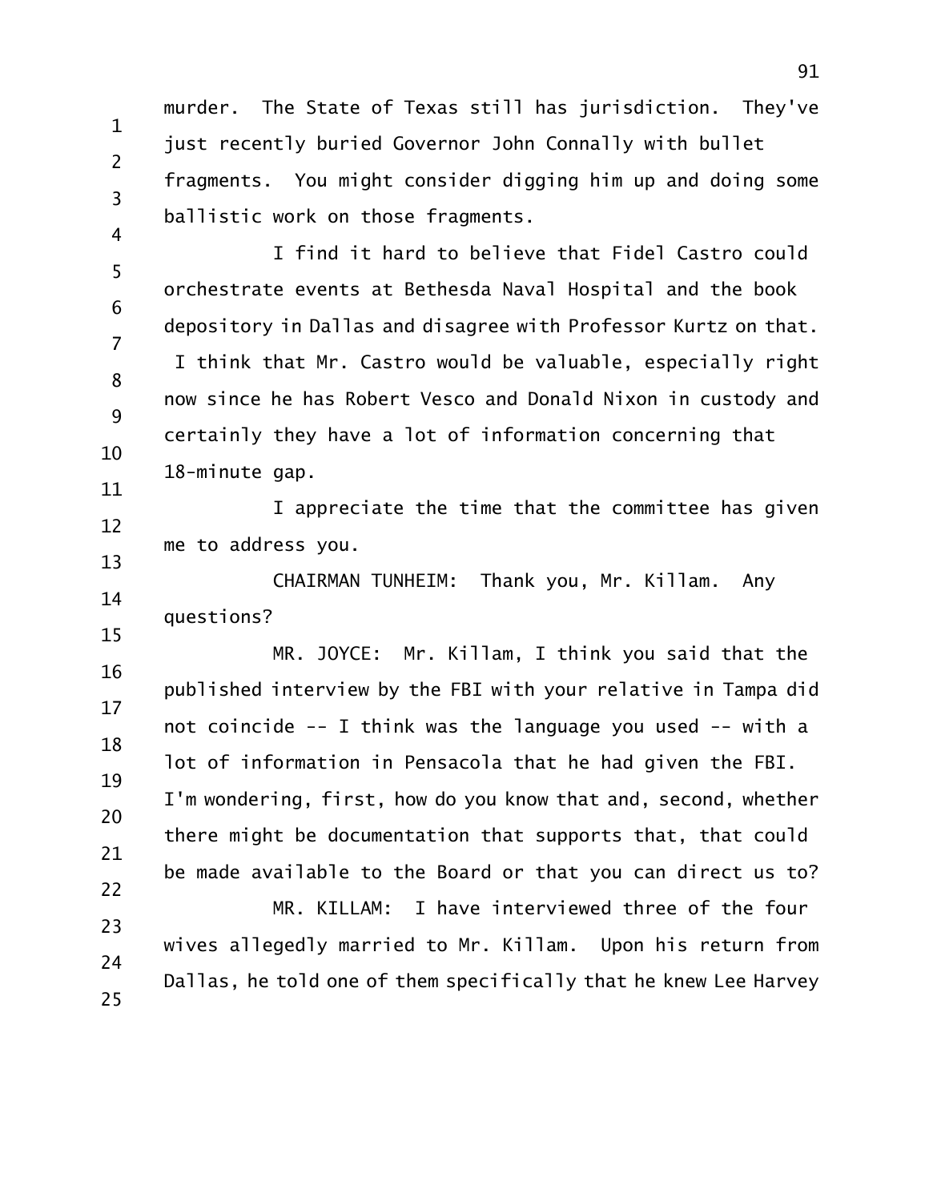murder. The State of Texas still has jurisdiction. They've just recently buried Governor John Connally with bullet fragments. You might consider digging him up and doing some ballistic work on those fragments.

I find it hard to believe that Fidel Castro could orchestrate events at Bethesda Naval Hospital and the book depository in Dallas and disagree with Professor Kurtz on that. I think that Mr. Castro would be valuable, especially right now since he has Robert Vesco and Donald Nixon in custody and certainly they have a lot of information concerning that 18-minute gap.

I appreciate the time that the committee has given me to address you.

CHAIRMAN TUNHEIM: Thank you, Mr. Killam. Any questions?

MR. JOYCE: Mr. Killam, I think you said that the published interview by the FBI with your relative in Tampa did not coincide -- I think was the language you used -- with a lot of information in Pensacola that he had given the FBI. I'm wondering, first, how do you know that and, second, whether there might be documentation that supports that, that could be made available to the Board or that you can direct us to?

MR. KILLAM: I have interviewed three of the four wives allegedly married to Mr. Killam. Upon his return from Dallas, he told one of them specifically that he knew Lee Harvey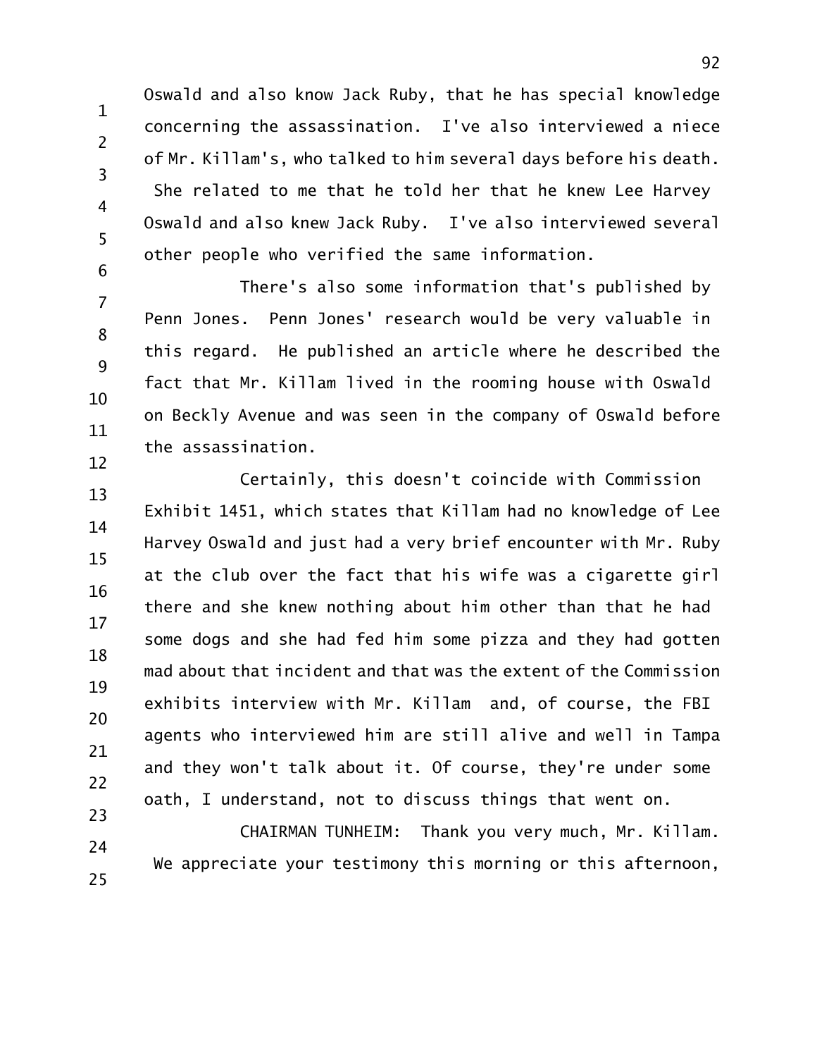Oswald and also know Jack Ruby, that he has special knowledge concerning the assassination. I've also interviewed a niece of Mr. Killam's, who talked to him several days before his death. She related to me that he told her that he knew Lee Harvey Oswald and also knew Jack Ruby. I've also interviewed several other people who verified the same information.

There's also some information that's published by Penn Jones. Penn Jones' research would be very valuable in this regard. He published an article where he described the fact that Mr. Killam lived in the rooming house with Oswald on Beckly Avenue and was seen in the company of Oswald before the assassination.

Certainly, this doesn't coincide with Commission Exhibit 1451, which states that Killam had no knowledge of Lee Harvey Oswald and just had a very brief encounter with Mr. Ruby at the club over the fact that his wife was a cigarette girl there and she knew nothing about him other than that he had some dogs and she had fed him some pizza and they had gotten mad about that incident and that was the extent of the Commission exhibits interview with Mr. Killam and, of course, the FBI agents who interviewed him are still alive and well in Tampa and they won't talk about it. Of course, they're under some oath, I understand, not to discuss things that went on.

CHAIRMAN TUNHEIM: Thank you very much, Mr. Killam. We appreciate your testimony this morning or this afternoon,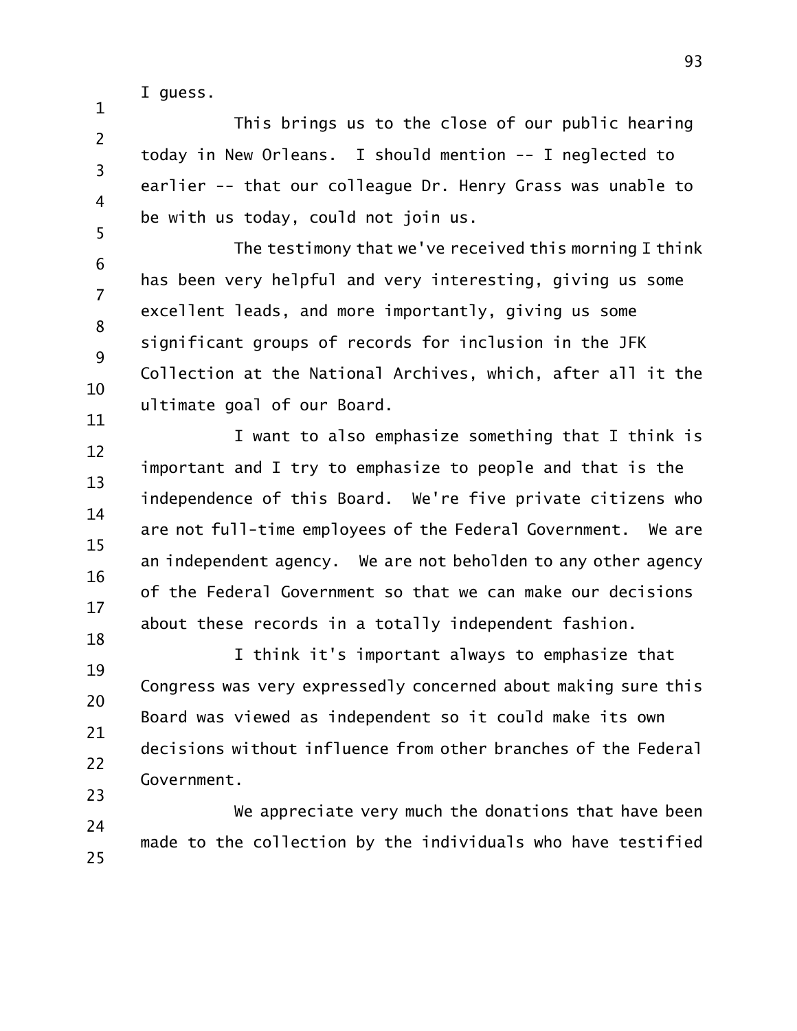I guess.

This brings us to the close of our public hearing today in New Orleans. I should mention -- I neglected to earlier -- that our colleague Dr. Henry Grass was unable to be with us today, could not join us.

The testimony that we've received this morning I think has been very helpful and very interesting, giving us some excellent leads, and more importantly, giving us some significant groups of records for inclusion in the JFK Collection at the National Archives, which, after all it the ultimate goal of our Board.

I want to also emphasize something that I think is important and I try to emphasize to people and that is the independence of this Board. We're five private citizens who are not full-time employees of the Federal Government. We are an independent agency. We are not beholden to any other agency of the Federal Government so that we can make our decisions about these records in a totally independent fashion.

I think it's important always to emphasize that Congress was very expressedly concerned about making sure this Board was viewed as independent so it could make its own decisions without influence from other branches of the Federal Government.

We appreciate very much the donations that have been made to the collection by the individuals who have testified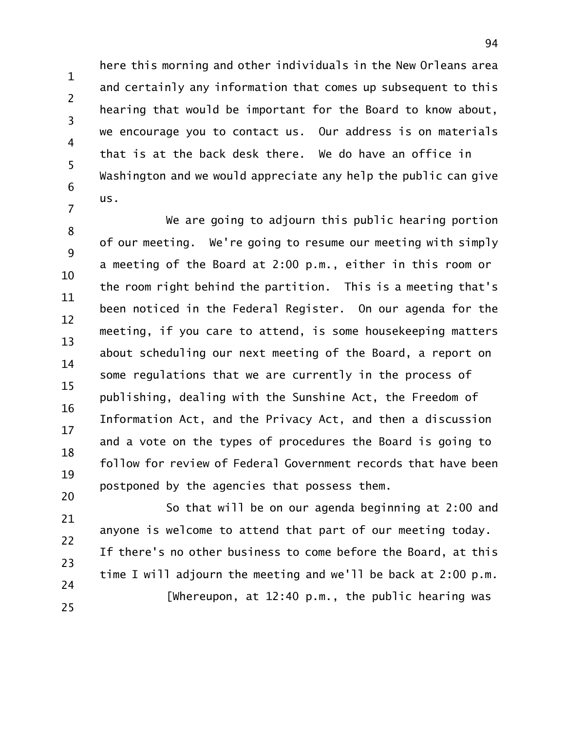here this morning and other individuals in the New Orleans area and certainly any information that comes up subsequent to this hearing that would be important for the Board to know about, we encourage you to contact us. Our address is on materials that is at the back desk there. We do have an office in Washington and we would appreciate any help the public can give us.

We are going to adjourn this public hearing portion of our meeting. We're going to resume our meeting with simply a meeting of the Board at 2:00 p.m., either in this room or the room right behind the partition. This is a meeting that's been noticed in the Federal Register. On our agenda for the meeting, if you care to attend, is some housekeeping matters about scheduling our next meeting of the Board, a report on some regulations that we are currently in the process of publishing, dealing with the Sunshine Act, the Freedom of Information Act, and the Privacy Act, and then a discussion and a vote on the types of procedures the Board is going to follow for review of Federal Government records that have been postponed by the agencies that possess them.

So that will be on our agenda beginning at 2:00 and anyone is welcome to attend that part of our meeting today. If there's no other business to come before the Board, at this time I will adjourn the meeting and we'll be back at 2:00 p.m.

[Whereupon, at 12:40 p.m., the public hearing was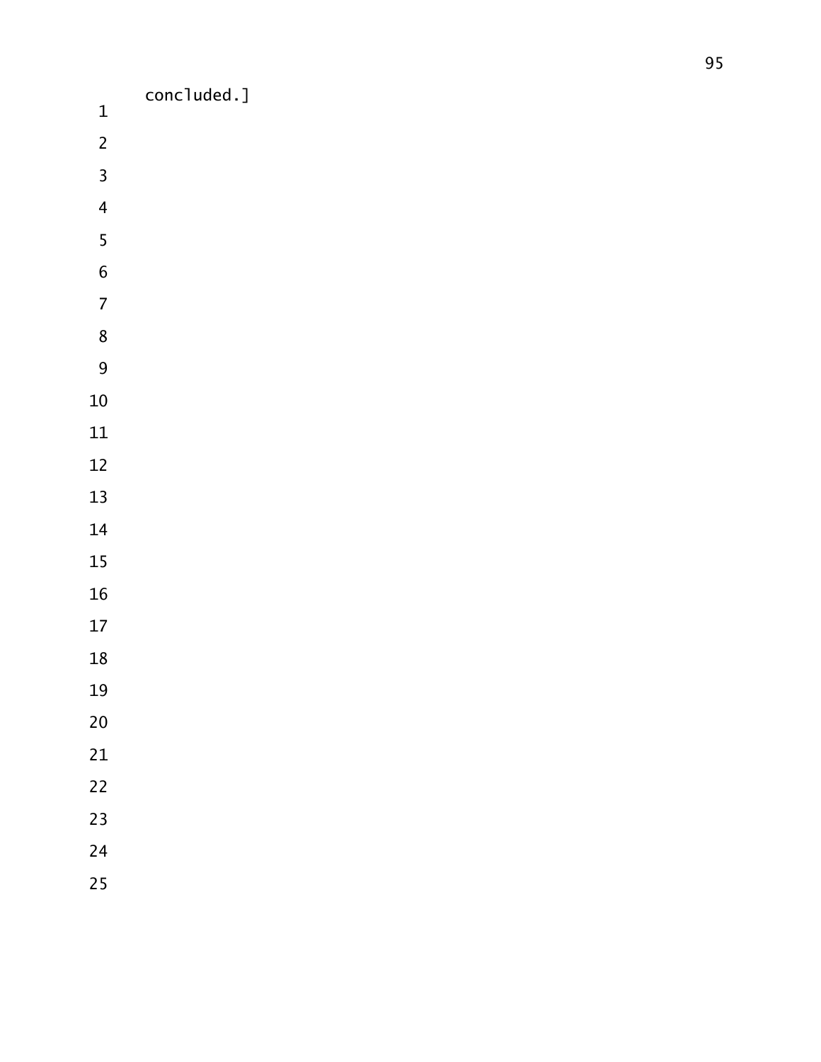concluded.]